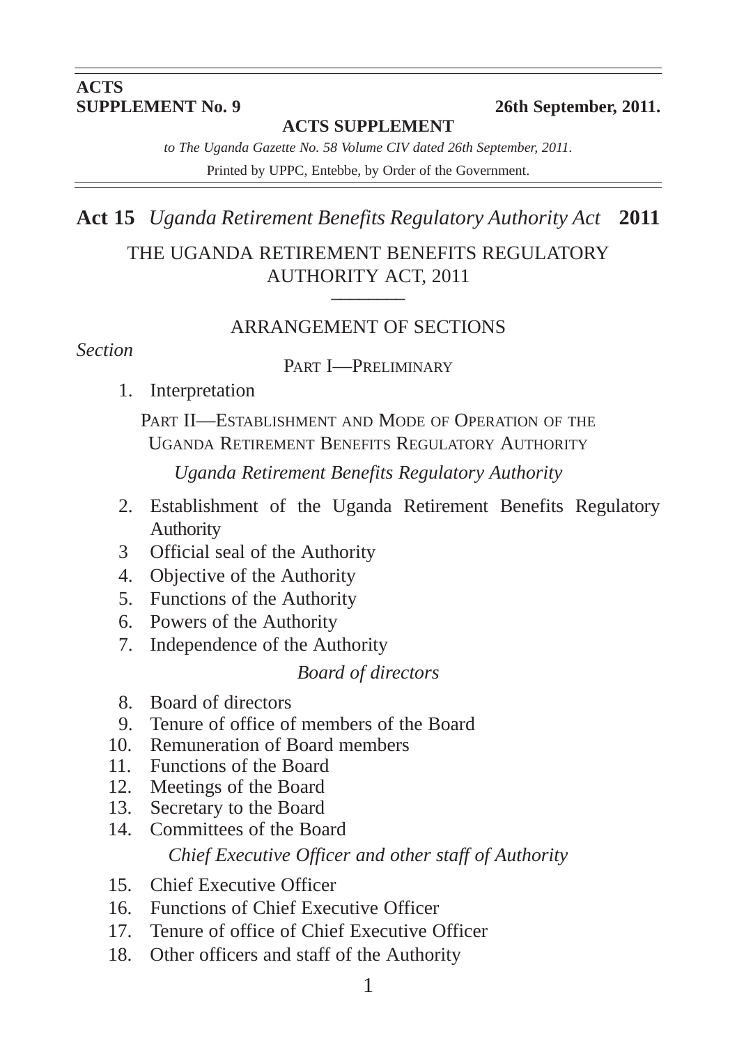**ACTS SUPPLEMENT No. 9** **26th September, 2011.**

**ACTS SUPPLEMENT**

*to The Uganda Gazette No. 58 Volume CIV dated 26th September, 2011.*

Printed by UPPC, Entebbe, by Order of the Government.

**Act 15** *Uganda Retirement Benefits Regulatory Authority Act* **2011**

# THE UGANDA RETIREMENT BENEFITS REGULATORY AUTHORITY ACT, 2011

## ARRANGEMENT OF SECTIONS

*Section*

PART I—PRELIMINARY

1. Interpretation

PART II—ESTABLISHMENT AND MODE OF OPERATION OF THE UGANDA RETIREMENT BENEFITS REGULATORY AUTHORITY

*Uganda Retirement Benefits Regulatory Authority*

2. Establishment of the Uganda Retirement Benefits Regulatory Authority
3 Official seal of the Authority
4. Objective of the Authority
5. Functions of the Authority
6. Powers of the Authority
7. Independence of the Authority

*Board of directors*

8. Board of directors
9. Tenure of office of members of the Board
10. Remuneration of Board members
11. Functions of the Board
12. Meetings of the Board
13. Secretary to the Board
14. Committees of the Board

*Chief Executive Officer and other staff of Authority*

15. Chief Executive Officer
16. Functions of Chief Executive Officer
17. Tenure of office of Chief Executive Officer
18. Other officers and staff of the Authority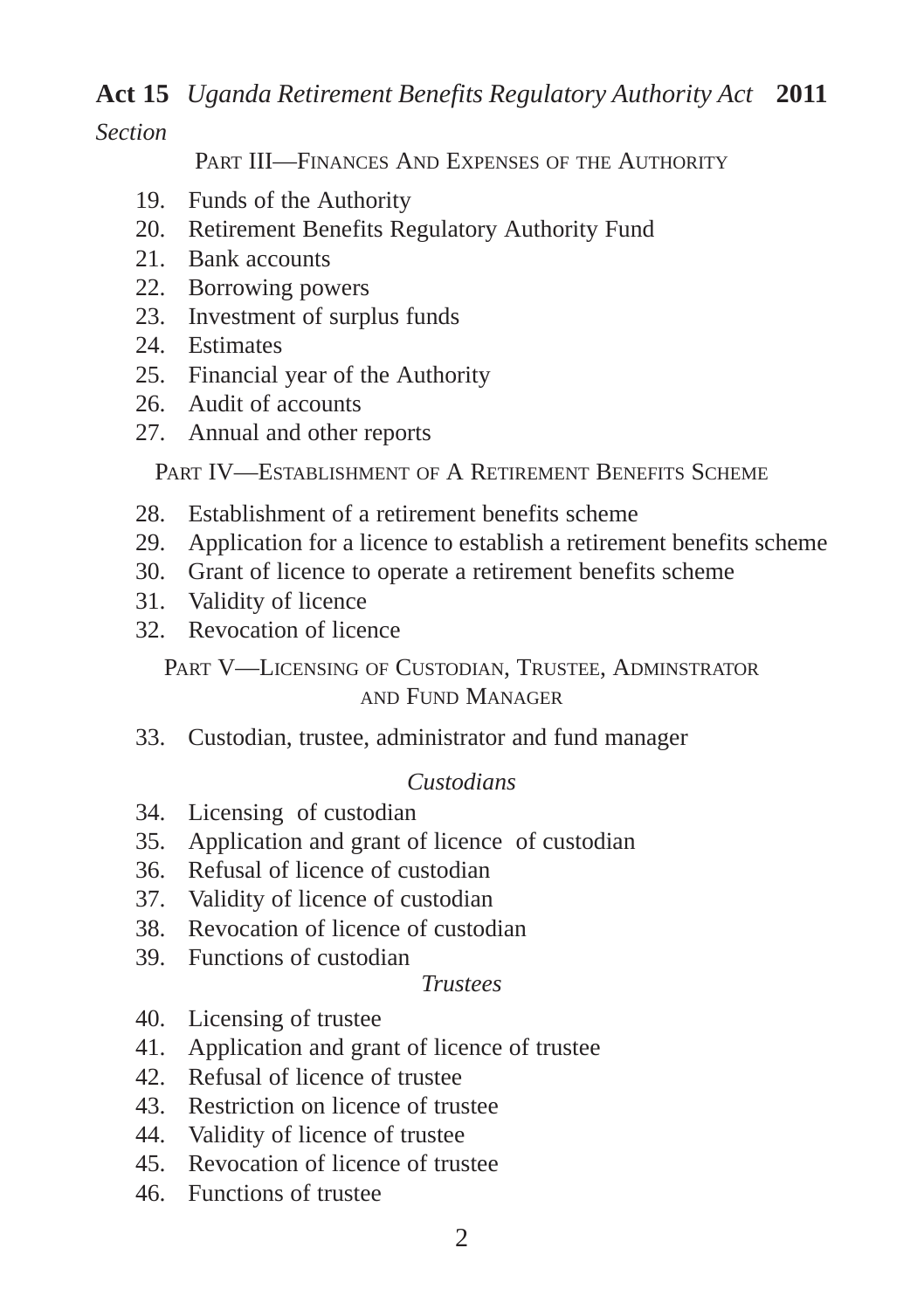*Section*

PART III—FINANCES AND EXPENSES OF THE AUTHORITY

19. Funds of the Authority
20. Retirement Benefits Regulatory Authority Fund
21. Bank accounts
22. Borrowing powers
23. Investment of surplus funds
24. Estimates
25. Financial year of the Authority
26. Audit of accounts
27. Annual and other reports

PART IV—ESTABLISHMENT OF A RETIREMENT BENEFITS SCHEME

28. Establishment of a retirement benefits scheme
29. Application for a licence to establish a retirement benefits scheme
30. Grant of licence to operate a retirement benefits scheme
31. Validity of licence
32. Revocation of licence

PART V—LICENSING OF CUSTODIAN, TRUSTEE, ADMINSTRATOR AND FUND MANAGER

33. Custodian, trustee, administrator and fund manager

*Custodians*

34. Licensing of custodian
35. Application and grant of licence of custodian
36. Refusal of licence of custodian
37. Validity of licence of custodian
38. Revocation of licence of custodian
39. Functions of custodian

*Trustees*

40. Licensing of trustee
41. Application and grant of licence of trustee
42. Refusal of licence of trustee
43. Restriction on licence of trustee
44. Validity of licence of trustee
45. Revocation of licence of trustee
46. Functions of trustee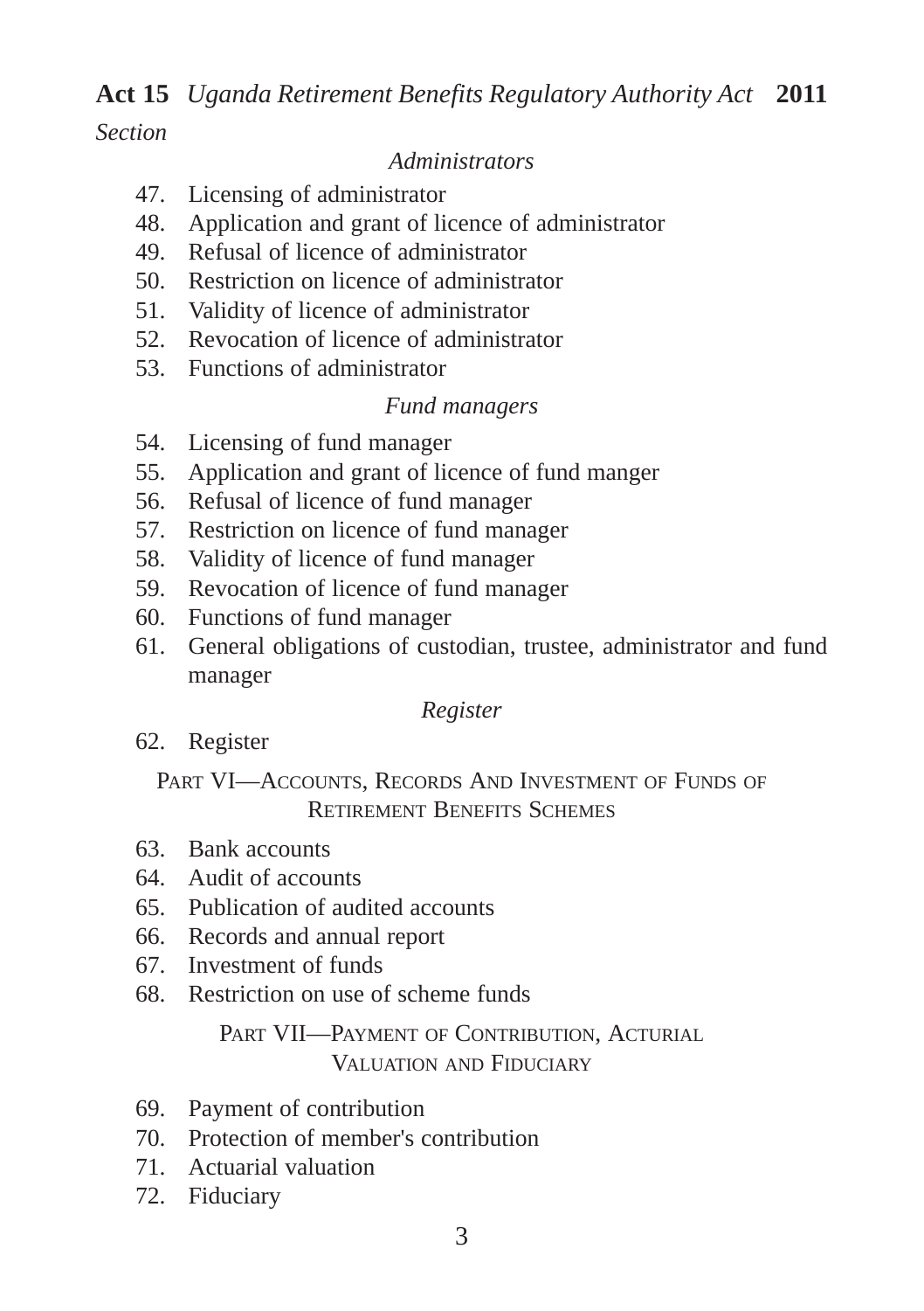*Section*

*Administrators*

47. Licensing of administrator
48. Application and grant of licence of administrator
49. Refusal of licence of administrator
50. Restriction on licence of administrator
51. Validity of licence of administrator
52. Revocation of licence of administrator
53. Functions of administrator

*Fund managers*

54. Licensing of fund manager
55. Application and grant of licence of fund manger
56. Refusal of licence of fund manager
57. Restriction on licence of fund manager
58. Validity of licence of fund manager
59. Revocation of licence of fund manager
60. Functions of fund manager
61. General obligations of custodian, trustee, administrator and fund manager

*Register*

62. Register

PART VI—ACCOUNTS, RECORDS AND INVESTMENT OF FUNDS OF RETIREMENT BENEFITS SCHEMES

63. Bank accounts
64. Audit of accounts
65. Publication of audited accounts
66. Records and annual report
67. Investment of funds
68. Restriction on use of scheme funds

PART VII—PAYMENT OF CONTRIBUTION, ACTURIAL VALUATION AND FIDUCIARY

69. Payment of contribution
70. Protection of member's contribution
71. Actuarial valuation
72. Fiduciary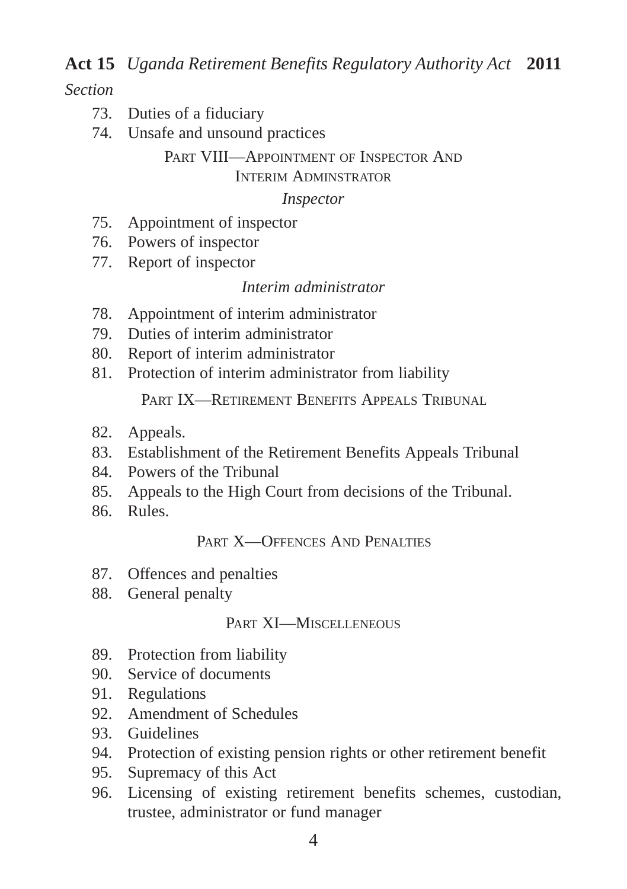*Section*

73. Duties of a fiduciary
74. Unsafe and unsound practices

## PART VIII—APPOINTMENT OF INSPECTOR AND INTERIM ADMINSTRATOR

### *Inspector*

75. Appointment of inspector
76. Powers of inspector
77. Report of inspector

### *Interim administrator*

78. Appointment of interim administrator
79. Duties of interim administrator
80. Report of interim administrator
81. Protection of interim administrator from liability

## PART IX—RETIREMENT BENEFITS APPEALS TRIBUNAL

82. Appeals.
83. Establishment of the Retirement Benefits Appeals Tribunal
84. Powers of the Tribunal
85. Appeals to the High Court from decisions of the Tribunal.
86. Rules.

## PART X—OFFENCES AND PENALTIES

87. Offences and penalties
88. General penalty

## PART XI—MISCELLENEOUS

89. Protection from liability
90. Service of documents
91. Regulations
92. Amendment of Schedules
93. Guidelines
94. Protection of existing pension rights or other retirement benefit
95. Supremacy of this Act
96. Licensing of existing retirement benefits schemes, custodian, trustee, administrator or fund manager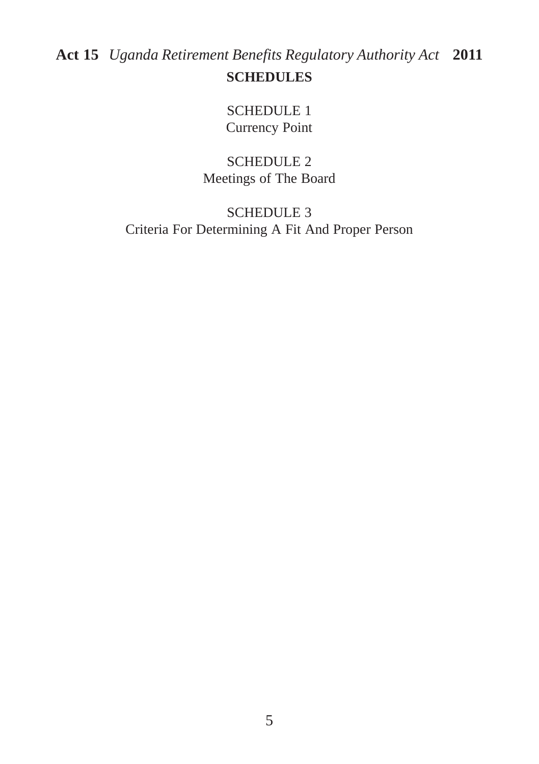**SCHEDULES**

SCHEDULE 1
Currency Point

SCHEDULE 2
Meetings of The Board

SCHEDULE 3
Criteria For Determining A Fit And Proper Person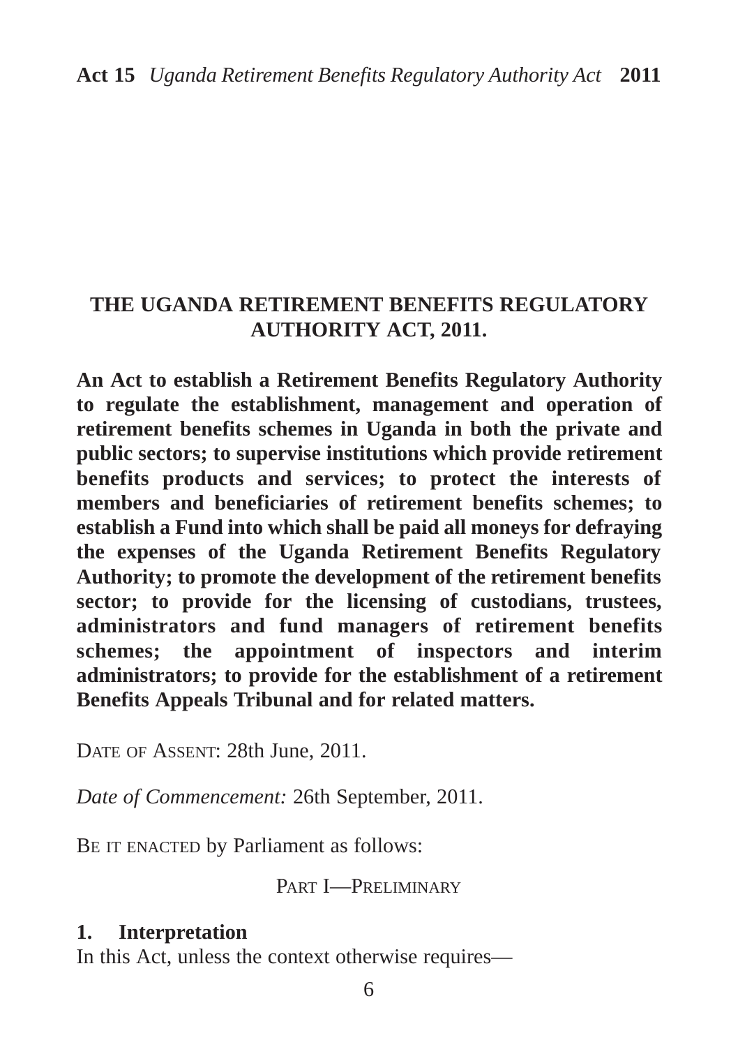# THE UGANDA RETIREMENT BENEFITS REGULATORY AUTHORITY ACT, 2011.

**An Act to establish a Retirement Benefits Regulatory Authority to regulate the establishment, management and operation of retirement benefits schemes in Uganda in both the private and public sectors; to supervise institutions which provide retirement benefits products and services; to protect the interests of members and beneficiaries of retirement benefits schemes; to establish a Fund into which shall be paid all moneys for defraying the expenses of the Uganda Retirement Benefits Regulatory Authority; to promote the development of the retirement benefits sector; to provide for the licensing of custodians, trustees, administrators and fund managers of retirement benefits schemes; the appointment of inspectors and interim administrators; to provide for the establishment of a retirement Benefits Appeals Tribunal and for related matters.**

DATE OF ASSENT: 28th June, 2011.

*Date of Commencement:* 26th September, 2011.

BE IT ENACTED by Parliament as follows:

## PART I—PRELIMINARY

### 1. Interpretation

In this Act, unless the context otherwise requires—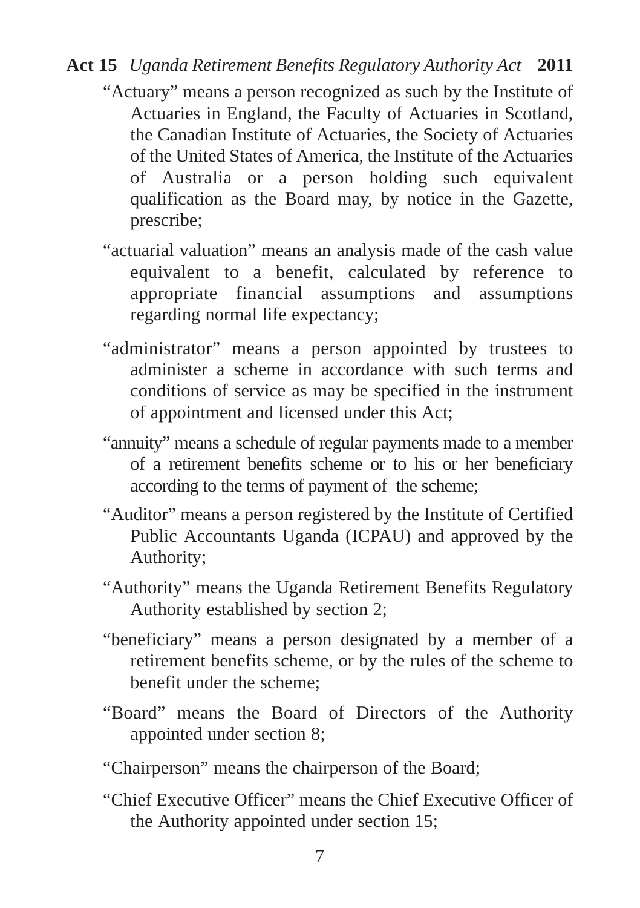"Actuary" means a person recognized as such by the Institute of Actuaries in England, the Faculty of Actuaries in Scotland, the Canadian Institute of Actuaries, the Society of Actuaries of the United States of America, the Institute of the Actuaries of Australia or a person holding such equivalent qualification as the Board may, by notice in the Gazette, prescribe;

"actuarial valuation" means an analysis made of the cash value equivalent to a benefit, calculated by reference to appropriate financial assumptions and assumptions regarding normal life expectancy;

"administrator" means a person appointed by trustees to administer a scheme in accordance with such terms and conditions of service as may be specified in the instrument of appointment and licensed under this Act;

"annuity" means a schedule of regular payments made to a member of a retirement benefits scheme or to his or her beneficiary according to the terms of payment of the scheme;

"Auditor" means a person registered by the Institute of Certified Public Accountants Uganda (ICPAU) and approved by the Authority;

"Authority" means the Uganda Retirement Benefits Regulatory Authority established by section 2;

"beneficiary" means a person designated by a member of a retirement benefits scheme, or by the rules of the scheme to benefit under the scheme;

"Board" means the Board of Directors of the Authority appointed under section 8;

"Chairperson" means the chairperson of the Board;

"Chief Executive Officer" means the Chief Executive Officer of the Authority appointed under section 15;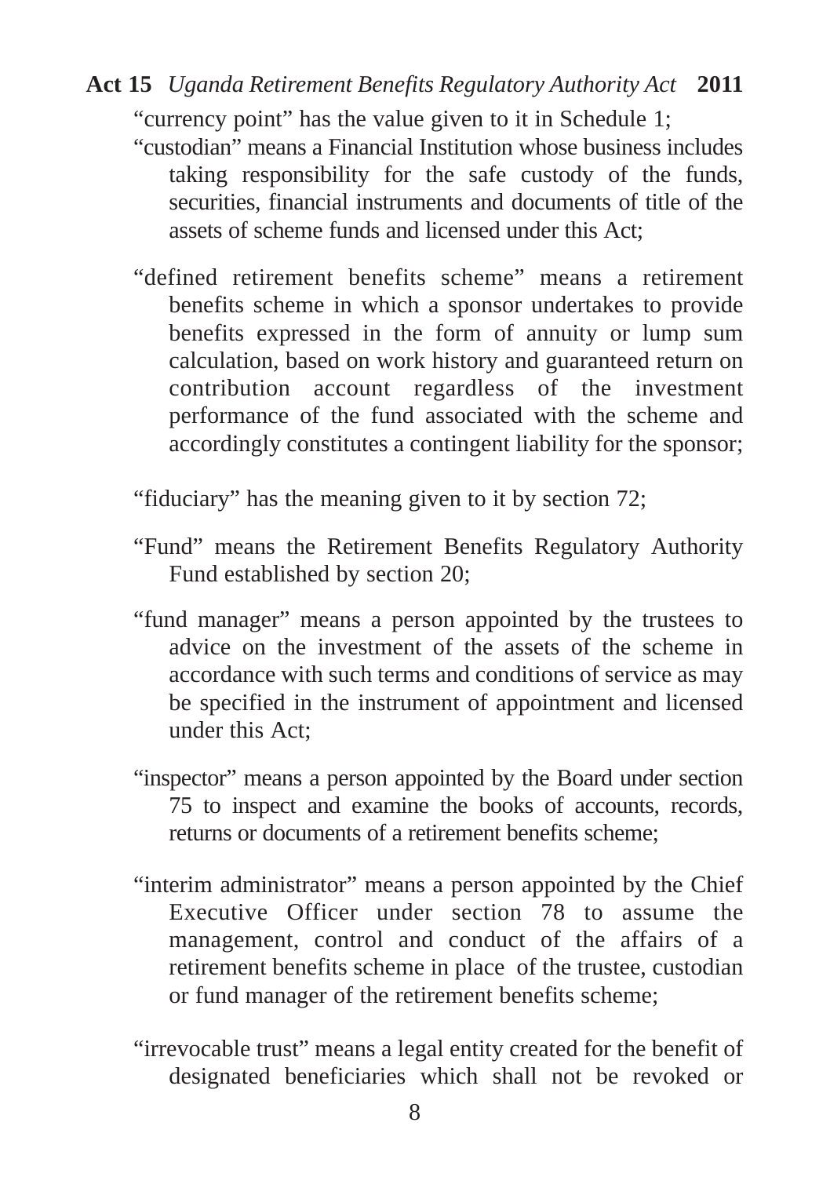"currency point" has the value given to it in Schedule 1;

"custodian" means a Financial Institution whose business includes taking responsibility for the safe custody of the funds, securities, financial instruments and documents of title of the assets of scheme funds and licensed under this Act;

"defined retirement benefits scheme" means a retirement benefits scheme in which a sponsor undertakes to provide benefits expressed in the form of annuity or lump sum calculation, based on work history and guaranteed return on contribution account regardless of the investment performance of the fund associated with the scheme and accordingly constitutes a contingent liability for the sponsor;

"fiduciary" has the meaning given to it by section 72;

"Fund" means the Retirement Benefits Regulatory Authority Fund established by section 20;

"fund manager" means a person appointed by the trustees to advice on the investment of the assets of the scheme in accordance with such terms and conditions of service as may be specified in the instrument of appointment and licensed under this Act;

"inspector" means a person appointed by the Board under section 75 to inspect and examine the books of accounts, records, returns or documents of a retirement benefits scheme;

"interim administrator" means a person appointed by the Chief Executive Officer under section 78 to assume the management, control and conduct of the affairs of a retirement benefits scheme in place of the trustee, custodian or fund manager of the retirement benefits scheme;

"irrevocable trust" means a legal entity created for the benefit of designated beneficiaries which shall not be revoked or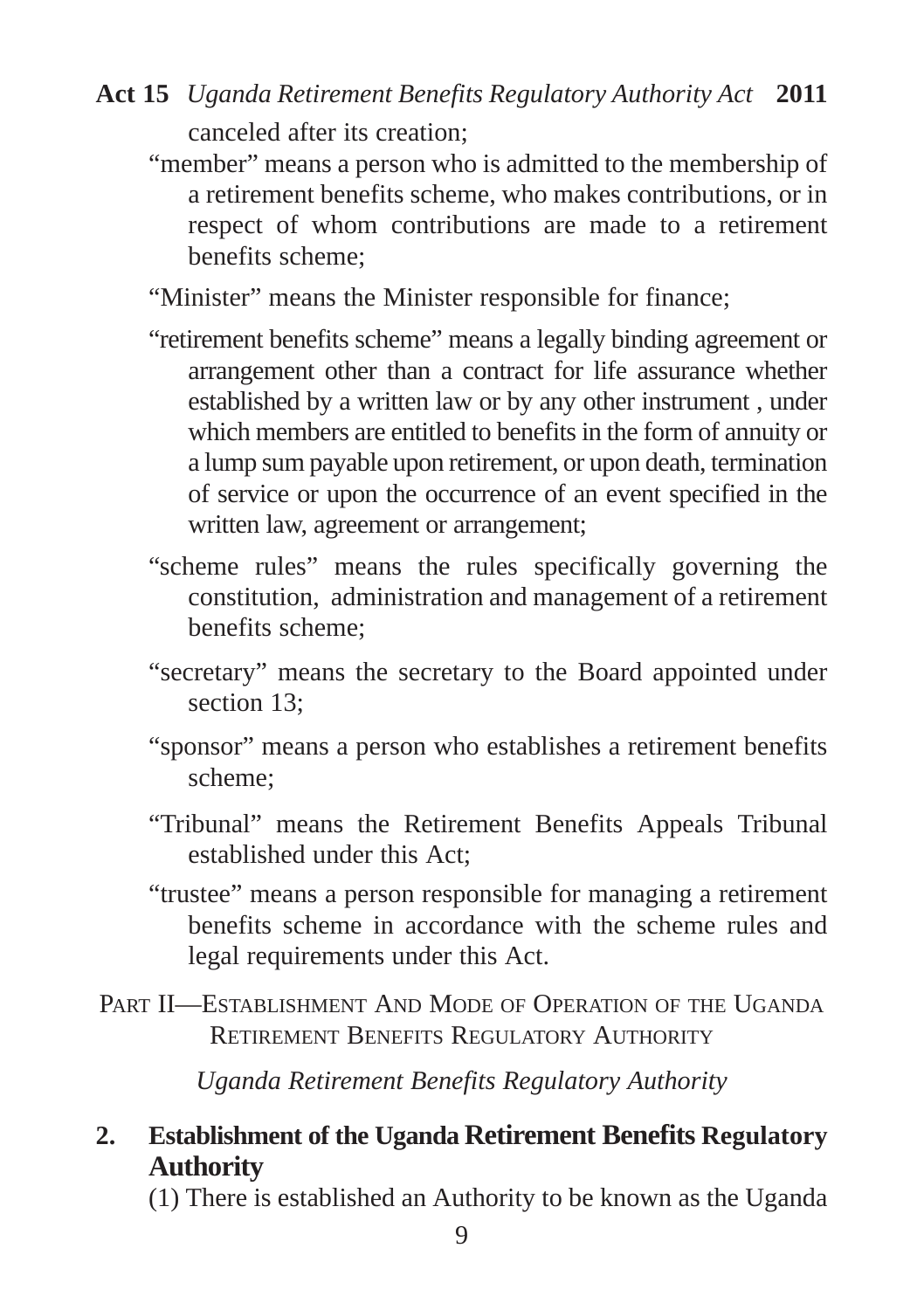canceled after its creation;

"member" means a person who is admitted to the membership of a retirement benefits scheme, who makes contributions, or in respect of whom contributions are made to a retirement benefits scheme;

"Minister" means the Minister responsible for finance;

"retirement benefits scheme" means a legally binding agreement or arrangement other than a contract for life assurance whether established by a written law or by any other instrument , under which members are entitled to benefits in the form of annuity or a lump sum payable upon retirement, or upon death, termination of service or upon the occurrence of an event specified in the written law, agreement or arrangement;

"scheme rules" means the rules specifically governing the constitution, administration and management of a retirement benefits scheme;

"secretary" means the secretary to the Board appointed under section 13;

"sponsor" means a person who establishes a retirement benefits scheme;

"Tribunal" means the Retirement Benefits Appeals Tribunal established under this Act;

"trustee" means a person responsible for managing a retirement benefits scheme in accordance with the scheme rules and legal requirements under this Act.

## PART II—ESTABLISHMENT AND MODE OF OPERATION OF THE UGANDA RETIREMENT BENEFITS REGULATORY AUTHORITY

*Uganda Retirement Benefits Regulatory Authority*

### 2. Establishment of the Uganda Retirement Benefits Regulatory Authority

(1) There is established an Authority to be known as the Uganda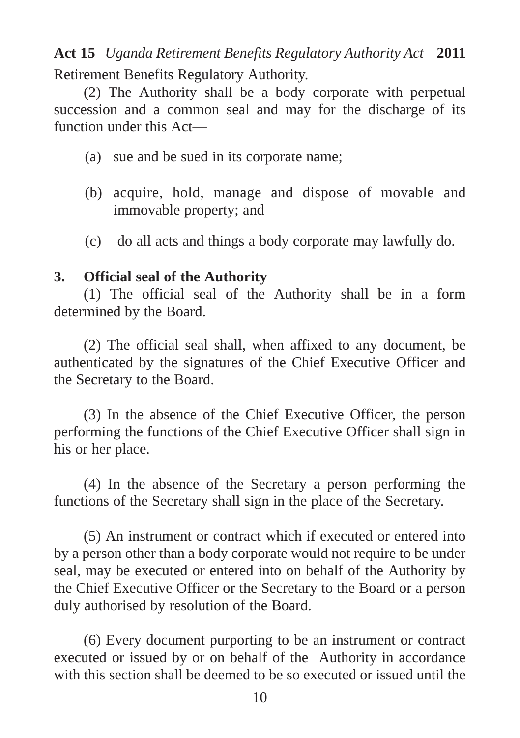Retirement Benefits Regulatory Authority.

(2) The Authority shall be a body corporate with perpetual succession and a common seal and may for the discharge of its function under this Act—

(a) sue and be sued in its corporate name;

(b) acquire, hold, manage and dispose of movable and immovable property; and

(c) do all acts and things a body corporate may lawfully do.

**3. Official seal of the Authority**

(1) The official seal of the Authority shall be in a form determined by the Board.

(2) The official seal shall, when affixed to any document, be authenticated by the signatures of the Chief Executive Officer and the Secretary to the Board.

(3) In the absence of the Chief Executive Officer, the person performing the functions of the Chief Executive Officer shall sign in his or her place.

(4) In the absence of the Secretary a person performing the functions of the Secretary shall sign in the place of the Secretary.

(5) An instrument or contract which if executed or entered into by a person other than a body corporate would not require to be under seal, may be executed or entered into on behalf of the Authority by the Chief Executive Officer or the Secretary to the Board or a person duly authorised by resolution of the Board.

(6) Every document purporting to be an instrument or contract executed or issued by or on behalf of the Authority in accordance with this section shall be deemed to be so executed or issued until the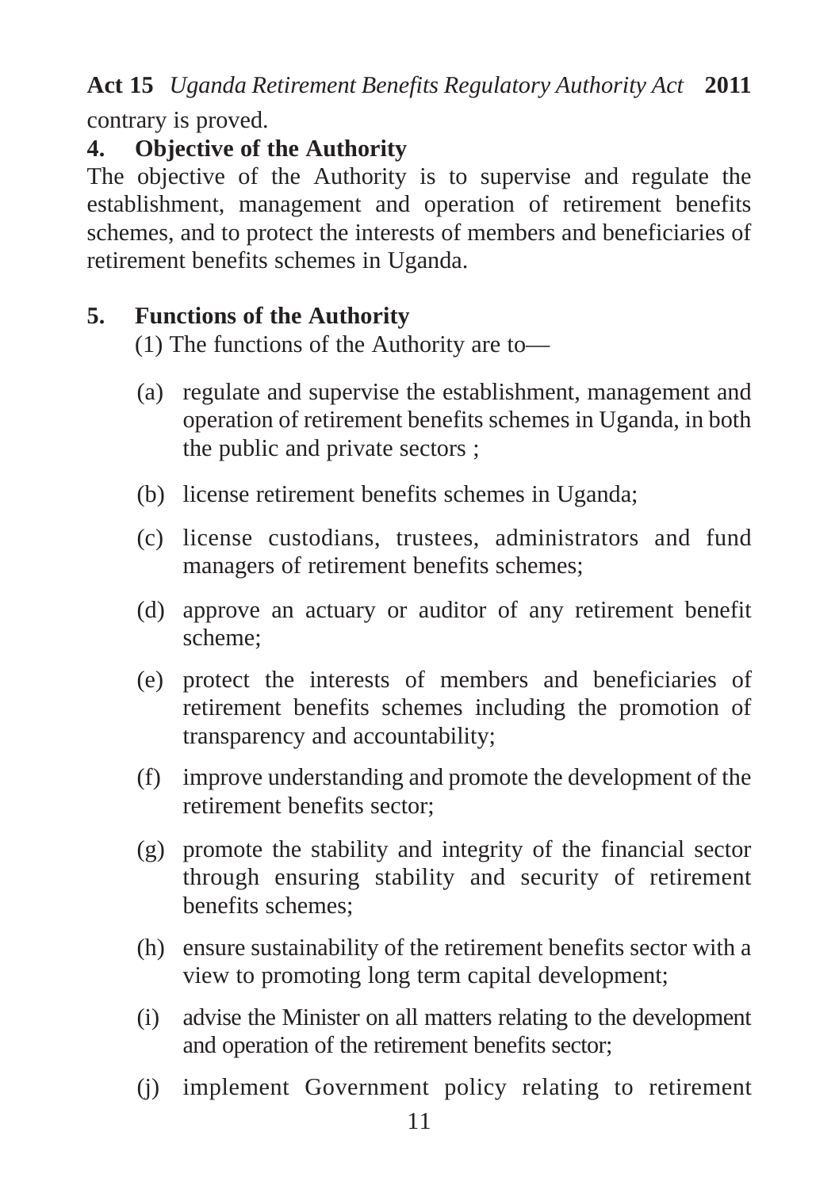contrary is proved.

## 4. Objective of the Authority

The objective of the Authority is to supervise and regulate the establishment, management and operation of retirement benefits schemes, and to protect the interests of members and beneficiaries of retirement benefits schemes in Uganda.

## 5. Functions of the Authority

(1) The functions of the Authority are to—

(a) regulate and supervise the establishment, management and operation of retirement benefits schemes in Uganda, in both the public and private sectors ;

(b) license retirement benefits schemes in Uganda;

(c) license custodians, trustees, administrators and fund managers of retirement benefits schemes;

(d) approve an actuary or auditor of any retirement benefit scheme;

(e) protect the interests of members and beneficiaries of retirement benefits schemes including the promotion of transparency and accountability;

(f) improve understanding and promote the development of the retirement benefits sector;

(g) promote the stability and integrity of the financial sector through ensuring stability and security of retirement benefits schemes;

(h) ensure sustainability of the retirement benefits sector with a view to promoting long term capital development;

(i) advise the Minister on all matters relating to the development and operation of the retirement benefits sector;

(j) implement Government policy relating to retirement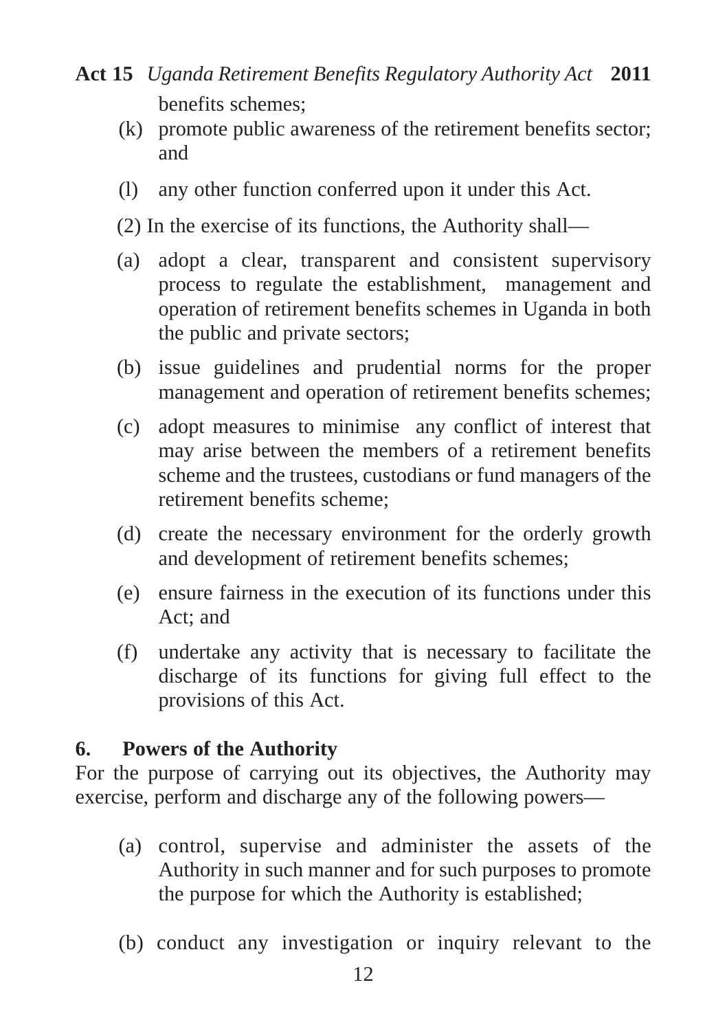benefits schemes;

(k) promote public awareness of the retirement benefits sector; and

(l) any other function conferred upon it under this Act.

(2) In the exercise of its functions, the Authority shall—

(a) adopt a clear, transparent and consistent supervisory process to regulate the establishment, management and operation of retirement benefits schemes in Uganda in both the public and private sectors;

(b) issue guidelines and prudential norms for the proper management and operation of retirement benefits schemes;

(c) adopt measures to minimise any conflict of interest that may arise between the members of a retirement benefits scheme and the trustees, custodians or fund managers of the retirement benefits scheme;

(d) create the necessary environment for the orderly growth and development of retirement benefits schemes;

(e) ensure fairness in the execution of its functions under this Act; and

(f) undertake any activity that is necessary to facilitate the discharge of its functions for giving full effect to the provisions of this Act.

**6. Powers of the Authority**

For the purpose of carrying out its objectives, the Authority may exercise, perform and discharge any of the following powers—

(a) control, supervise and administer the assets of the Authority in such manner and for such purposes to promote the purpose for which the Authority is established;

(b) conduct any investigation or inquiry relevant to the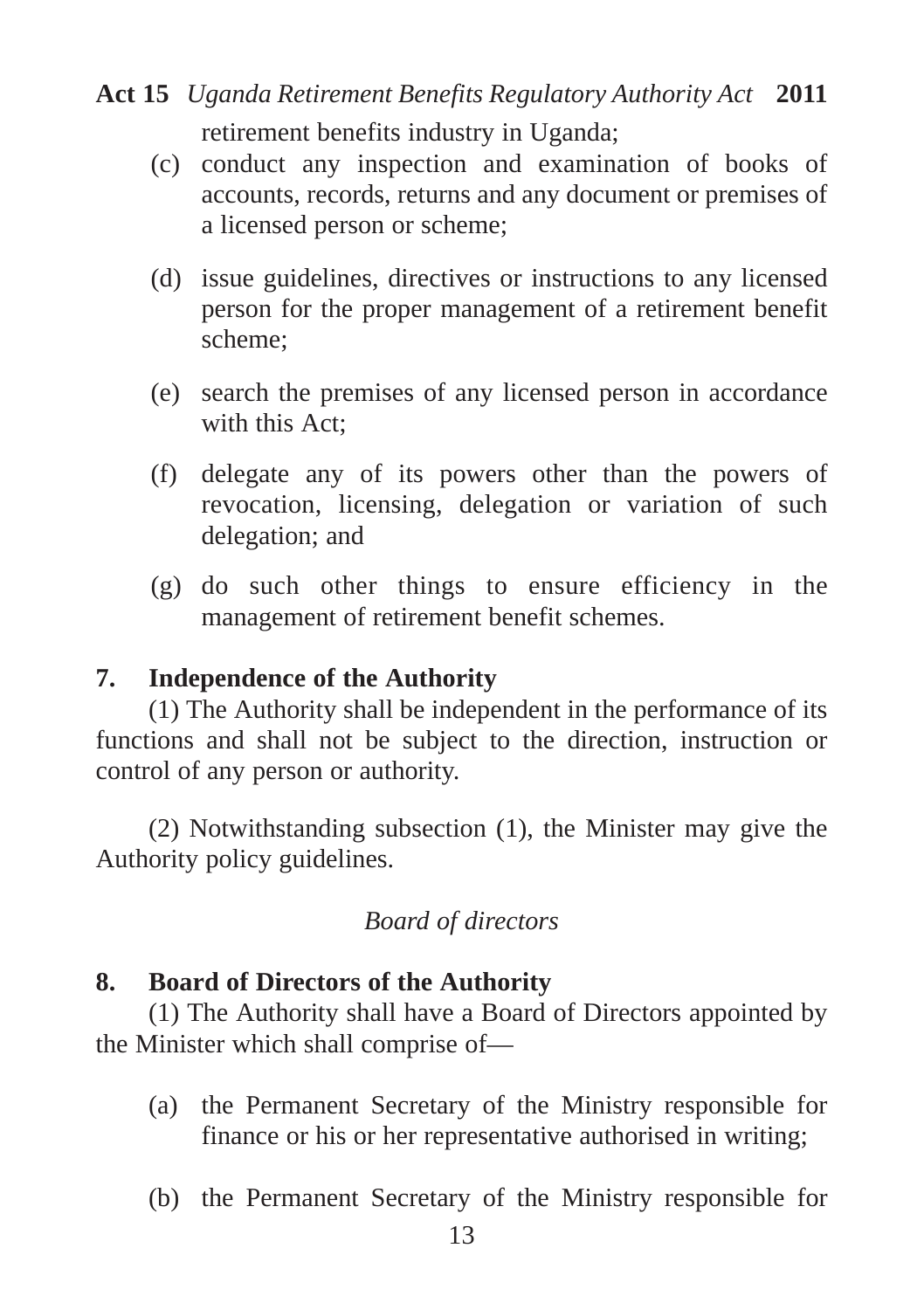retirement benefits industry in Uganda;

(c) conduct any inspection and examination of books of accounts, records, returns and any document or premises of a licensed person or scheme;

(d) issue guidelines, directives or instructions to any licensed person for the proper management of a retirement benefit scheme;

(e) search the premises of any licensed person in accordance with this Act;

(f) delegate any of its powers other than the powers of revocation, licensing, delegation or variation of such delegation; and

(g) do such other things to ensure efficiency in the management of retirement benefit schemes.

**7. Independence of the Authority**

(1) The Authority shall be independent in the performance of its functions and shall not be subject to the direction, instruction or control of any person or authority.

(2) Notwithstanding subsection (1), the Minister may give the Authority policy guidelines.

*Board of directors*

**8. Board of Directors of the Authority**

(1) The Authority shall have a Board of Directors appointed by the Minister which shall comprise of—

(a) the Permanent Secretary of the Ministry responsible for finance or his or her representative authorised in writing;

(b) the Permanent Secretary of the Ministry responsible for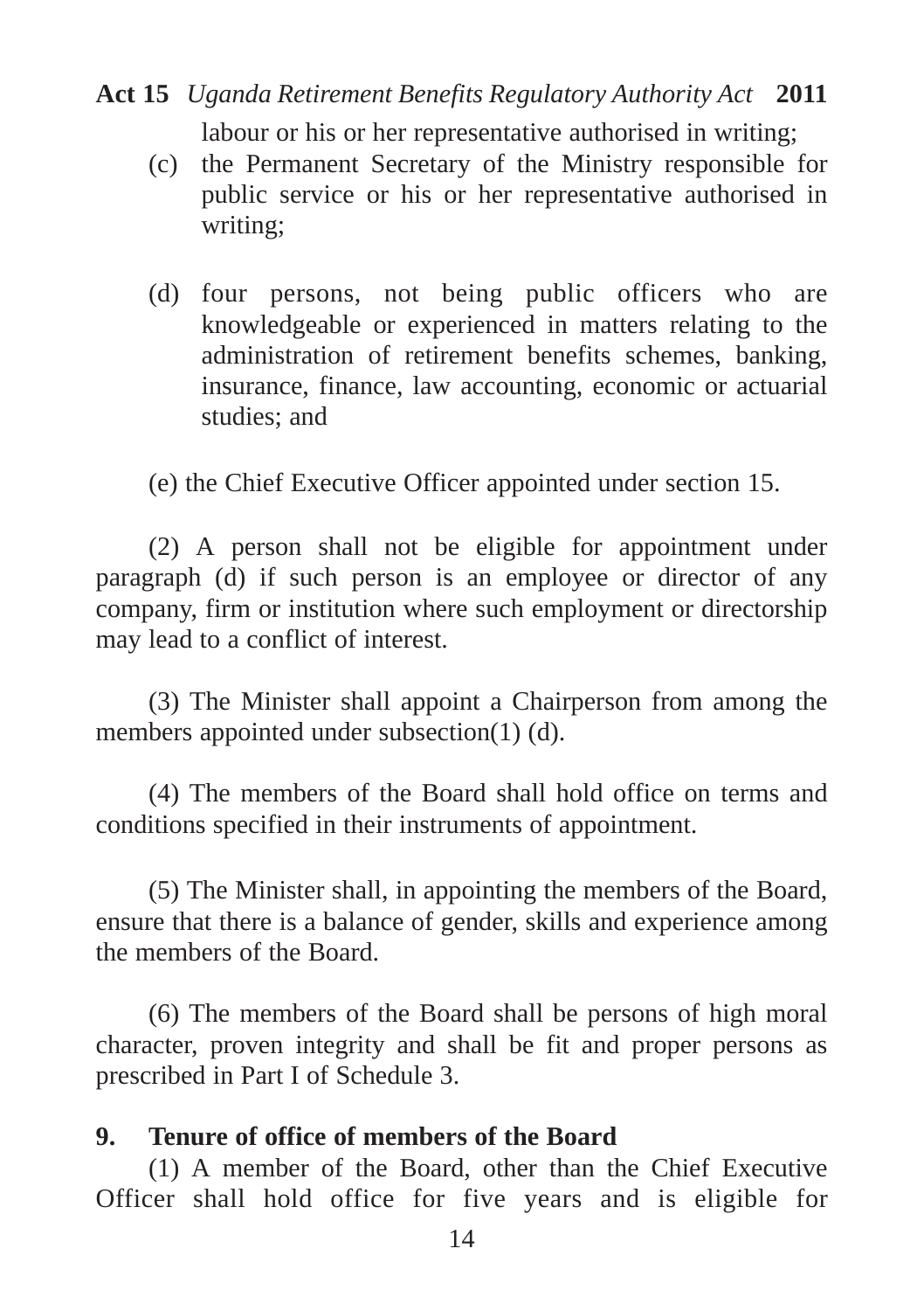labour or his or her representative authorised in writing;

(c) the Permanent Secretary of the Ministry responsible for public service or his or her representative authorised in writing;

(d) four persons, not being public officers who are knowledgeable or experienced in matters relating to the administration of retirement benefits schemes, banking, insurance, finance, law accounting, economic or actuarial studies; and

(e) the Chief Executive Officer appointed under section 15.

(2) A person shall not be eligible for appointment under paragraph (d) if such person is an employee or director of any company, firm or institution where such employment or directorship may lead to a conflict of interest.

(3) The Minister shall appoint a Chairperson from among the members appointed under subsection(1) (d).

(4) The members of the Board shall hold office on terms and conditions specified in their instruments of appointment.

(5) The Minister shall, in appointing the members of the Board, ensure that there is a balance of gender, skills and experience among the members of the Board.

(6) The members of the Board shall be persons of high moral character, proven integrity and shall be fit and proper persons as prescribed in Part I of Schedule 3.

**9. Tenure of office of members of the Board**

(1) A member of the Board, other than the Chief Executive Officer shall hold office for five years and is eligible for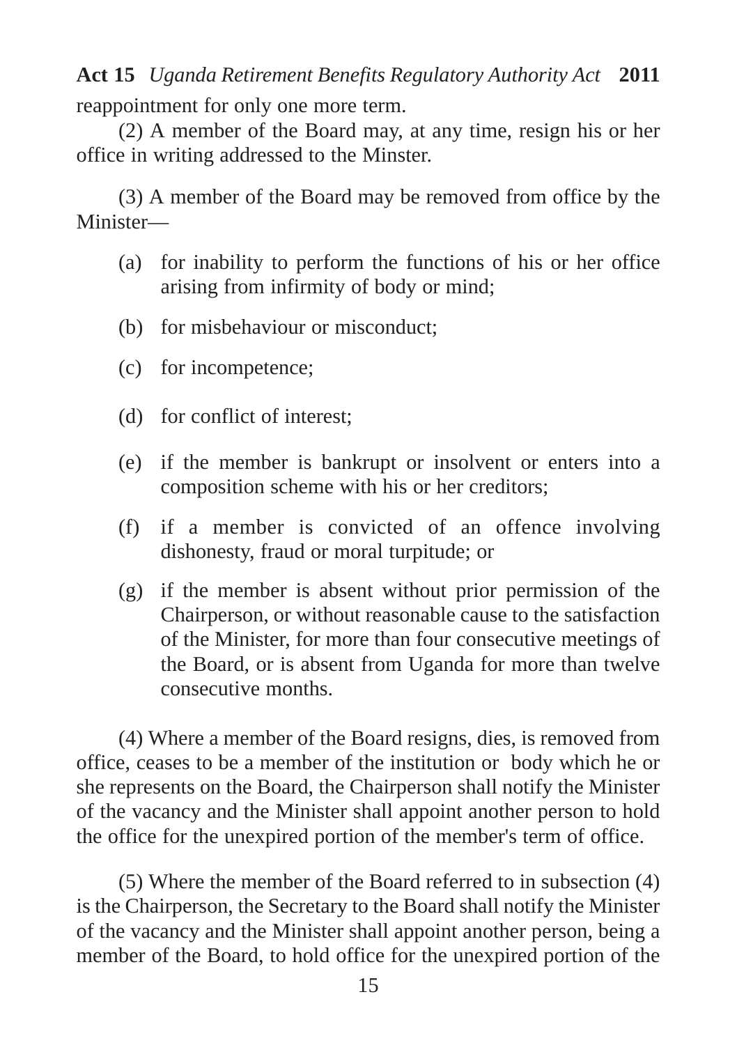reappointment for only one more term.

(2) A member of the Board may, at any time, resign his or her office in writing addressed to the Minster.

(3) A member of the Board may be removed from office by the Minister—

(a) for inability to perform the functions of his or her office arising from infirmity of body or mind;

(b) for misbehaviour or misconduct;

(c) for incompetence;

(d) for conflict of interest;

(e) if the member is bankrupt or insolvent or enters into a composition scheme with his or her creditors;

(f) if a member is convicted of an offence involving dishonesty, fraud or moral turpitude; or

(g) if the member is absent without prior permission of the Chairperson, or without reasonable cause to the satisfaction of the Minister, for more than four consecutive meetings of the Board, or is absent from Uganda for more than twelve consecutive months.

(4) Where a member of the Board resigns, dies, is removed from office, ceases to be a member of the institution or body which he or she represents on the Board, the Chairperson shall notify the Minister of the vacancy and the Minister shall appoint another person to hold the office for the unexpired portion of the member's term of office.

(5) Where the member of the Board referred to in subsection (4) is the Chairperson, the Secretary to the Board shall notify the Minister of the vacancy and the Minister shall appoint another person, being a member of the Board, to hold office for the unexpired portion of the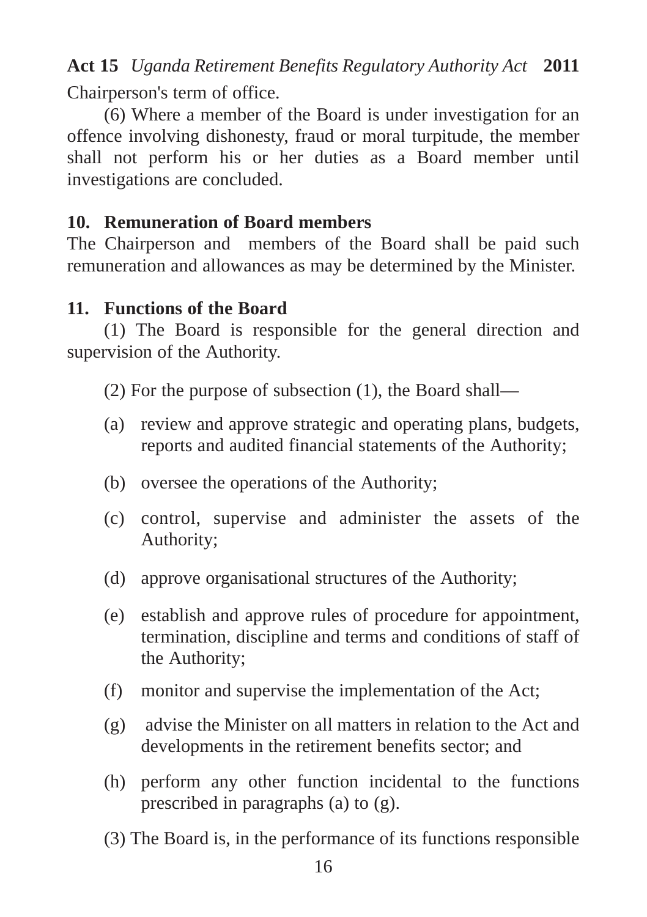Chairperson's term of office.

(6) Where a member of the Board is under investigation for an offence involving dishonesty, fraud or moral turpitude, the member shall not perform his or her duties as a Board member until investigations are concluded.

### 10. Remuneration of Board members

The Chairperson and members of the Board shall be paid such remuneration and allowances as may be determined by the Minister.

### 11. Functions of the Board

(1) The Board is responsible for the general direction and supervision of the Authority.

(2) For the purpose of subsection (1), the Board shall—

(a) review and approve strategic and operating plans, budgets, reports and audited financial statements of the Authority;

(b) oversee the operations of the Authority;

(c) control, supervise and administer the assets of the Authority;

(d) approve organisational structures of the Authority;

(e) establish and approve rules of procedure for appointment, termination, discipline and terms and conditions of staff of the Authority;

(f) monitor and supervise the implementation of the Act;

(g) advise the Minister on all matters in relation to the Act and developments in the retirement benefits sector; and

(h) perform any other function incidental to the functions prescribed in paragraphs (a) to (g).

(3) The Board is, in the performance of its functions responsible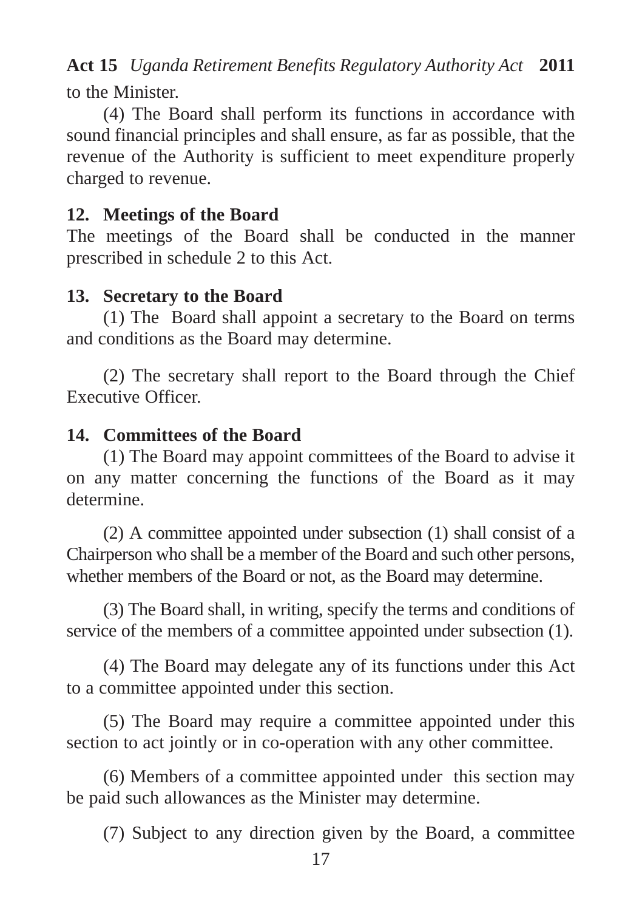to the Minister.

(4) The Board shall perform its functions in accordance with sound financial principles and shall ensure, as far as possible, that the revenue of the Authority is sufficient to meet expenditure properly charged to revenue.

**12. Meetings of the Board**

The meetings of the Board shall be conducted in the manner prescribed in schedule 2 to this Act.

**13. Secretary to the Board**

(1) The Board shall appoint a secretary to the Board on terms and conditions as the Board may determine.

(2) The secretary shall report to the Board through the Chief Executive Officer.

**14. Committees of the Board**

(1) The Board may appoint committees of the Board to advise it on any matter concerning the functions of the Board as it may determine.

(2) A committee appointed under subsection (1) shall consist of a Chairperson who shall be a member of the Board and such other persons, whether members of the Board or not, as the Board may determine.

(3) The Board shall, in writing, specify the terms and conditions of service of the members of a committee appointed under subsection (1).

(4) The Board may delegate any of its functions under this Act to a committee appointed under this section.

(5) The Board may require a committee appointed under this section to act jointly or in co-operation with any other committee.

(6) Members of a committee appointed under this section may be paid such allowances as the Minister may determine.

(7) Subject to any direction given by the Board, a committee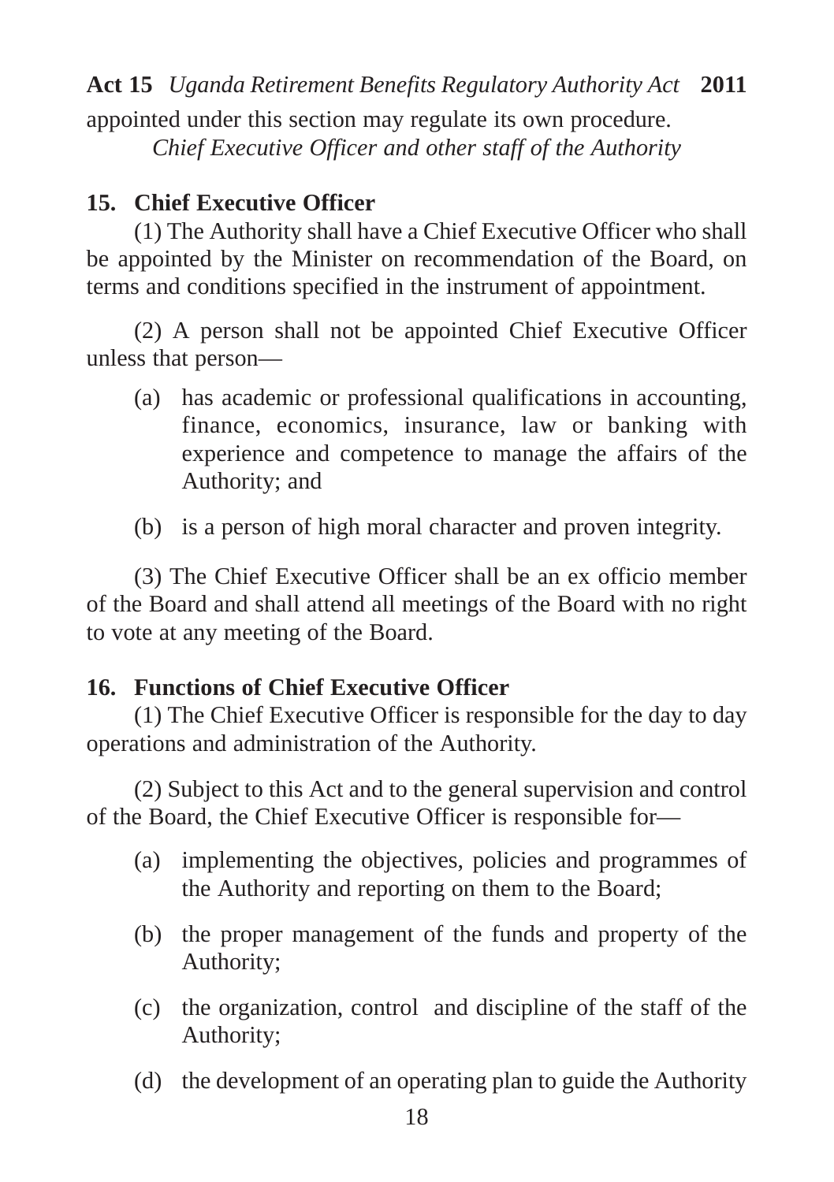appointed under this section may regulate its own procedure.

*Chief Executive Officer and other staff of the Authority*

**15. Chief Executive Officer**

(1) The Authority shall have a Chief Executive Officer who shall be appointed by the Minister on recommendation of the Board, on terms and conditions specified in the instrument of appointment.

(2) A person shall not be appointed Chief Executive Officer unless that person—

(a) has academic or professional qualifications in accounting, finance, economics, insurance, law or banking with experience and competence to manage the affairs of the Authority; and

(b) is a person of high moral character and proven integrity.

(3) The Chief Executive Officer shall be an ex officio member of the Board and shall attend all meetings of the Board with no right to vote at any meeting of the Board.

**16. Functions of Chief Executive Officer**

(1) The Chief Executive Officer is responsible for the day to day operations and administration of the Authority.

(2) Subject to this Act and to the general supervision and control of the Board, the Chief Executive Officer is responsible for—

(a) implementing the objectives, policies and programmes of the Authority and reporting on them to the Board;

(b) the proper management of the funds and property of the Authority;

(c) the organization, control and discipline of the staff of the Authority;

(d) the development of an operating plan to guide the Authority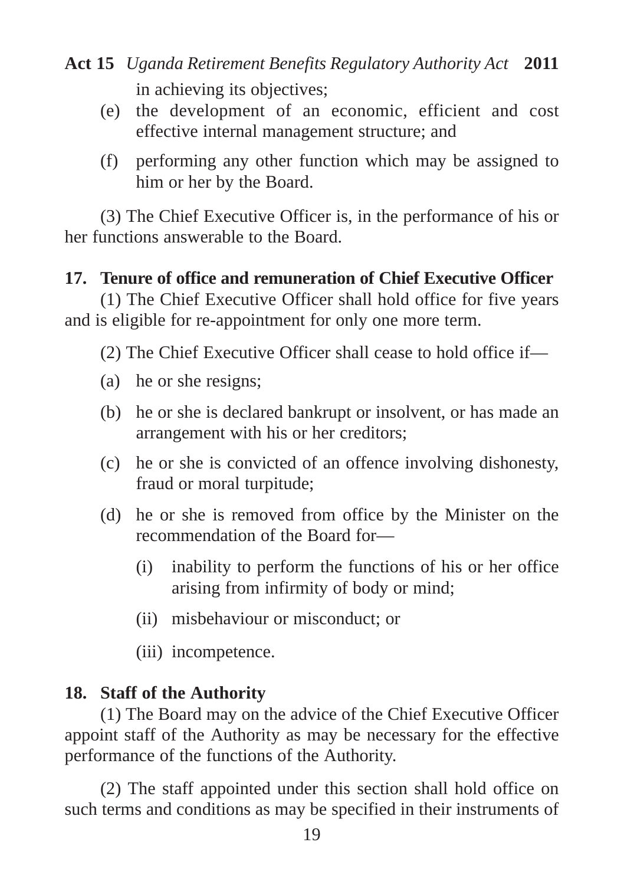in achieving its objectives;

(e) the development of an economic, efficient and cost effective internal management structure; and

(f) performing any other function which may be assigned to him or her by the Board.

(3) The Chief Executive Officer is, in the performance of his or her functions answerable to the Board.

**17. Tenure of office and remuneration of Chief Executive Officer**

(1) The Chief Executive Officer shall hold office for five years and is eligible for re-appointment for only one more term.

(2) The Chief Executive Officer shall cease to hold office if—

(a) he or she resigns;

(b) he or she is declared bankrupt or insolvent, or has made an arrangement with his or her creditors;

(c) he or she is convicted of an offence involving dishonesty, fraud or moral turpitude;

(d) he or she is removed from office by the Minister on the recommendation of the Board for—

(i) inability to perform the functions of his or her office arising from infirmity of body or mind;

(ii) misbehaviour or misconduct; or

(iii) incompetence.

**18. Staff of the Authority**

(1) The Board may on the advice of the Chief Executive Officer appoint staff of the Authority as may be necessary for the effective performance of the functions of the Authority.

(2) The staff appointed under this section shall hold office on such terms and conditions as may be specified in their instruments of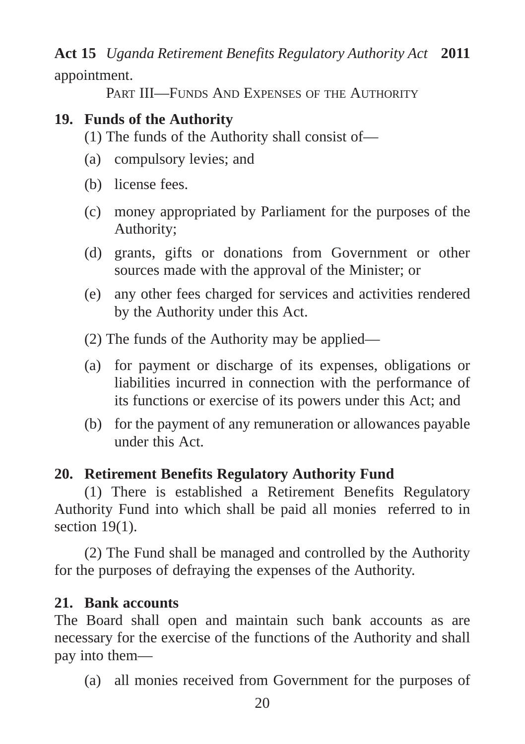appointment.

PART III—FUNDS AND EXPENSES OF THE AUTHORITY

**19. Funds of the Authority**

(1) The funds of the Authority shall consist of—

(a) compulsory levies; and

(b) license fees.

(c) money appropriated by Parliament for the purposes of the Authority;

(d) grants, gifts or donations from Government or other sources made with the approval of the Minister; or

(e) any other fees charged for services and activities rendered by the Authority under this Act.

(2) The funds of the Authority may be applied—

(a) for payment or discharge of its expenses, obligations or liabilities incurred in connection with the performance of its functions or exercise of its powers under this Act; and

(b) for the payment of any remuneration or allowances payable under this Act.

**20. Retirement Benefits Regulatory Authority Fund**

(1) There is established a Retirement Benefits Regulatory Authority Fund into which shall be paid all monies referred to in section 19(1).

(2) The Fund shall be managed and controlled by the Authority for the purposes of defraying the expenses of the Authority.

**21. Bank accounts**

The Board shall open and maintain such bank accounts as are necessary for the exercise of the functions of the Authority and shall pay into them—

(a) all monies received from Government for the purposes of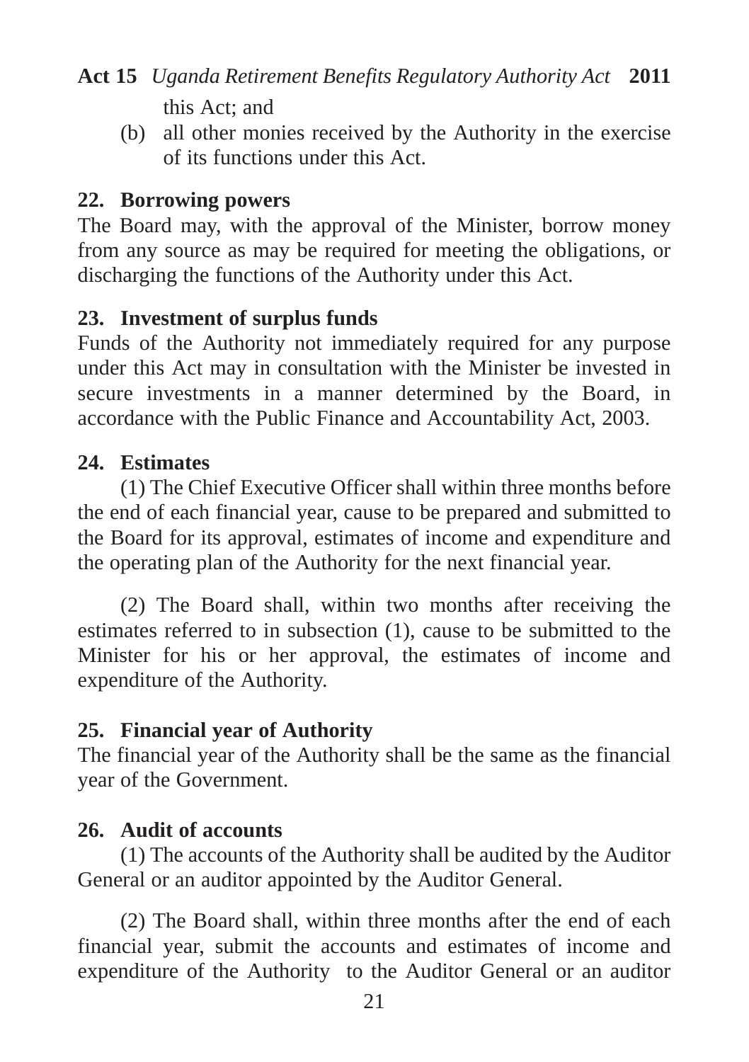this Act; and

(b) all other monies received by the Authority in the exercise of its functions under this Act.

### 22. Borrowing powers

The Board may, with the approval of the Minister, borrow money from any source as may be required for meeting the obligations, or discharging the functions of the Authority under this Act.

### 23. Investment of surplus funds

Funds of the Authority not immediately required for any purpose under this Act may in consultation with the Minister be invested in secure investments in a manner determined by the Board, in accordance with the Public Finance and Accountability Act, 2003.

### 24. Estimates

(1) The Chief Executive Officer shall within three months before the end of each financial year, cause to be prepared and submitted to the Board for its approval, estimates of income and expenditure and the operating plan of the Authority for the next financial year.

(2) The Board shall, within two months after receiving the estimates referred to in subsection (1), cause to be submitted to the Minister for his or her approval, the estimates of income and expenditure of the Authority.

### 25. Financial year of Authority

The financial year of the Authority shall be the same as the financial year of the Government.

### 26. Audit of accounts

(1) The accounts of the Authority shall be audited by the Auditor General or an auditor appointed by the Auditor General.

(2) The Board shall, within three months after the end of each financial year, submit the accounts and estimates of income and expenditure of the Authority to the Auditor General or an auditor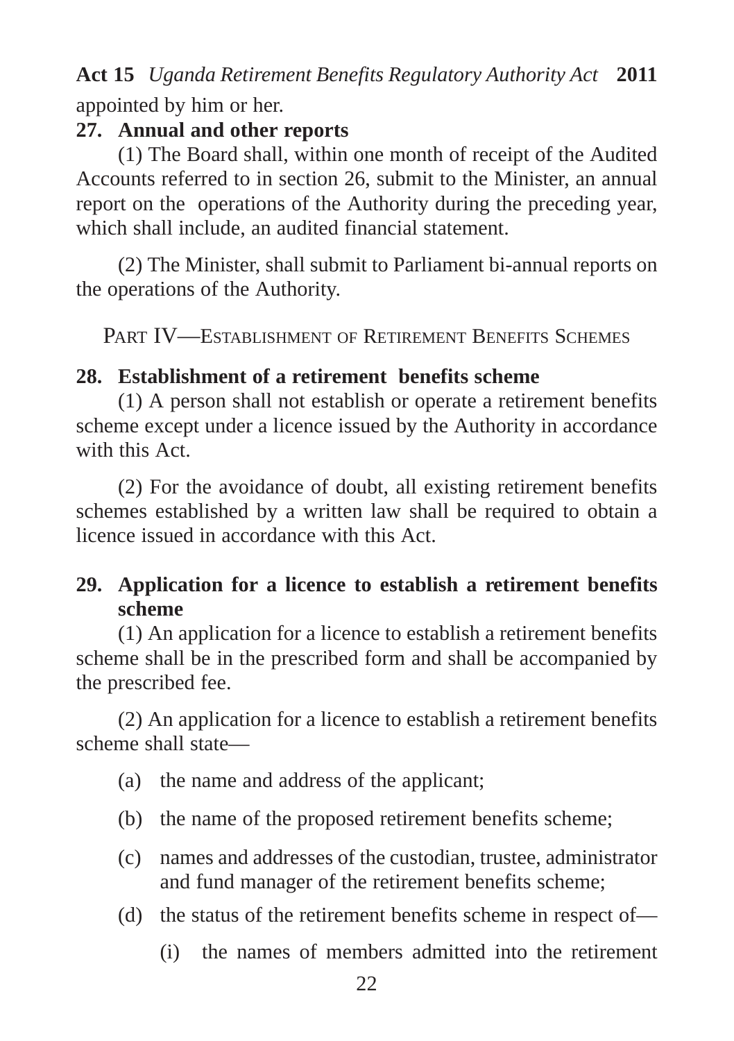appointed by him or her.

**27. Annual and other reports**

(1) The Board shall, within one month of receipt of the Audited Accounts referred to in section 26, submit to the Minister, an annual report on the operations of the Authority during the preceding year, which shall include, an audited financial statement.

(2) The Minister, shall submit to Parliament bi-annual reports on the operations of the Authority.

## PART IV—ESTABLISHMENT OF RETIREMENT BENEFITS SCHEMES

**28. Establishment of a retirement benefits scheme**

(1) A person shall not establish or operate a retirement benefits scheme except under a licence issued by the Authority in accordance with this Act.

(2) For the avoidance of doubt, all existing retirement benefits schemes established by a written law shall be required to obtain a licence issued in accordance with this Act.

**29. Application for a licence to establish a retirement benefits scheme**

(1) An application for a licence to establish a retirement benefits scheme shall be in the prescribed form and shall be accompanied by the prescribed fee.

(2) An application for a licence to establish a retirement benefits scheme shall state—

(a) the name and address of the applicant;

(b) the name of the proposed retirement benefits scheme;

(c) names and addresses of the custodian, trustee, administrator and fund manager of the retirement benefits scheme;

(d) the status of the retirement benefits scheme in respect of—

(i) the names of members admitted into the retirement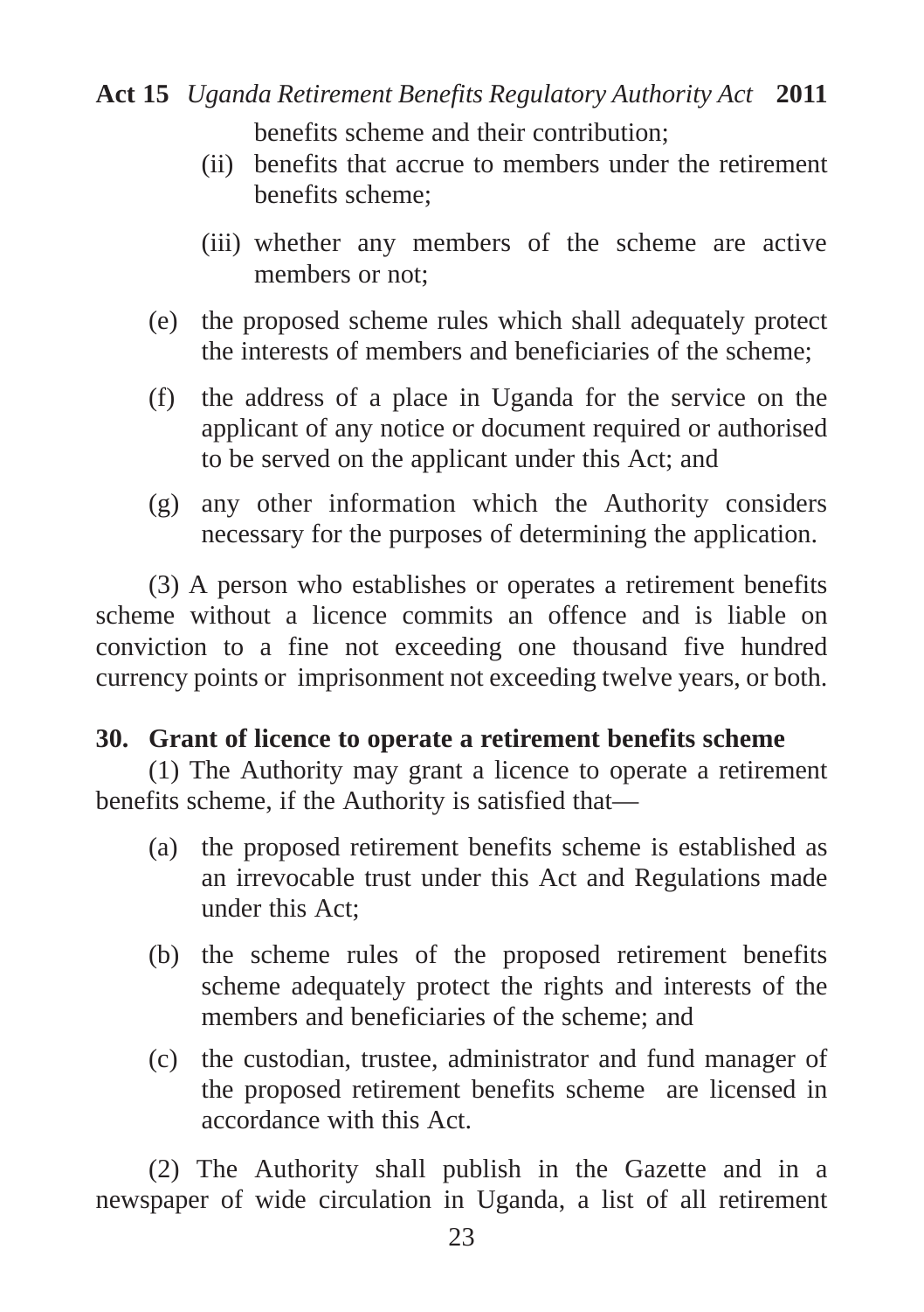benefits scheme and their contribution;

(ii) benefits that accrue to members under the retirement benefits scheme;

(iii) whether any members of the scheme are active members or not;

(e) the proposed scheme rules which shall adequately protect the interests of members and beneficiaries of the scheme;

(f) the address of a place in Uganda for the service on the applicant of any notice or document required or authorised to be served on the applicant under this Act; and

(g) any other information which the Authority considers necessary for the purposes of determining the application.

(3) A person who establishes or operates a retirement benefits scheme without a licence commits an offence and is liable on conviction to a fine not exceeding one thousand five hundred currency points or imprisonment not exceeding twelve years, or both.

**30. Grant of licence to operate a retirement benefits scheme**

(1) The Authority may grant a licence to operate a retirement benefits scheme, if the Authority is satisfied that—

(a) the proposed retirement benefits scheme is established as an irrevocable trust under this Act and Regulations made under this Act;

(b) the scheme rules of the proposed retirement benefits scheme adequately protect the rights and interests of the members and beneficiaries of the scheme; and

(c) the custodian, trustee, administrator and fund manager of the proposed retirement benefits scheme are licensed in accordance with this Act.

(2) The Authority shall publish in the Gazette and in a newspaper of wide circulation in Uganda, a list of all retirement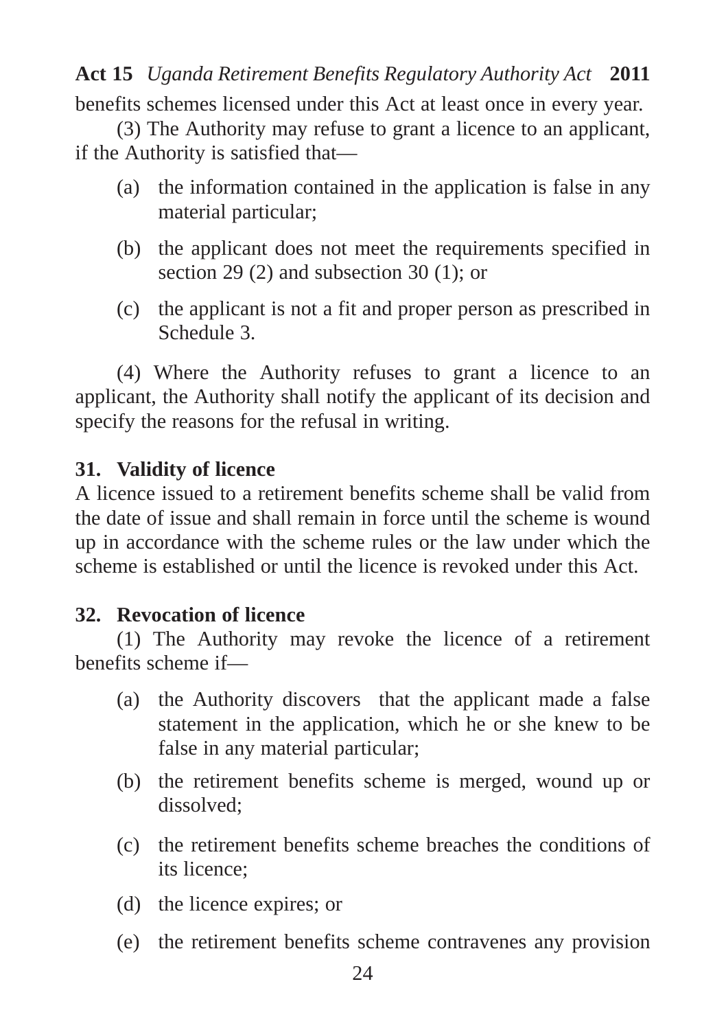benefits schemes licensed under this Act at least once in every year.

(3) The Authority may refuse to grant a licence to an applicant, if the Authority is satisfied that—

(a) the information contained in the application is false in any material particular;

(b) the applicant does not meet the requirements specified in section 29 (2) and subsection 30 (1); or

(c) the applicant is not a fit and proper person as prescribed in Schedule 3.

(4) Where the Authority refuses to grant a licence to an applicant, the Authority shall notify the applicant of its decision and specify the reasons for the refusal in writing.

### 31. Validity of licence

A licence issued to a retirement benefits scheme shall be valid from the date of issue and shall remain in force until the scheme is wound up in accordance with the scheme rules or the law under which the scheme is established or until the licence is revoked under this Act.

### 32. Revocation of licence

(1) The Authority may revoke the licence of a retirement benefits scheme if—

(a) the Authority discovers that the applicant made a false statement in the application, which he or she knew to be false in any material particular;

(b) the retirement benefits scheme is merged, wound up or dissolved;

(c) the retirement benefits scheme breaches the conditions of its licence;

(d) the licence expires; or

(e) the retirement benefits scheme contravenes any provision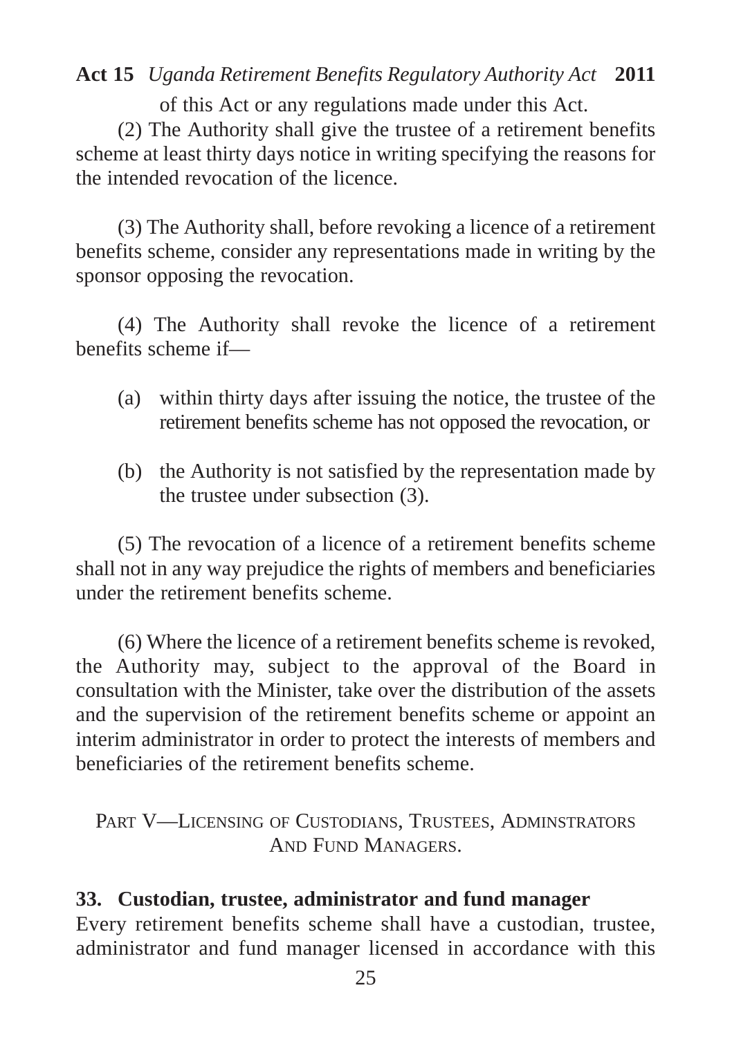of this Act or any regulations made under this Act.

(2) The Authority shall give the trustee of a retirement benefits scheme at least thirty days notice in writing specifying the reasons for the intended revocation of the licence.

(3) The Authority shall, before revoking a licence of a retirement benefits scheme, consider any representations made in writing by the sponsor opposing the revocation.

(4) The Authority shall revoke the licence of a retirement benefits scheme if—

(a) within thirty days after issuing the notice, the trustee of the retirement benefits scheme has not opposed the revocation, or

(b) the Authority is not satisfied by the representation made by the trustee under subsection (3).

(5) The revocation of a licence of a retirement benefits scheme shall not in any way prejudice the rights of members and beneficiaries under the retirement benefits scheme.

(6) Where the licence of a retirement benefits scheme is revoked, the Authority may, subject to the approval of the Board in consultation with the Minister, take over the distribution of the assets and the supervision of the retirement benefits scheme or appoint an interim administrator in order to protect the interests of members and beneficiaries of the retirement benefits scheme.

## PART V—LICENSING OF CUSTODIANS, TRUSTEES, ADMINSTRATORS AND FUND MANAGERS.

### 33. Custodian, trustee, administrator and fund manager

Every retirement benefits scheme shall have a custodian, trustee, administrator and fund manager licensed in accordance with this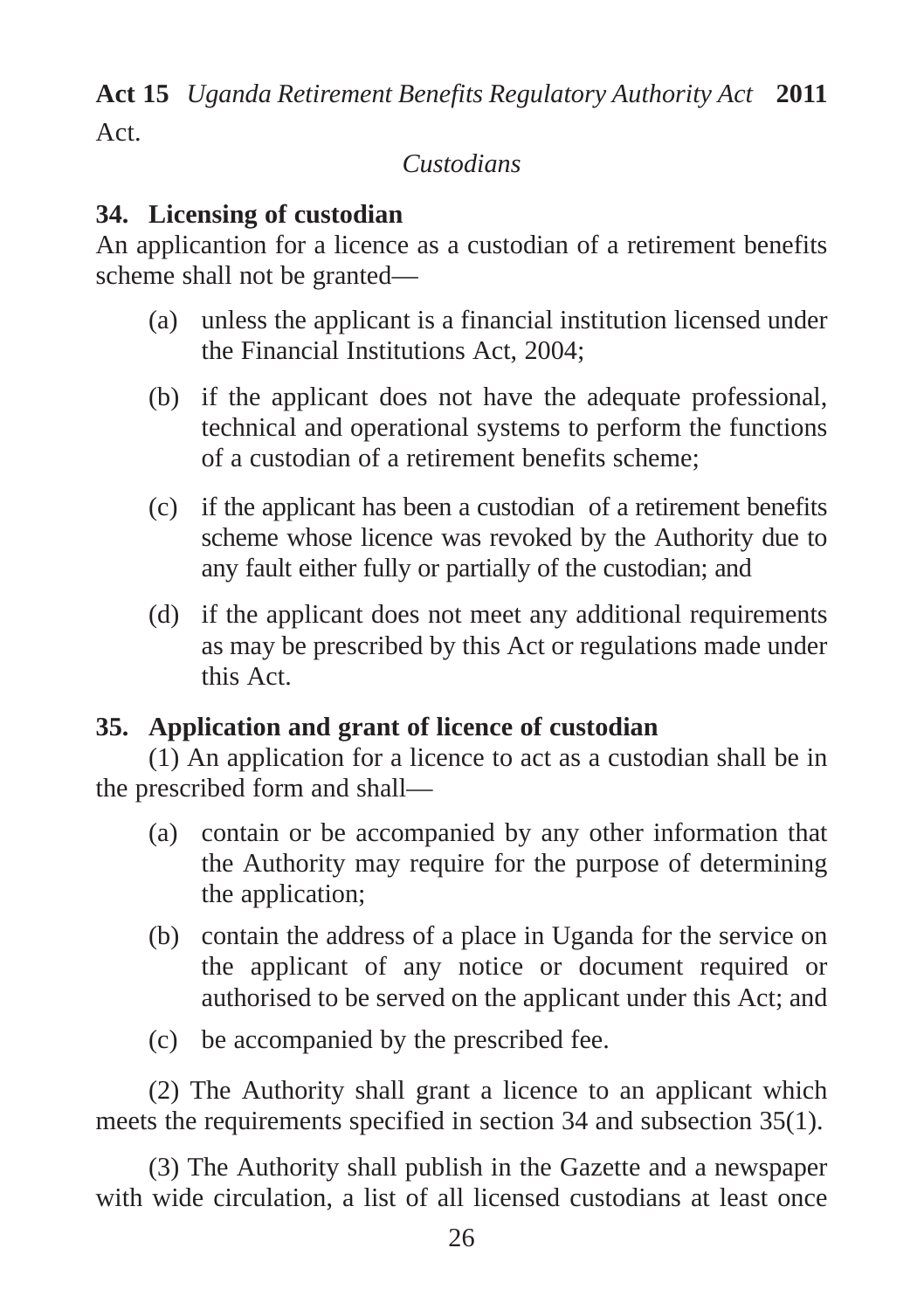Act.

*Custodians*

**34. Licensing of custodian**

An applicantion for a licence as a custodian of a retirement benefits scheme shall not be granted—

(a) unless the applicant is a financial institution licensed under the Financial Institutions Act, 2004;

(b) if the applicant does not have the adequate professional, technical and operational systems to perform the functions of a custodian of a retirement benefits scheme;

(c) if the applicant has been a custodian of a retirement benefits scheme whose licence was revoked by the Authority due to any fault either fully or partially of the custodian; and

(d) if the applicant does not meet any additional requirements as may be prescribed by this Act or regulations made under this Act.

**35. Application and grant of licence of custodian**

(1) An application for a licence to act as a custodian shall be in the prescribed form and shall—

(a) contain or be accompanied by any other information that the Authority may require for the purpose of determining the application;

(b) contain the address of a place in Uganda for the service on the applicant of any notice or document required or authorised to be served on the applicant under this Act; and

(c) be accompanied by the prescribed fee.

(2) The Authority shall grant a licence to an applicant which meets the requirements specified in section 34 and subsection 35(1).

(3) The Authority shall publish in the Gazette and a newspaper with wide circulation, a list of all licensed custodians at least once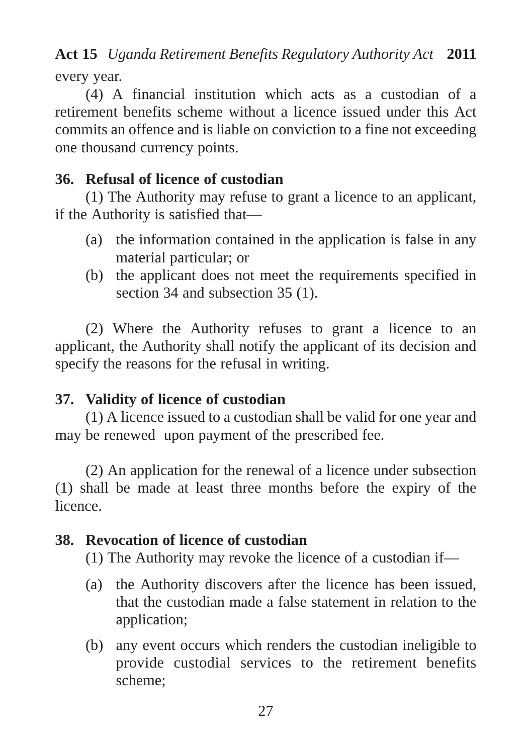every year.

(4) A financial institution which acts as a custodian of a retirement benefits scheme without a licence issued under this Act commits an offence and is liable on conviction to a fine not exceeding one thousand currency points.

**36. Refusal of licence of custodian**

(1) The Authority may refuse to grant a licence to an applicant, if the Authority is satisfied that—

(a) the information contained in the application is false in any material particular; or

(b) the applicant does not meet the requirements specified in section 34 and subsection 35 (1).

(2) Where the Authority refuses to grant a licence to an applicant, the Authority shall notify the applicant of its decision and specify the reasons for the refusal in writing.

**37. Validity of licence of custodian**

(1) A licence issued to a custodian shall be valid for one year and may be renewed upon payment of the prescribed fee.

(2) An application for the renewal of a licence under subsection (1) shall be made at least three months before the expiry of the licence.

**38. Revocation of licence of custodian**

(1) The Authority may revoke the licence of a custodian if—

(a) the Authority discovers after the licence has been issued, that the custodian made a false statement in relation to the application;

(b) any event occurs which renders the custodian ineligible to provide custodial services to the retirement benefits scheme;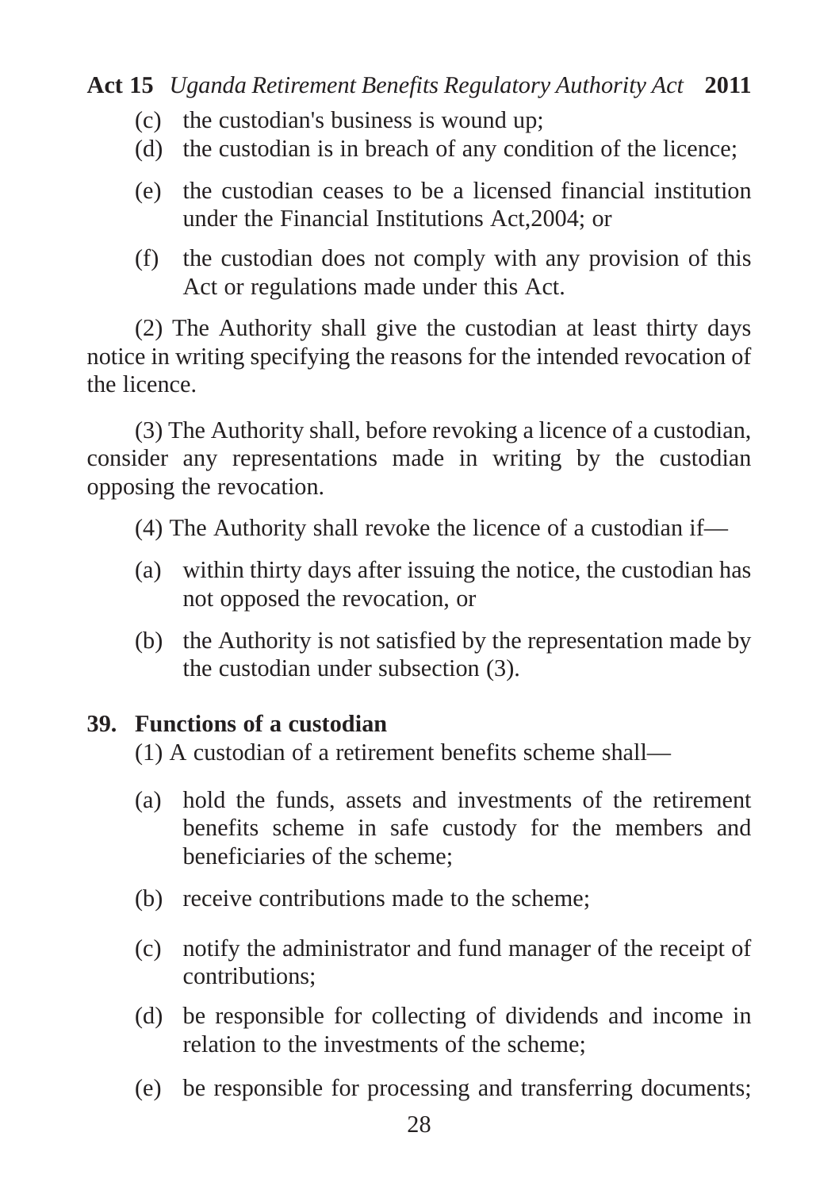(c) the custodian's business is wound up;

(d) the custodian is in breach of any condition of the licence;

(e) the custodian ceases to be a licensed financial institution under the Financial Institutions Act,2004; or

(f) the custodian does not comply with any provision of this Act or regulations made under this Act.

(2) The Authority shall give the custodian at least thirty days notice in writing specifying the reasons for the intended revocation of the licence.

(3) The Authority shall, before revoking a licence of a custodian, consider any representations made in writing by the custodian opposing the revocation.

(4) The Authority shall revoke the licence of a custodian if—

(a) within thirty days after issuing the notice, the custodian has not opposed the revocation, or

(b) the Authority is not satisfied by the representation made by the custodian under subsection (3).

**39. Functions of a custodian**

(1) A custodian of a retirement benefits scheme shall—

(a) hold the funds, assets and investments of the retirement benefits scheme in safe custody for the members and beneficiaries of the scheme;

(b) receive contributions made to the scheme;

(c) notify the administrator and fund manager of the receipt of contributions;

(d) be responsible for collecting of dividends and income in relation to the investments of the scheme;

(e) be responsible for processing and transferring documents;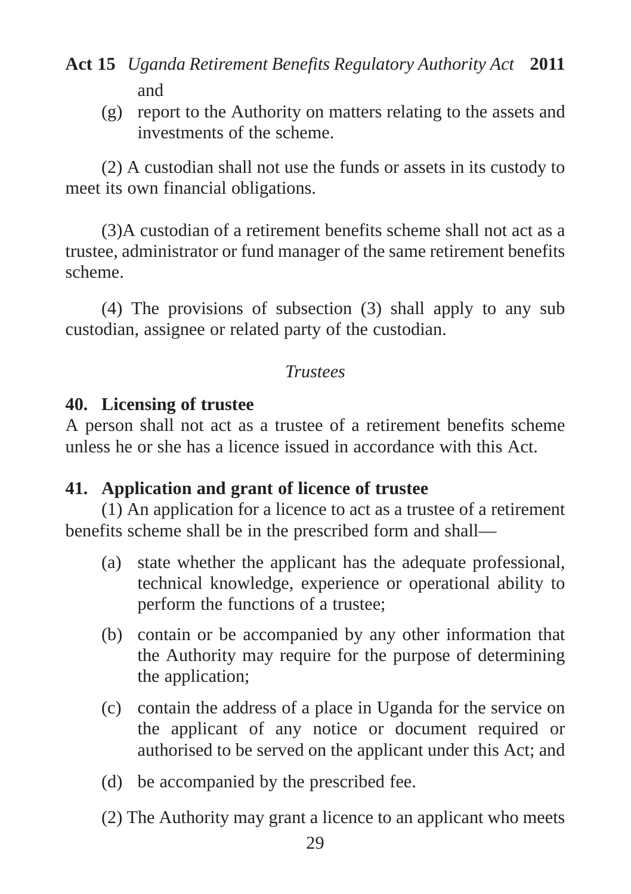and

(g) report to the Authority on matters relating to the assets and investments of the scheme.

(2) A custodian shall not use the funds or assets in its custody to meet its own financial obligations.

(3)A custodian of a retirement benefits scheme shall not act as a trustee, administrator or fund manager of the same retirement benefits scheme.

(4) The provisions of subsection (3) shall apply to any sub custodian, assignee or related party of the custodian.

*Trustees*

**40. Licensing of trustee**

A person shall not act as a trustee of a retirement benefits scheme unless he or she has a licence issued in accordance with this Act.

**41. Application and grant of licence of trustee**

(1) An application for a licence to act as a trustee of a retirement benefits scheme shall be in the prescribed form and shall—

(a) state whether the applicant has the adequate professional, technical knowledge, experience or operational ability to perform the functions of a trustee;

(b) contain or be accompanied by any other information that the Authority may require for the purpose of determining the application;

(c) contain the address of a place in Uganda for the service on the applicant of any notice or document required or authorised to be served on the applicant under this Act; and

(d) be accompanied by the prescribed fee.

(2) The Authority may grant a licence to an applicant who meets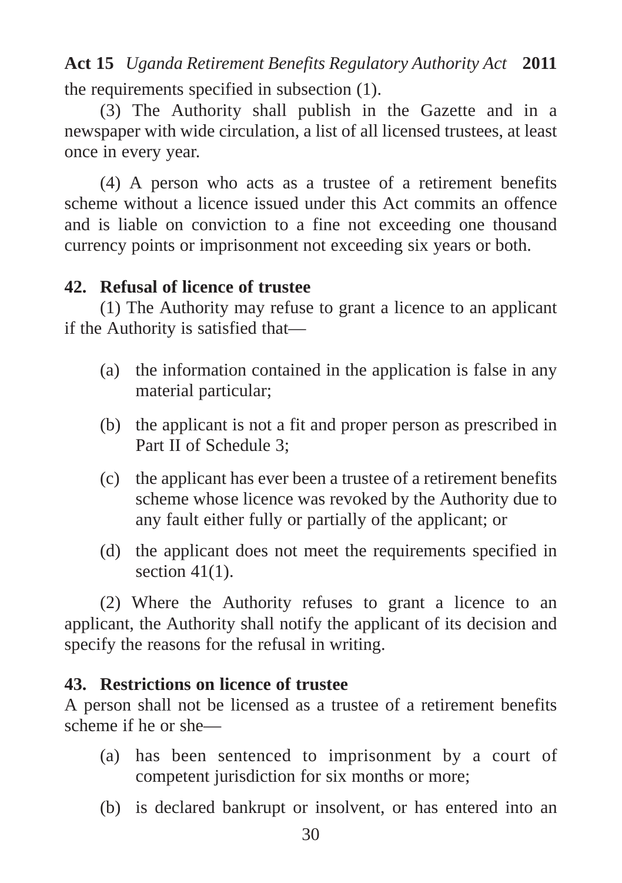the requirements specified in subsection (1).

(3) The Authority shall publish in the Gazette and in a newspaper with wide circulation, a list of all licensed trustees, at least once in every year.

(4) A person who acts as a trustee of a retirement benefits scheme without a licence issued under this Act commits an offence and is liable on conviction to a fine not exceeding one thousand currency points or imprisonment not exceeding six years or both.

**42. Refusal of licence of trustee**

(1) The Authority may refuse to grant a licence to an applicant if the Authority is satisfied that—

(a) the information contained in the application is false in any material particular;

(b) the applicant is not a fit and proper person as prescribed in Part II of Schedule 3;

(c) the applicant has ever been a trustee of a retirement benefits scheme whose licence was revoked by the Authority due to any fault either fully or partially of the applicant; or

(d) the applicant does not meet the requirements specified in section 41(1).

(2) Where the Authority refuses to grant a licence to an applicant, the Authority shall notify the applicant of its decision and specify the reasons for the refusal in writing.

**43. Restrictions on licence of trustee**

A person shall not be licensed as a trustee of a retirement benefits scheme if he or she—

(a) has been sentenced to imprisonment by a court of competent jurisdiction for six months or more;

(b) is declared bankrupt or insolvent, or has entered into an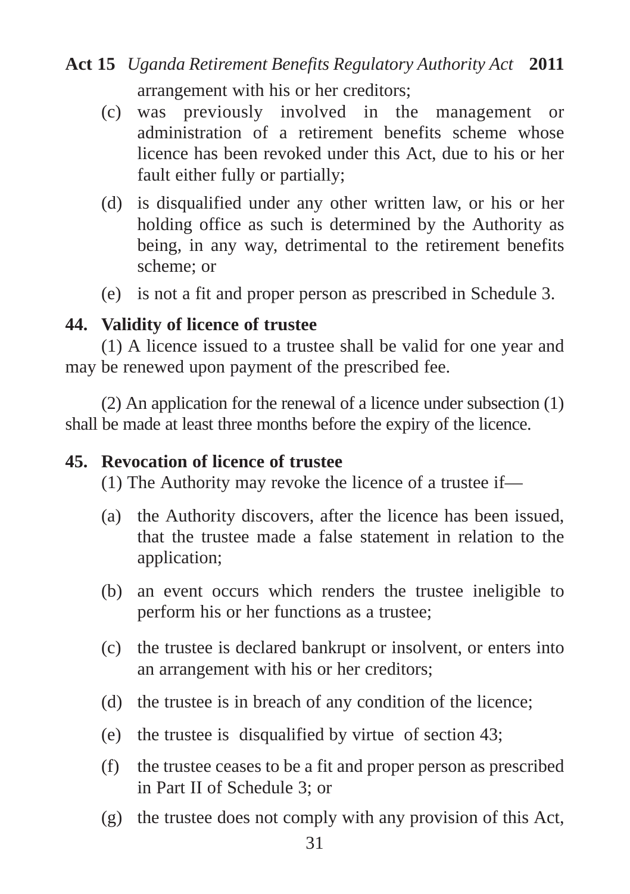arrangement with his or her creditors;

(c) was previously involved in the management or administration of a retirement benefits scheme whose licence has been revoked under this Act, due to his or her fault either fully or partially;

(d) is disqualified under any other written law, or his or her holding office as such is determined by the Authority as being, in any way, detrimental to the retirement benefits scheme; or

(e) is not a fit and proper person as prescribed in Schedule 3.

**44. Validity of licence of trustee**

(1) A licence issued to a trustee shall be valid for one year and may be renewed upon payment of the prescribed fee.

(2) An application for the renewal of a licence under subsection (1) shall be made at least three months before the expiry of the licence.

**45. Revocation of licence of trustee**

(1) The Authority may revoke the licence of a trustee if—

(a) the Authority discovers, after the licence has been issued, that the trustee made a false statement in relation to the application;

(b) an event occurs which renders the trustee ineligible to perform his or her functions as a trustee;

(c) the trustee is declared bankrupt or insolvent, or enters into an arrangement with his or her creditors;

(d) the trustee is in breach of any condition of the licence;

(e) the trustee is disqualified by virtue of section 43;

(f) the trustee ceases to be a fit and proper person as prescribed in Part II of Schedule 3; or

(g) the trustee does not comply with any provision of this Act,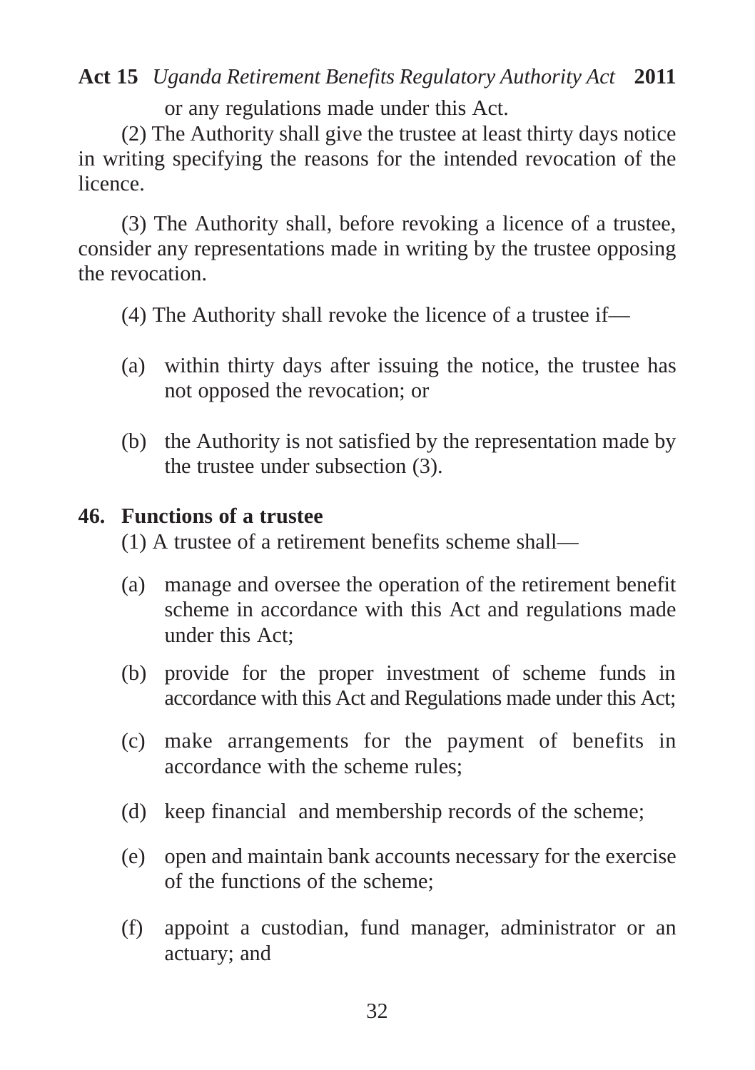or any regulations made under this Act.

(2) The Authority shall give the trustee at least thirty days notice in writing specifying the reasons for the intended revocation of the licence.

(3) The Authority shall, before revoking a licence of a trustee, consider any representations made in writing by the trustee opposing the revocation.

(4) The Authority shall revoke the licence of a trustee if—

(a) within thirty days after issuing the notice, the trustee has not opposed the revocation; or

(b) the Authority is not satisfied by the representation made by the trustee under subsection (3).

**46. Functions of a trustee**

(1) A trustee of a retirement benefits scheme shall—

(a) manage and oversee the operation of the retirement benefit scheme in accordance with this Act and regulations made under this Act;

(b) provide for the proper investment of scheme funds in accordance with this Act and Regulations made under this Act;

(c) make arrangements for the payment of benefits in accordance with the scheme rules;

(d) keep financial and membership records of the scheme;

(e) open and maintain bank accounts necessary for the exercise of the functions of the scheme;

(f) appoint a custodian, fund manager, administrator or an actuary; and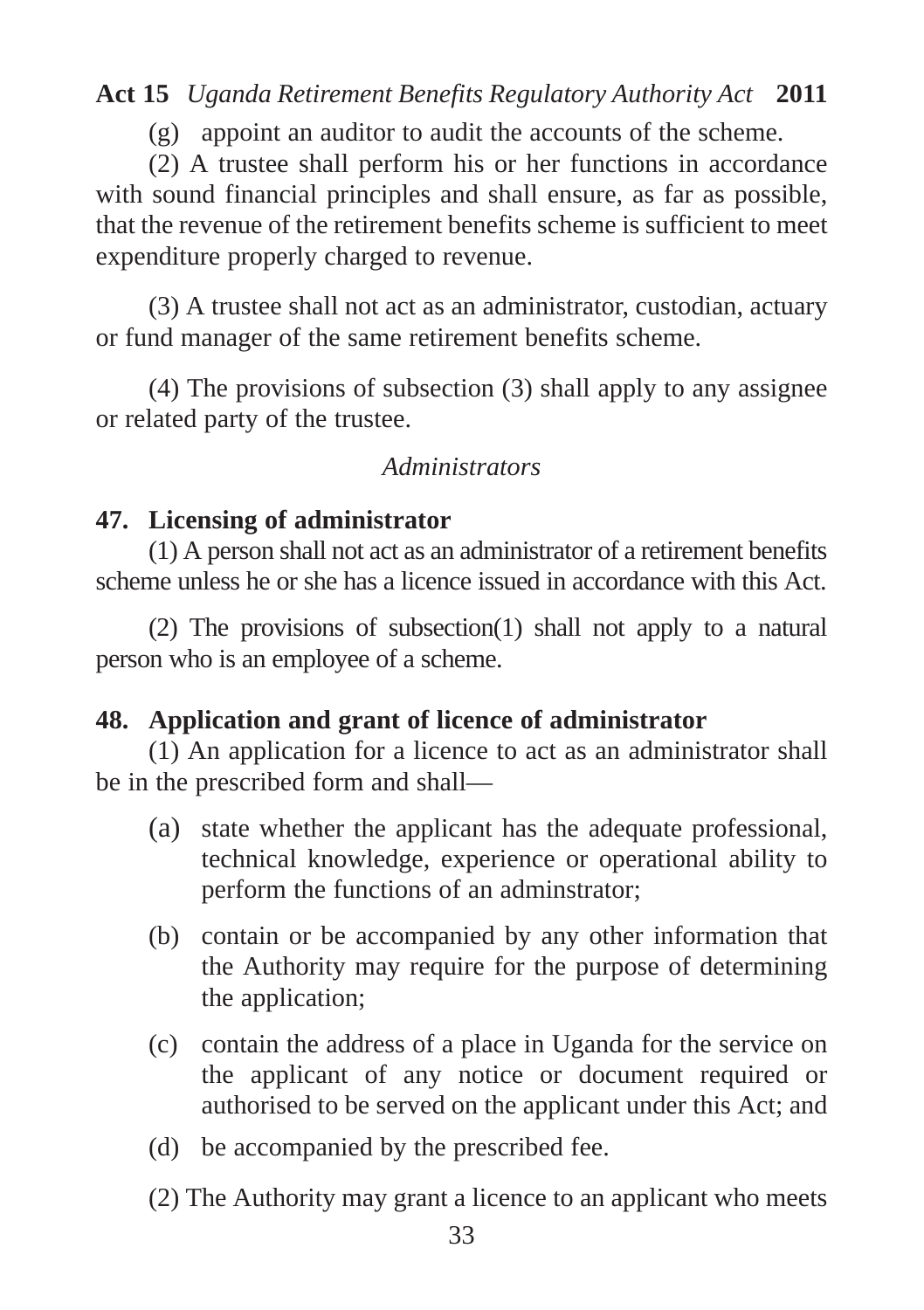(g) appoint an auditor to audit the accounts of the scheme.

(2) A trustee shall perform his or her functions in accordance with sound financial principles and shall ensure, as far as possible, that the revenue of the retirement benefits scheme is sufficient to meet expenditure properly charged to revenue.

(3) A trustee shall not act as an administrator, custodian, actuary or fund manager of the same retirement benefits scheme.

(4) The provisions of subsection (3) shall apply to any assignee or related party of the trustee.

*Administrators*

**47. Licensing of administrator**

(1) A person shall not act as an administrator of a retirement benefits scheme unless he or she has a licence issued in accordance with this Act.

(2) The provisions of subsection(1) shall not apply to a natural person who is an employee of a scheme.

**48. Application and grant of licence of administrator**

(1) An application for a licence to act as an administrator shall be in the prescribed form and shall—

(a) state whether the applicant has the adequate professional, technical knowledge, experience or operational ability to perform the functions of an adminstrator;

(b) contain or be accompanied by any other information that the Authority may require for the purpose of determining the application;

(c) contain the address of a place in Uganda for the service on the applicant of any notice or document required or authorised to be served on the applicant under this Act; and

(d) be accompanied by the prescribed fee.

(2) The Authority may grant a licence to an applicant who meets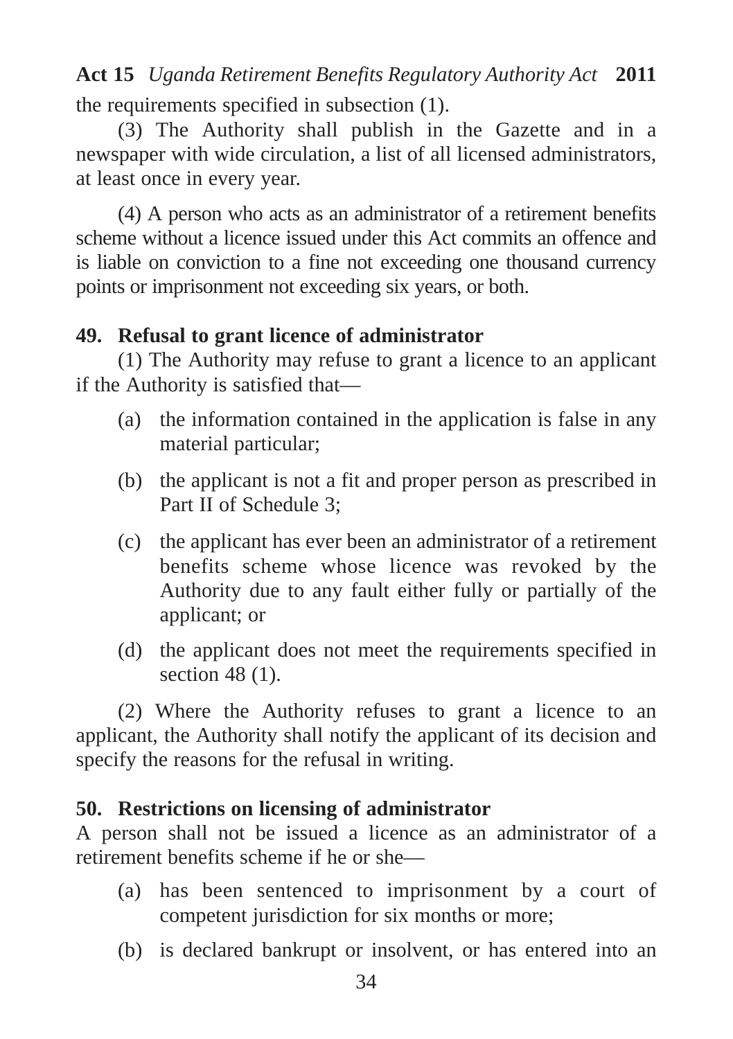the requirements specified in subsection (1).

(3) The Authority shall publish in the Gazette and in a newspaper with wide circulation, a list of all licensed administrators, at least once in every year.

(4) A person who acts as an administrator of a retirement benefits scheme without a licence issued under this Act commits an offence and is liable on conviction to a fine not exceeding one thousand currency points or imprisonment not exceeding six years, or both.

### 49. Refusal to grant licence of administrator

(1) The Authority may refuse to grant a licence to an applicant if the Authority is satisfied that—

(a) the information contained in the application is false in any material particular;

(b) the applicant is not a fit and proper person as prescribed in Part II of Schedule 3;

(c) the applicant has ever been an administrator of a retirement benefits scheme whose licence was revoked by the Authority due to any fault either fully or partially of the applicant; or

(d) the applicant does not meet the requirements specified in section 48 (1).

(2) Where the Authority refuses to grant a licence to an applicant, the Authority shall notify the applicant of its decision and specify the reasons for the refusal in writing.

### 50. Restrictions on licensing of administrator

A person shall not be issued a licence as an administrator of a retirement benefits scheme if he or she—

(a) has been sentenced to imprisonment by a court of competent jurisdiction for six months or more;

(b) is declared bankrupt or insolvent, or has entered into an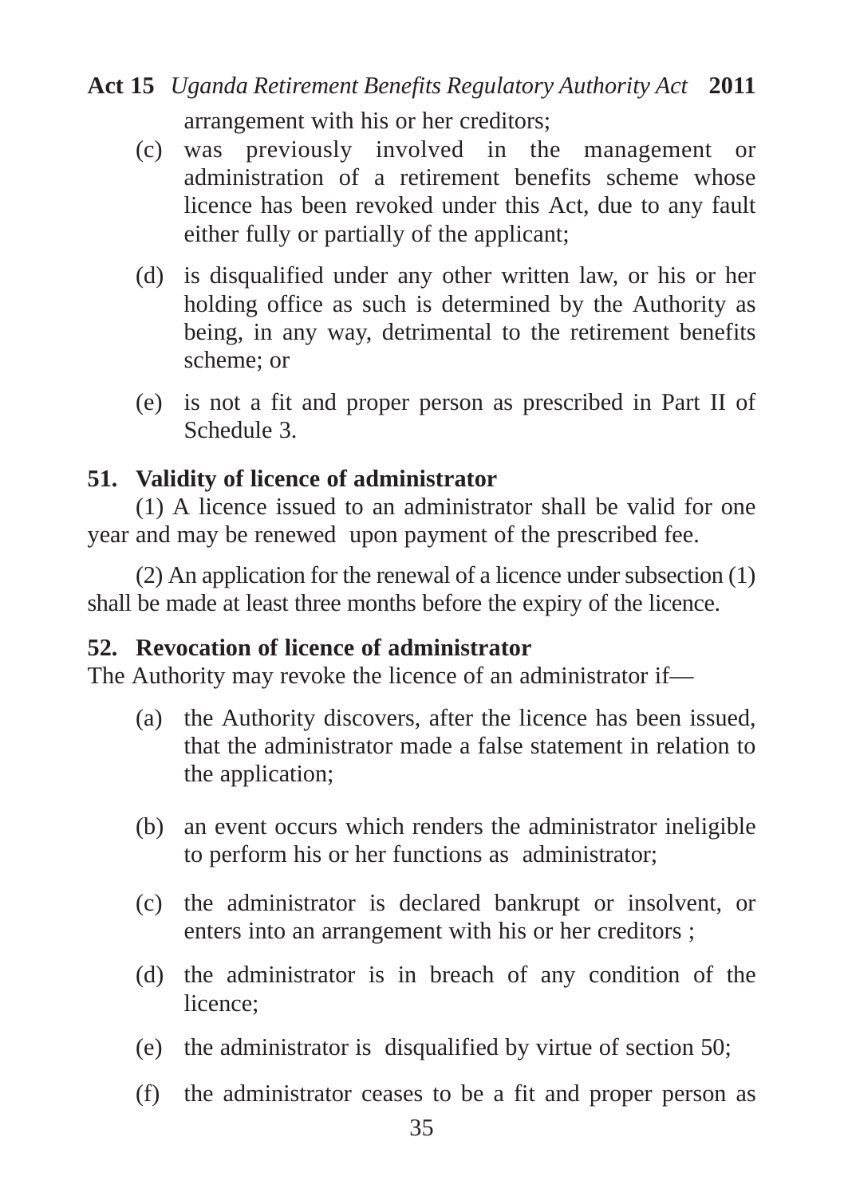arrangement with his or her creditors;

(c) was previously involved in the management or administration of a retirement benefits scheme whose licence has been revoked under this Act, due to any fault either fully or partially of the applicant;

(d) is disqualified under any other written law, or his or her holding office as such is determined by the Authority as being, in any way, detrimental to the retirement benefits scheme; or

(e) is not a fit and proper person as prescribed in Part II of Schedule 3.

### 51. Validity of licence of administrator

(1) A licence issued to an administrator shall be valid for one year and may be renewed upon payment of the prescribed fee.

(2) An application for the renewal of a licence under subsection (1) shall be made at least three months before the expiry of the licence.

### 52. Revocation of licence of administrator

The Authority may revoke the licence of an administrator if—

(a) the Authority discovers, after the licence has been issued, that the administrator made a false statement in relation to the application;

(b) an event occurs which renders the administrator ineligible to perform his or her functions as administrator;

(c) the administrator is declared bankrupt or insolvent, or enters into an arrangement with his or her creditors ;

(d) the administrator is in breach of any condition of the licence;

(e) the administrator is disqualified by virtue of section 50;

(f) the administrator ceases to be a fit and proper person as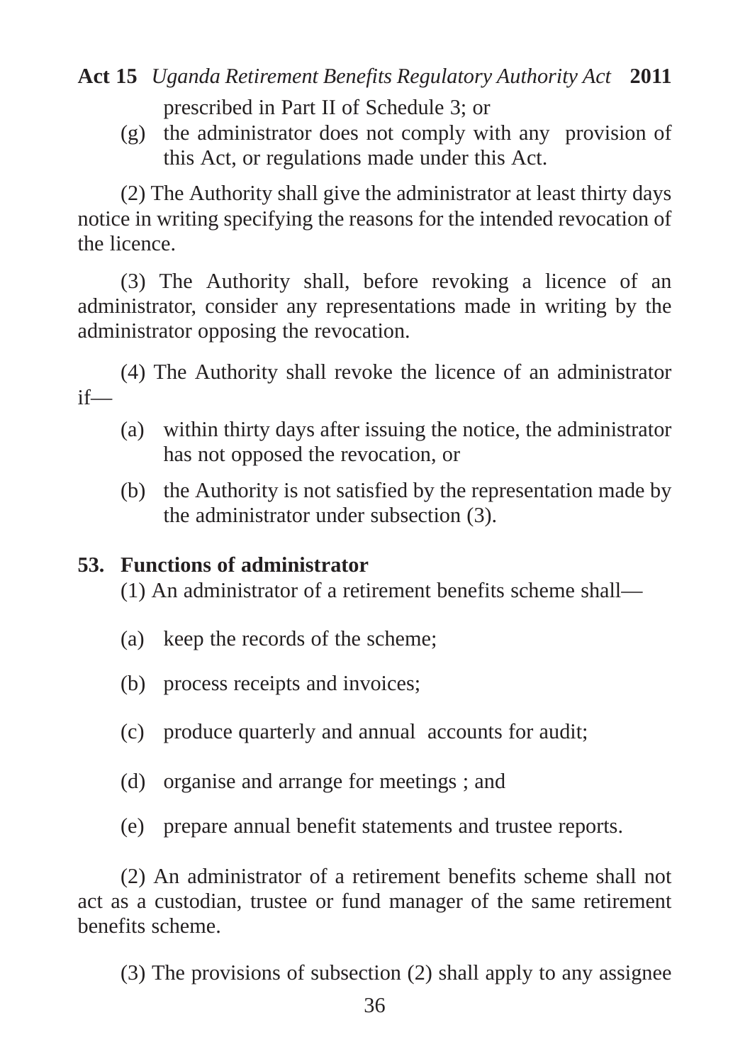prescribed in Part II of Schedule 3; or

(g) the administrator does not comply with any provision of this Act, or regulations made under this Act.

(2) The Authority shall give the administrator at least thirty days notice in writing specifying the reasons for the intended revocation of the licence.

(3) The Authority shall, before revoking a licence of an administrator, consider any representations made in writing by the administrator opposing the revocation.

(4) The Authority shall revoke the licence of an administrator if—

(a) within thirty days after issuing the notice, the administrator has not opposed the revocation, or

(b) the Authority is not satisfied by the representation made by the administrator under subsection (3).

## 53. Functions of administrator

(1) An administrator of a retirement benefits scheme shall—

(a) keep the records of the scheme;

(b) process receipts and invoices;

(c) produce quarterly and annual accounts for audit;

(d) organise and arrange for meetings ; and

(e) prepare annual benefit statements and trustee reports.

(2) An administrator of a retirement benefits scheme shall not act as a custodian, trustee or fund manager of the same retirement benefits scheme.

(3) The provisions of subsection (2) shall apply to any assignee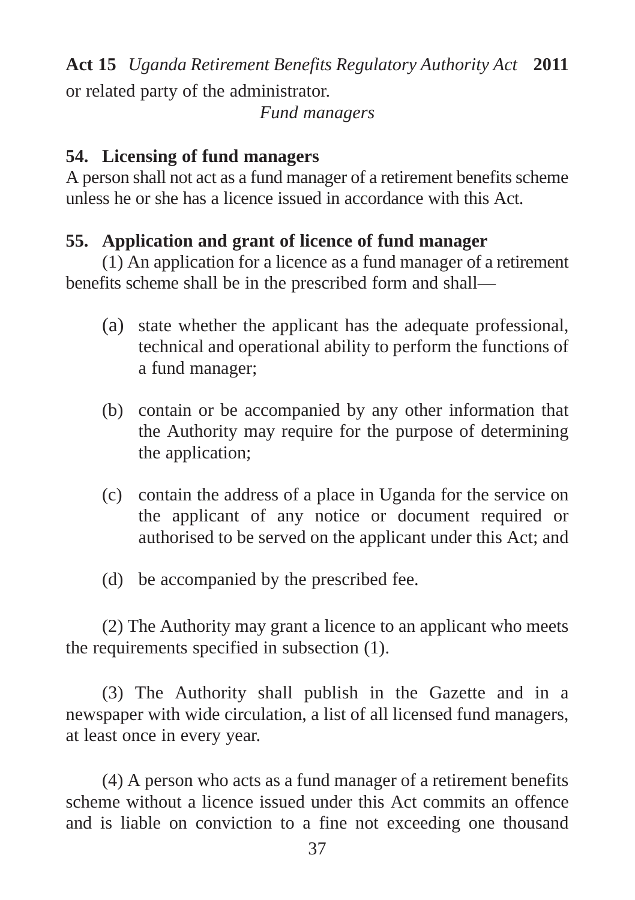or related party of the administrator.

*Fund managers*

## 54. Licensing of fund managers

A person shall not act as a fund manager of a retirement benefits scheme unless he or she has a licence issued in accordance with this Act.

## 55. Application and grant of licence of fund manager

(1) An application for a licence as a fund manager of a retirement benefits scheme shall be in the prescribed form and shall—

(a) state whether the applicant has the adequate professional, technical and operational ability to perform the functions of a fund manager;

(b) contain or be accompanied by any other information that the Authority may require for the purpose of determining the application;

(c) contain the address of a place in Uganda for the service on the applicant of any notice or document required or authorised to be served on the applicant under this Act; and

(d) be accompanied by the prescribed fee.

(2) The Authority may grant a licence to an applicant who meets the requirements specified in subsection (1).

(3) The Authority shall publish in the Gazette and in a newspaper with wide circulation, a list of all licensed fund managers, at least once in every year.

(4) A person who acts as a fund manager of a retirement benefits scheme without a licence issued under this Act commits an offence and is liable on conviction to a fine not exceeding one thousand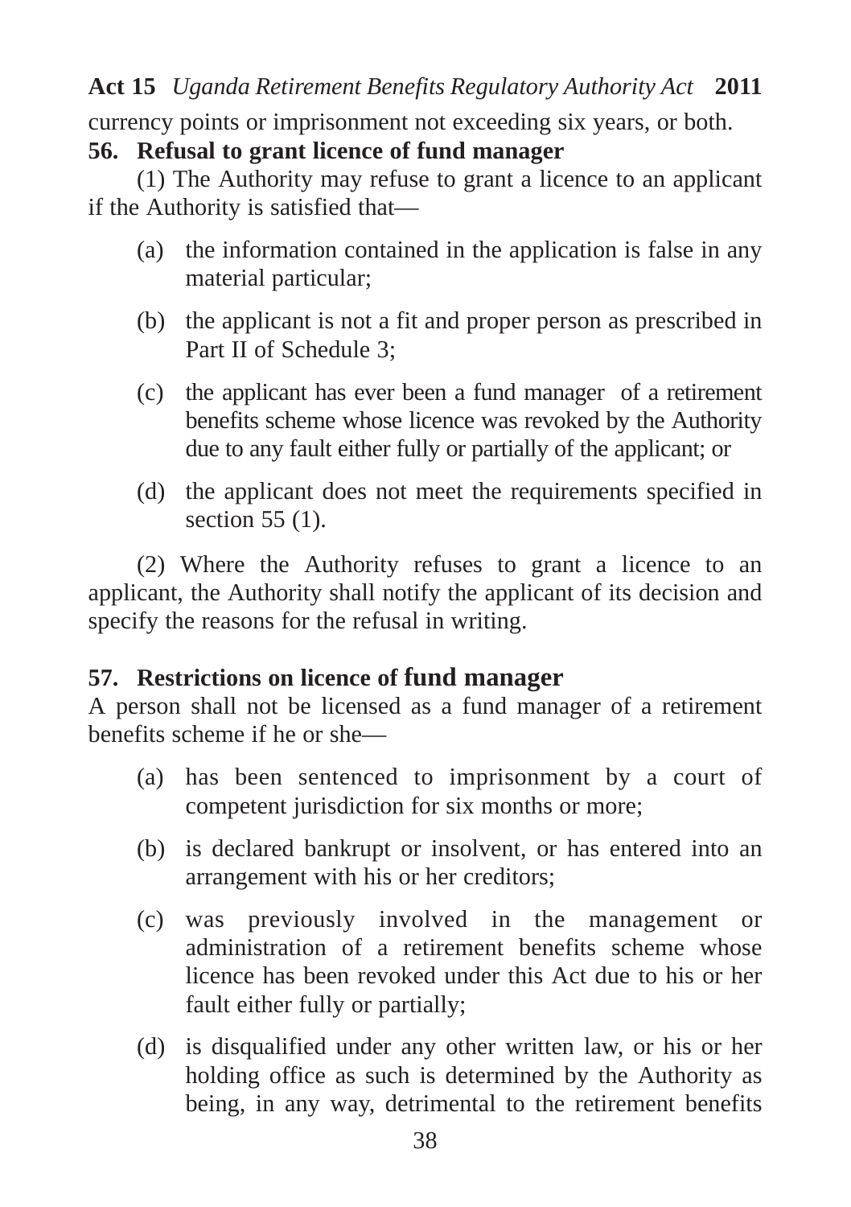currency points or imprisonment not exceeding six years, or both.

### 56. Refusal to grant licence of fund manager

(1) The Authority may refuse to grant a licence to an applicant if the Authority is satisfied that—

(a) the information contained in the application is false in any material particular;

(b) the applicant is not a fit and proper person as prescribed in Part II of Schedule 3;

(c) the applicant has ever been a fund manager of a retirement benefits scheme whose licence was revoked by the Authority due to any fault either fully or partially of the applicant; or

(d) the applicant does not meet the requirements specified in section 55 (1).

(2) Where the Authority refuses to grant a licence to an applicant, the Authority shall notify the applicant of its decision and specify the reasons for the refusal in writing.

### 57. Restrictions on licence of fund manager

A person shall not be licensed as a fund manager of a retirement benefits scheme if he or she—

(a) has been sentenced to imprisonment by a court of competent jurisdiction for six months or more;

(b) is declared bankrupt or insolvent, or has entered into an arrangement with his or her creditors;

(c) was previously involved in the management or administration of a retirement benefits scheme whose licence has been revoked under this Act due to his or her fault either fully or partially;

(d) is disqualified under any other written law, or his or her holding office as such is determined by the Authority as being, in any way, detrimental to the retirement benefits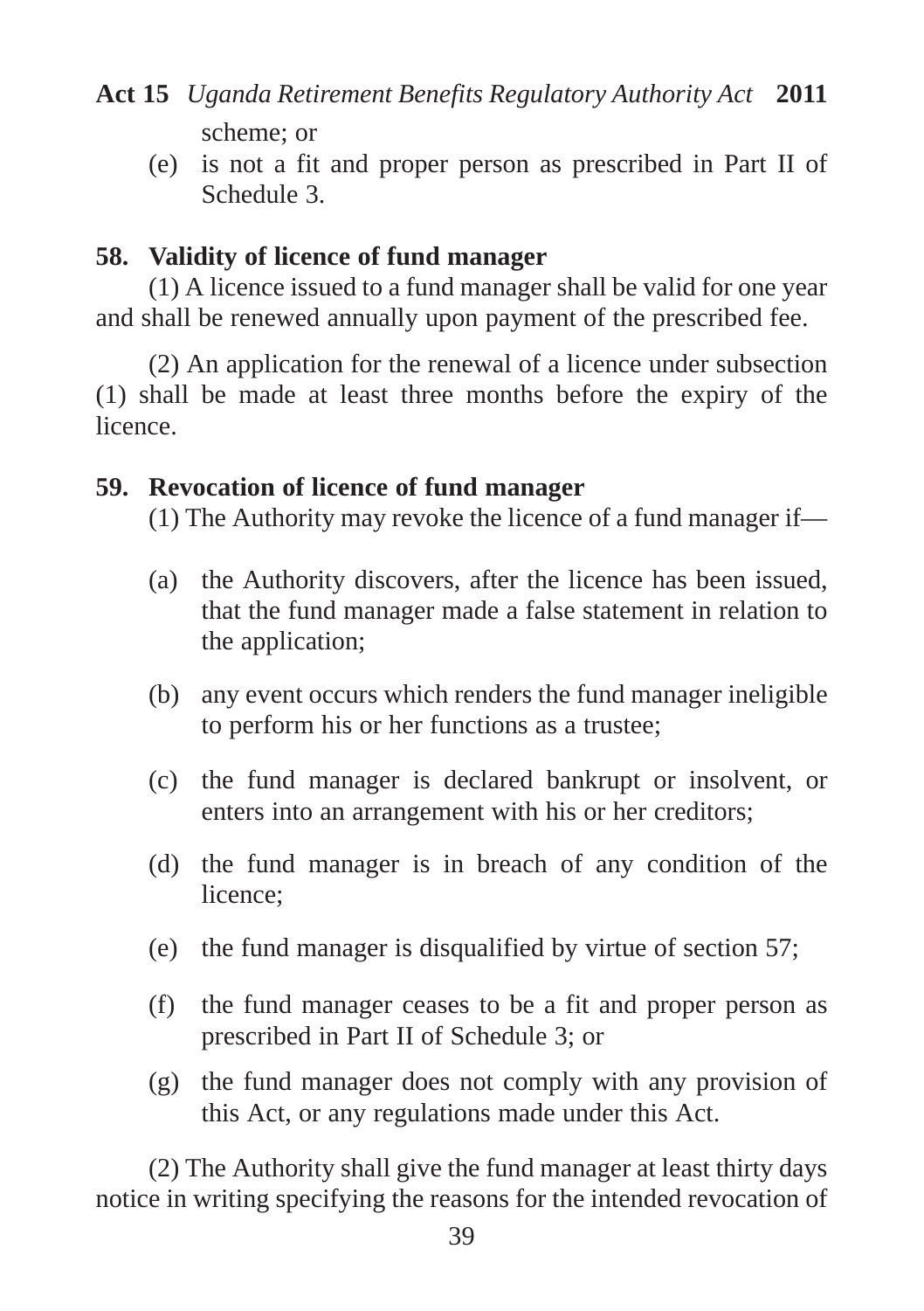scheme; or

(e) is not a fit and proper person as prescribed in Part II of Schedule 3.

**58. Validity of licence of fund manager**

(1) A licence issued to a fund manager shall be valid for one year and shall be renewed annually upon payment of the prescribed fee.

(2) An application for the renewal of a licence under subsection (1) shall be made at least three months before the expiry of the licence.

**59. Revocation of licence of fund manager**

(1) The Authority may revoke the licence of a fund manager if—

(a) the Authority discovers, after the licence has been issued, that the fund manager made a false statement in relation to the application;

(b) any event occurs which renders the fund manager ineligible to perform his or her functions as a trustee;

(c) the fund manager is declared bankrupt or insolvent, or enters into an arrangement with his or her creditors;

(d) the fund manager is in breach of any condition of the licence;

(e) the fund manager is disqualified by virtue of section 57;

(f) the fund manager ceases to be a fit and proper person as prescribed in Part II of Schedule 3; or

(g) the fund manager does not comply with any provision of this Act, or any regulations made under this Act.

(2) The Authority shall give the fund manager at least thirty days notice in writing specifying the reasons for the intended revocation of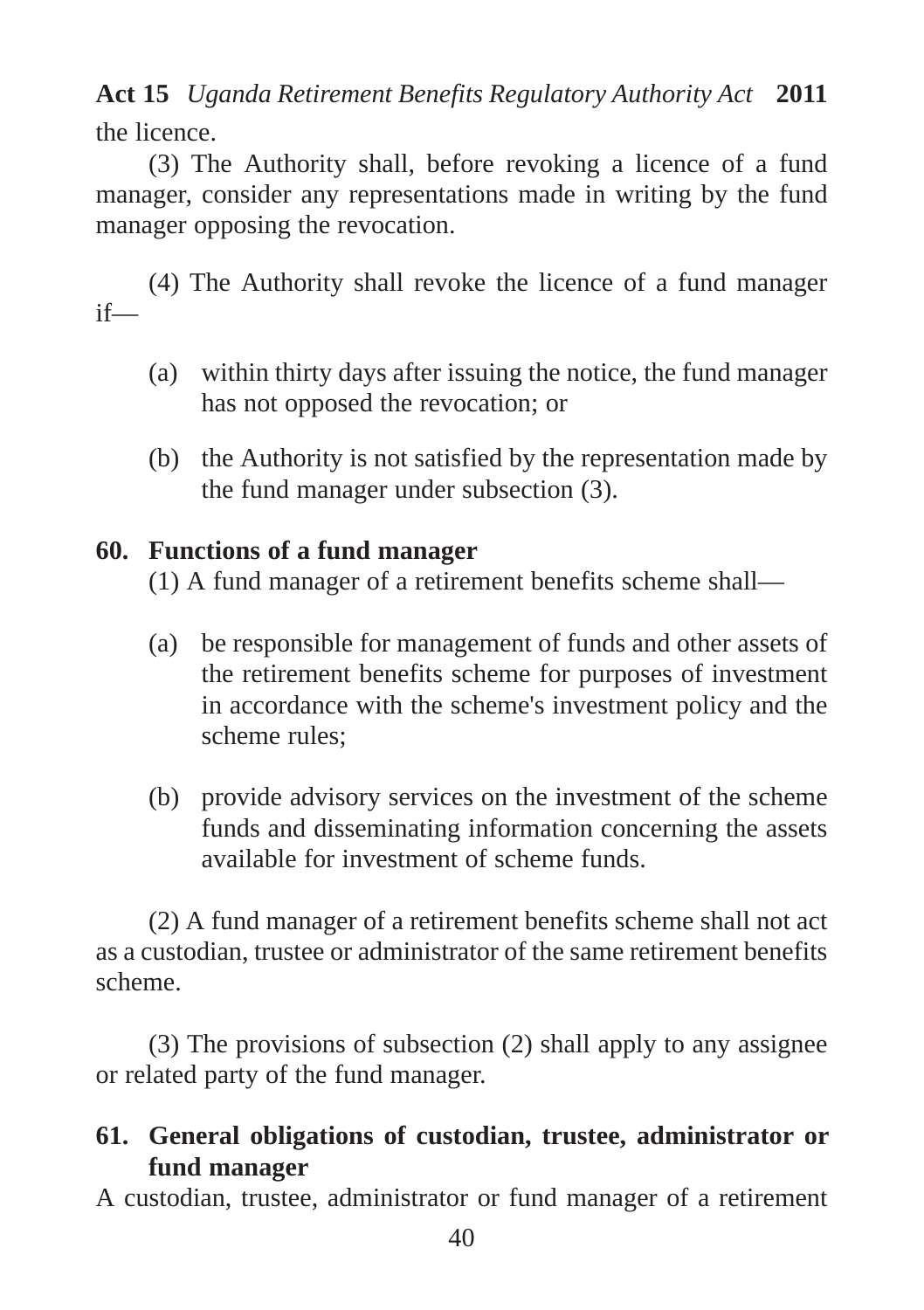the licence.

(3) The Authority shall, before revoking a licence of a fund manager, consider any representations made in writing by the fund manager opposing the revocation.

(4) The Authority shall revoke the licence of a fund manager if—

(a) within thirty days after issuing the notice, the fund manager has not opposed the revocation; or

(b) the Authority is not satisfied by the representation made by the fund manager under subsection (3).

**60. Functions of a fund manager**

(1) A fund manager of a retirement benefits scheme shall—

(a) be responsible for management of funds and other assets of the retirement benefits scheme for purposes of investment in accordance with the scheme's investment policy and the scheme rules;

(b) provide advisory services on the investment of the scheme funds and disseminating information concerning the assets available for investment of scheme funds.

(2) A fund manager of a retirement benefits scheme shall not act as a custodian, trustee or administrator of the same retirement benefits scheme.

(3) The provisions of subsection (2) shall apply to any assignee or related party of the fund manager.

**61. General obligations of custodian, trustee, administrator or fund manager**

A custodian, trustee, administrator or fund manager of a retirement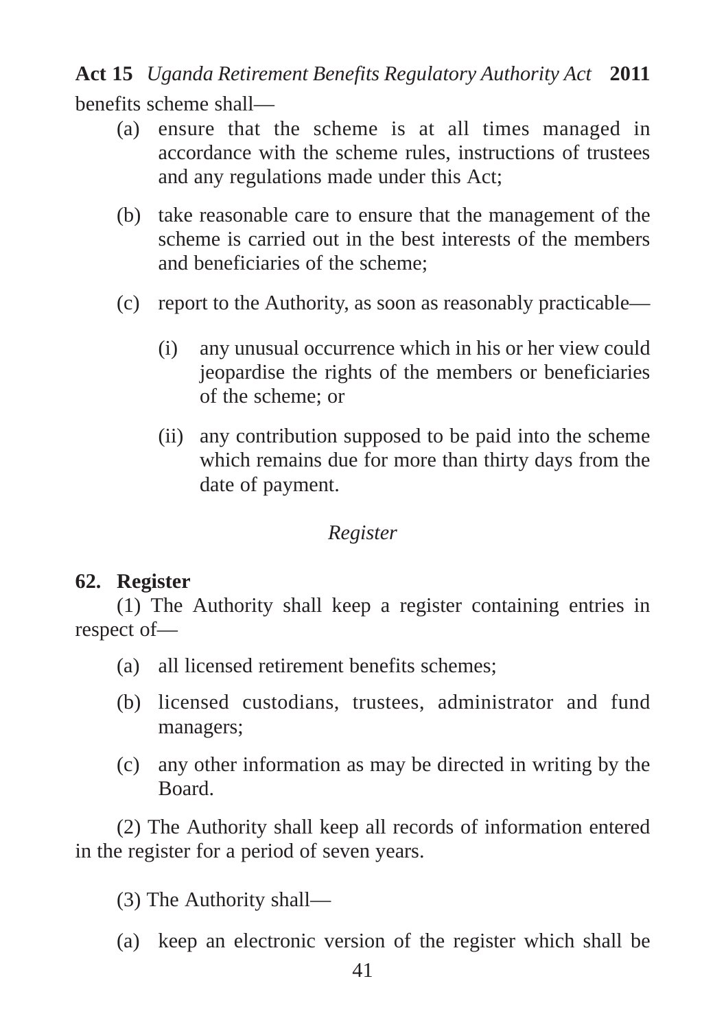benefits scheme shall—

(a) ensure that the scheme is at all times managed in accordance with the scheme rules, instructions of trustees and any regulations made under this Act;

(b) take reasonable care to ensure that the management of the scheme is carried out in the best interests of the members and beneficiaries of the scheme;

(c) report to the Authority, as soon as reasonably practicable—

(i) any unusual occurrence which in his or her view could jeopardise the rights of the members or beneficiaries of the scheme; or

(ii) any contribution supposed to be paid into the scheme which remains due for more than thirty days from the date of payment.

*Register*

**62. Register**

(1) The Authority shall keep a register containing entries in respect of—

(a) all licensed retirement benefits schemes;

(b) licensed custodians, trustees, administrator and fund managers;

(c) any other information as may be directed in writing by the Board.

(2) The Authority shall keep all records of information entered in the register for a period of seven years.

(3) The Authority shall—

(a) keep an electronic version of the register which shall be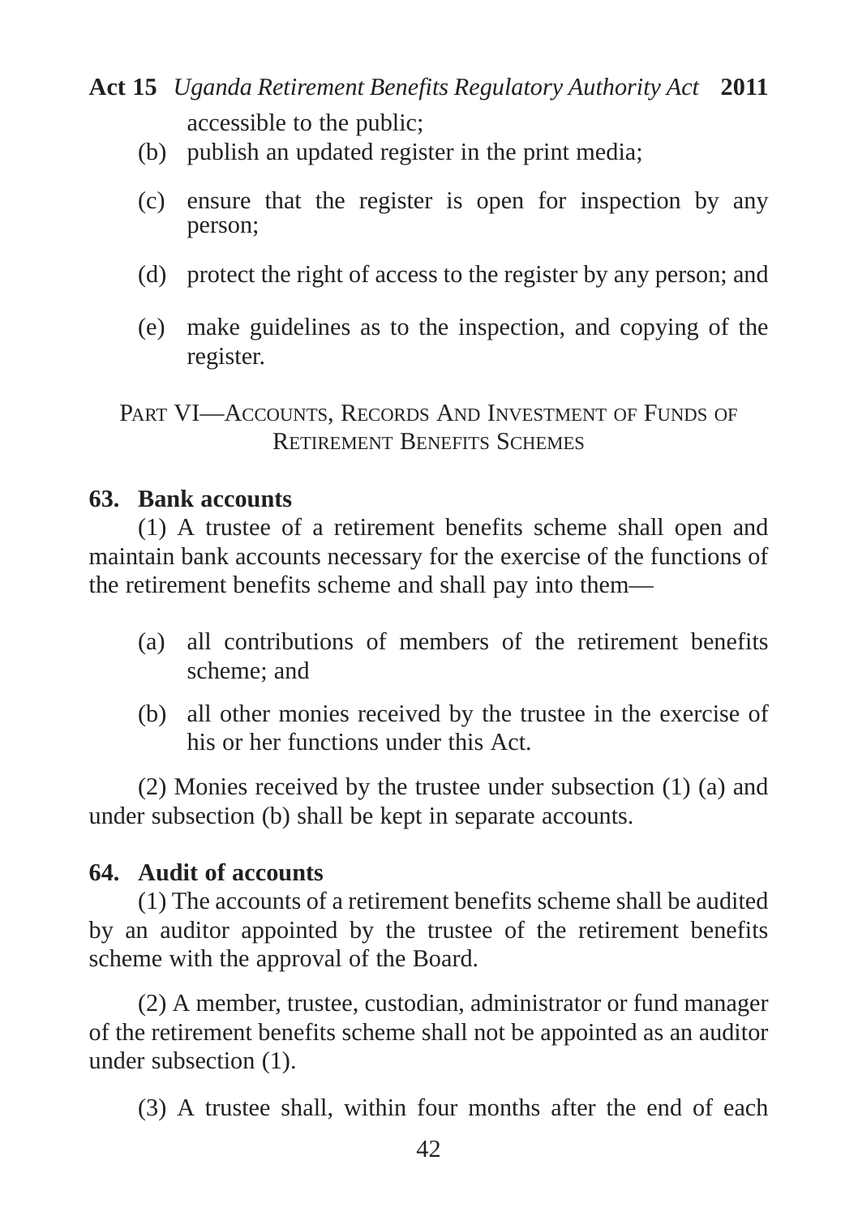accessible to the public;

(b) publish an updated register in the print media;

(c) ensure that the register is open for inspection by any person;

(d) protect the right of access to the register by any person; and

(e) make guidelines as to the inspection, and copying of the register.

## PART VI—ACCOUNTS, RECORDS AND INVESTMENT OF FUNDS OF RETIREMENT BENEFITS SCHEMES

### 63. Bank accounts

(1) A trustee of a retirement benefits scheme shall open and maintain bank accounts necessary for the exercise of the functions of the retirement benefits scheme and shall pay into them—

(a) all contributions of members of the retirement benefits scheme; and

(b) all other monies received by the trustee in the exercise of his or her functions under this Act.

(2) Monies received by the trustee under subsection (1) (a) and under subsection (b) shall be kept in separate accounts.

### 64. Audit of accounts

(1) The accounts of a retirement benefits scheme shall be audited by an auditor appointed by the trustee of the retirement benefits scheme with the approval of the Board.

(2) A member, trustee, custodian, administrator or fund manager of the retirement benefits scheme shall not be appointed as an auditor under subsection (1).

(3) A trustee shall, within four months after the end of each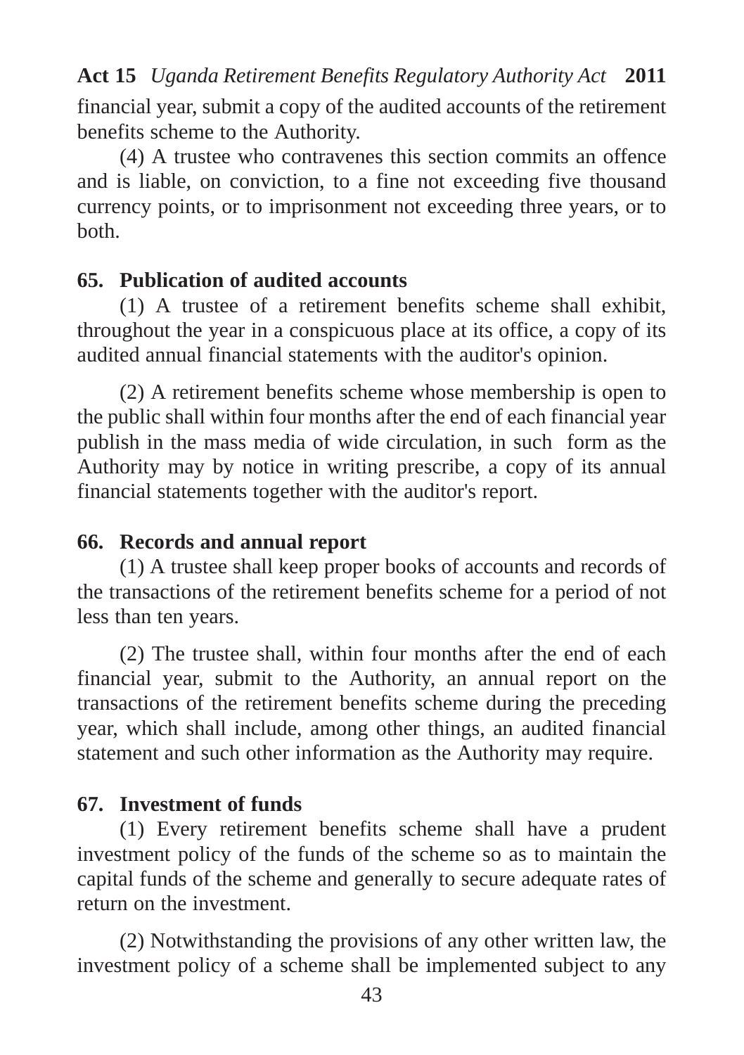financial year, submit a copy of the audited accounts of the retirement benefits scheme to the Authority.

(4) A trustee who contravenes this section commits an offence and is liable, on conviction, to a fine not exceeding five thousand currency points, or to imprisonment not exceeding three years, or to both.

**65. Publication of audited accounts**

(1) A trustee of a retirement benefits scheme shall exhibit, throughout the year in a conspicuous place at its office, a copy of its audited annual financial statements with the auditor's opinion.

(2) A retirement benefits scheme whose membership is open to the public shall within four months after the end of each financial year publish in the mass media of wide circulation, in such form as the Authority may by notice in writing prescribe, a copy of its annual financial statements together with the auditor's report.

**66. Records and annual report**

(1) A trustee shall keep proper books of accounts and records of the transactions of the retirement benefits scheme for a period of not less than ten years.

(2) The trustee shall, within four months after the end of each financial year, submit to the Authority, an annual report on the transactions of the retirement benefits scheme during the preceding year, which shall include, among other things, an audited financial statement and such other information as the Authority may require.

**67. Investment of funds**

(1) Every retirement benefits scheme shall have a prudent investment policy of the funds of the scheme so as to maintain the capital funds of the scheme and generally to secure adequate rates of return on the investment.

(2) Notwithstanding the provisions of any other written law, the investment policy of a scheme shall be implemented subject to any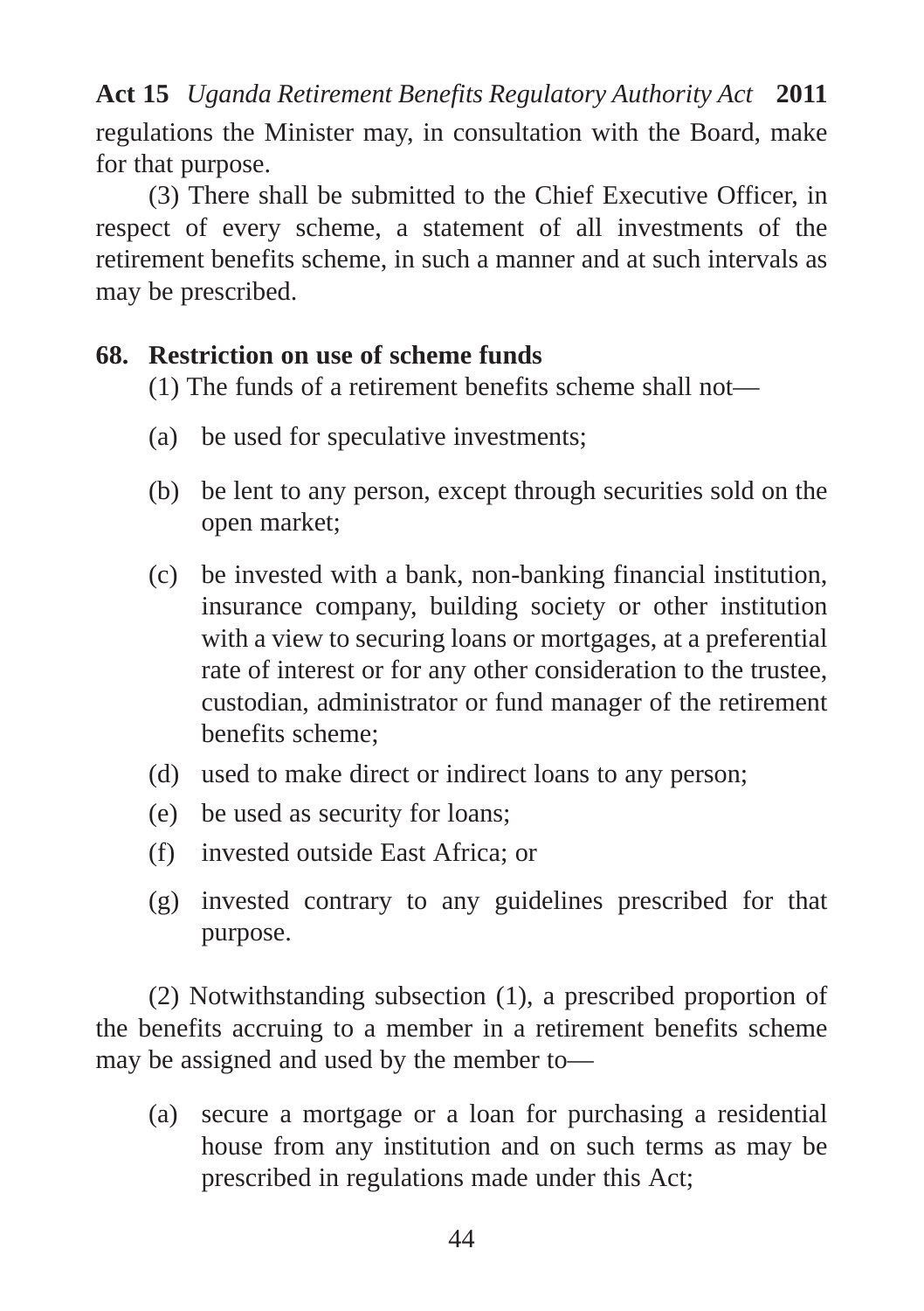regulations the Minister may, in consultation with the Board, make for that purpose.

(3) There shall be submitted to the Chief Executive Officer, in respect of every scheme, a statement of all investments of the retirement benefits scheme, in such a manner and at such intervals as may be prescribed.

**68. Restriction on use of scheme funds**

(1) The funds of a retirement benefits scheme shall not—

(a) be used for speculative investments;

(b) be lent to any person, except through securities sold on the open market;

(c) be invested with a bank, non-banking financial institution, insurance company, building society or other institution with a view to securing loans or mortgages, at a preferential rate of interest or for any other consideration to the trustee, custodian, administrator or fund manager of the retirement benefits scheme;

(d) used to make direct or indirect loans to any person;

(e) be used as security for loans;

(f) invested outside East Africa; or

(g) invested contrary to any guidelines prescribed for that purpose.

(2) Notwithstanding subsection (1), a prescribed proportion of the benefits accruing to a member in a retirement benefits scheme may be assigned and used by the member to—

(a) secure a mortgage or a loan for purchasing a residential house from any institution and on such terms as may be prescribed in regulations made under this Act;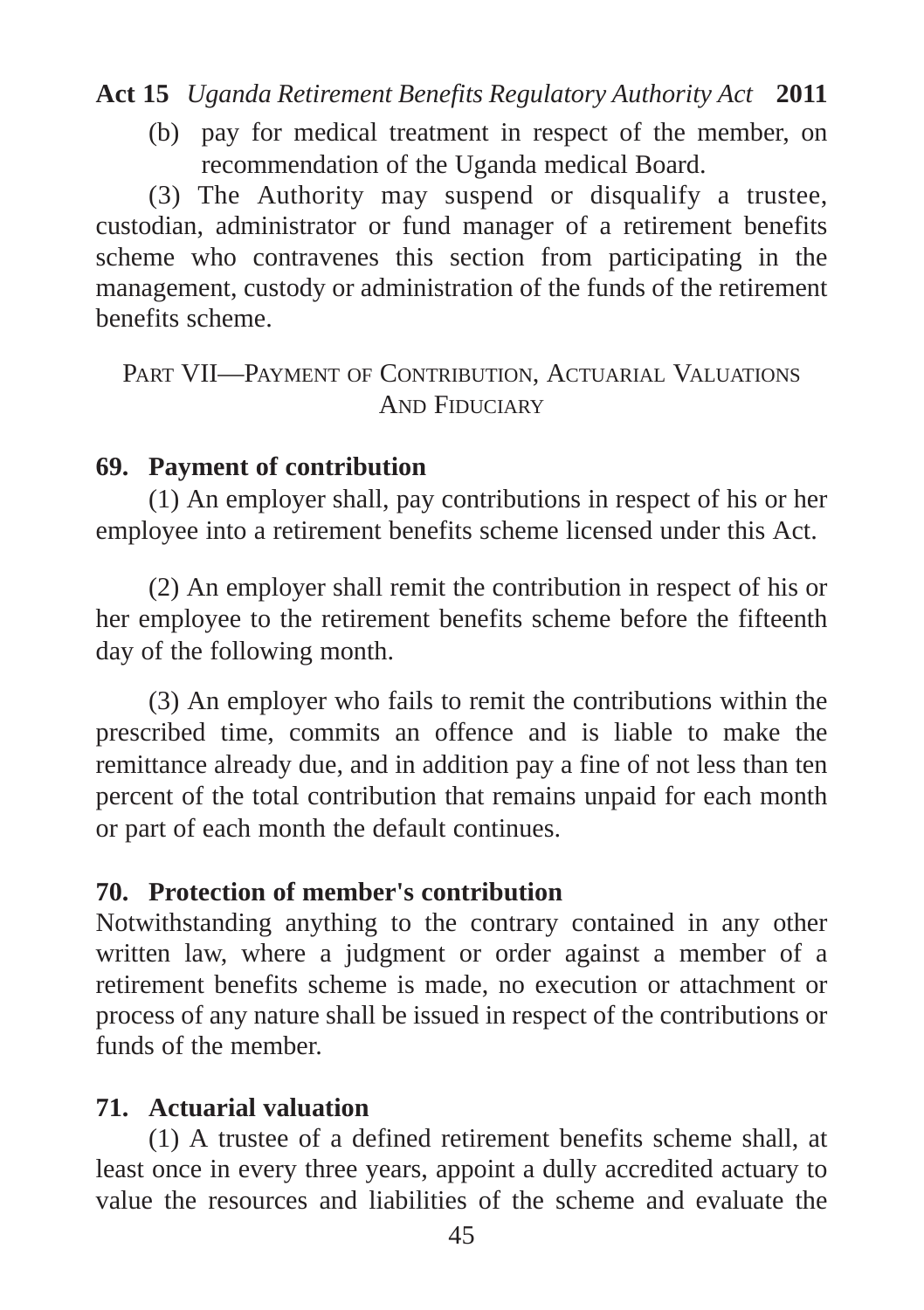(b) pay for medical treatment in respect of the member, on recommendation of the Uganda medical Board.

(3) The Authority may suspend or disqualify a trustee, custodian, administrator or fund manager of a retirement benefits scheme who contravenes this section from participating in the management, custody or administration of the funds of the retirement benefits scheme.

## PART VII—PAYMENT OF CONTRIBUTION, ACTUARIAL VALUATIONS AND FIDUCIARY

### 69. Payment of contribution

(1) An employer shall, pay contributions in respect of his or her employee into a retirement benefits scheme licensed under this Act.

(2) An employer shall remit the contribution in respect of his or her employee to the retirement benefits scheme before the fifteenth day of the following month.

(3) An employer who fails to remit the contributions within the prescribed time, commits an offence and is liable to make the remittance already due, and in addition pay a fine of not less than ten percent of the total contribution that remains unpaid for each month or part of each month the default continues.

### 70. Protection of member's contribution

Notwithstanding anything to the contrary contained in any other written law, where a judgment or order against a member of a retirement benefits scheme is made, no execution or attachment or process of any nature shall be issued in respect of the contributions or funds of the member.

### 71. Actuarial valuation

(1) A trustee of a defined retirement benefits scheme shall, at least once in every three years, appoint a dully accredited actuary to value the resources and liabilities of the scheme and evaluate the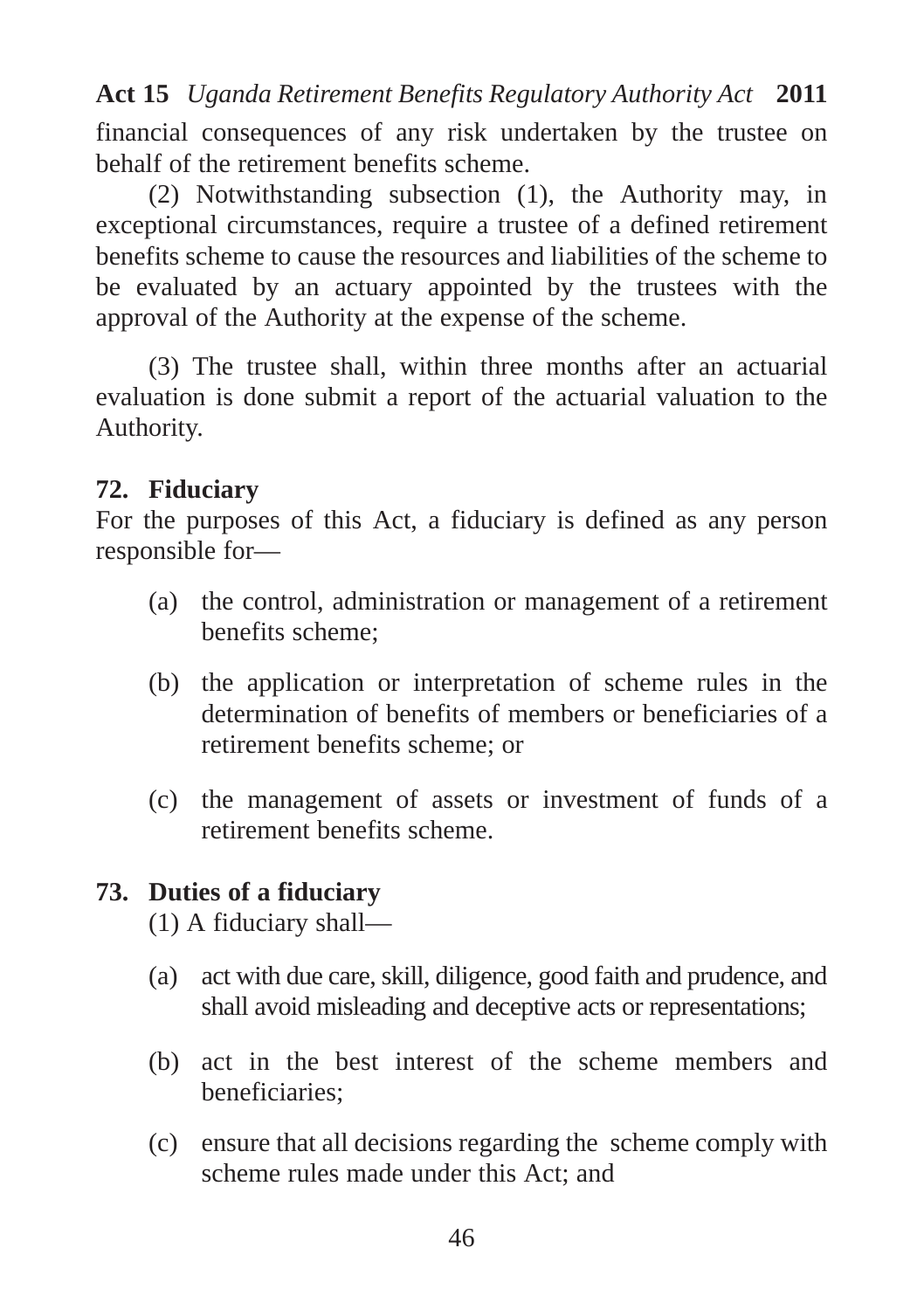financial consequences of any risk undertaken by the trustee on behalf of the retirement benefits scheme.

(2) Notwithstanding subsection (1), the Authority may, in exceptional circumstances, require a trustee of a defined retirement benefits scheme to cause the resources and liabilities of the scheme to be evaluated by an actuary appointed by the trustees with the approval of the Authority at the expense of the scheme.

(3) The trustee shall, within three months after an actuarial evaluation is done submit a report of the actuarial valuation to the Authority.

**72. Fiduciary**

For the purposes of this Act, a fiduciary is defined as any person responsible for—

(a) the control, administration or management of a retirement benefits scheme;

(b) the application or interpretation of scheme rules in the determination of benefits of members or beneficiaries of a retirement benefits scheme; or

(c) the management of assets or investment of funds of a retirement benefits scheme.

**73. Duties of a fiduciary**

(1) A fiduciary shall—

(a) act with due care, skill, diligence, good faith and prudence, and shall avoid misleading and deceptive acts or representations;

(b) act in the best interest of the scheme members and beneficiaries;

(c) ensure that all decisions regarding the scheme comply with scheme rules made under this Act; and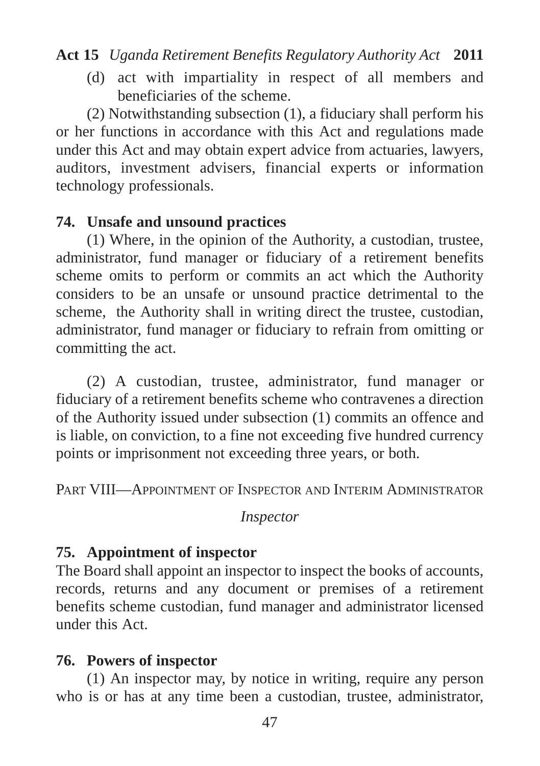(d) act with impartiality in respect of all members and beneficiaries of the scheme.

(2) Notwithstanding subsection (1), a fiduciary shall perform his or her functions in accordance with this Act and regulations made under this Act and may obtain expert advice from actuaries, lawyers, auditors, investment advisers, financial experts or information technology professionals.

### 74. Unsafe and unsound practices

(1) Where, in the opinion of the Authority, a custodian, trustee, administrator, fund manager or fiduciary of a retirement benefits scheme omits to perform or commits an act which the Authority considers to be an unsafe or unsound practice detrimental to the scheme, the Authority shall in writing direct the trustee, custodian, administrator, fund manager or fiduciary to refrain from omitting or committing the act.

(2) A custodian, trustee, administrator, fund manager or fiduciary of a retirement benefits scheme who contravenes a direction of the Authority issued under subsection (1) commits an offence and is liable, on conviction, to a fine not exceeding five hundred currency points or imprisonment not exceeding three years, or both.

## PART VIII—APPOINTMENT OF INSPECTOR AND INTERIM ADMINISTRATOR

*Inspector*

### 75. Appointment of inspector

The Board shall appoint an inspector to inspect the books of accounts, records, returns and any document or premises of a retirement benefits scheme custodian, fund manager and administrator licensed under this Act.

### 76. Powers of inspector

(1) An inspector may, by notice in writing, require any person who is or has at any time been a custodian, trustee, administrator,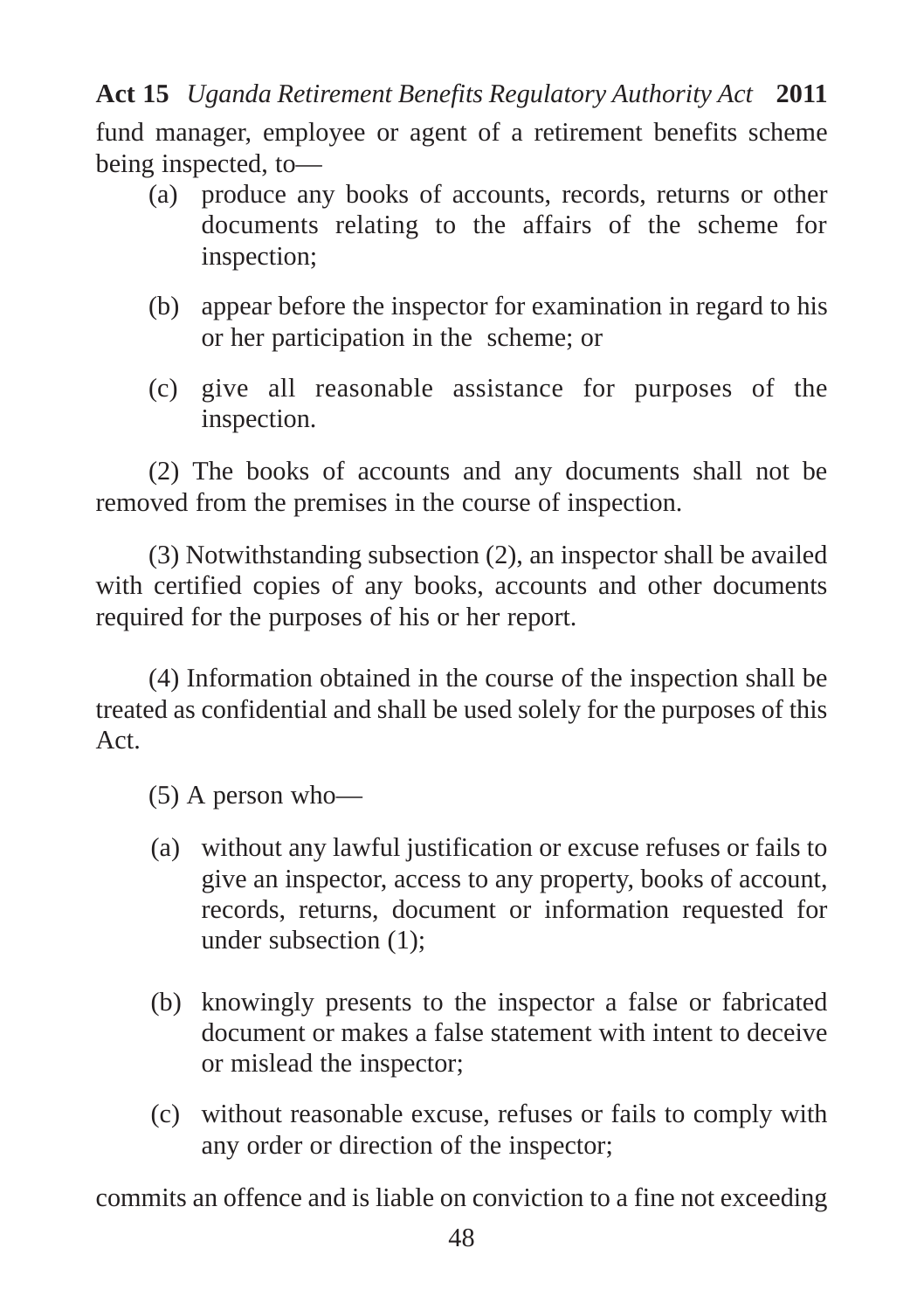fund manager, employee or agent of a retirement benefits scheme being inspected, to—

- (a) produce any books of accounts, records, returns or other documents relating to the affairs of the scheme for inspection;
- (b) appear before the inspector for examination in regard to his or her participation in the scheme; or
- (c) give all reasonable assistance for purposes of the inspection.

(2) The books of accounts and any documents shall not be removed from the premises in the course of inspection.

(3) Notwithstanding subsection (2), an inspector shall be availed with certified copies of any books, accounts and other documents required for the purposes of his or her report.

(4) Information obtained in the course of the inspection shall be treated as confidential and shall be used solely for the purposes of this Act.

(5) A person who—

- (a) without any lawful justification or excuse refuses or fails to give an inspector, access to any property, books of account, records, returns, document or information requested for under subsection (1);
- (b) knowingly presents to the inspector a false or fabricated document or makes a false statement with intent to deceive or mislead the inspector;
- (c) without reasonable excuse, refuses or fails to comply with any order or direction of the inspector;

commits an offence and is liable on conviction to a fine not exceeding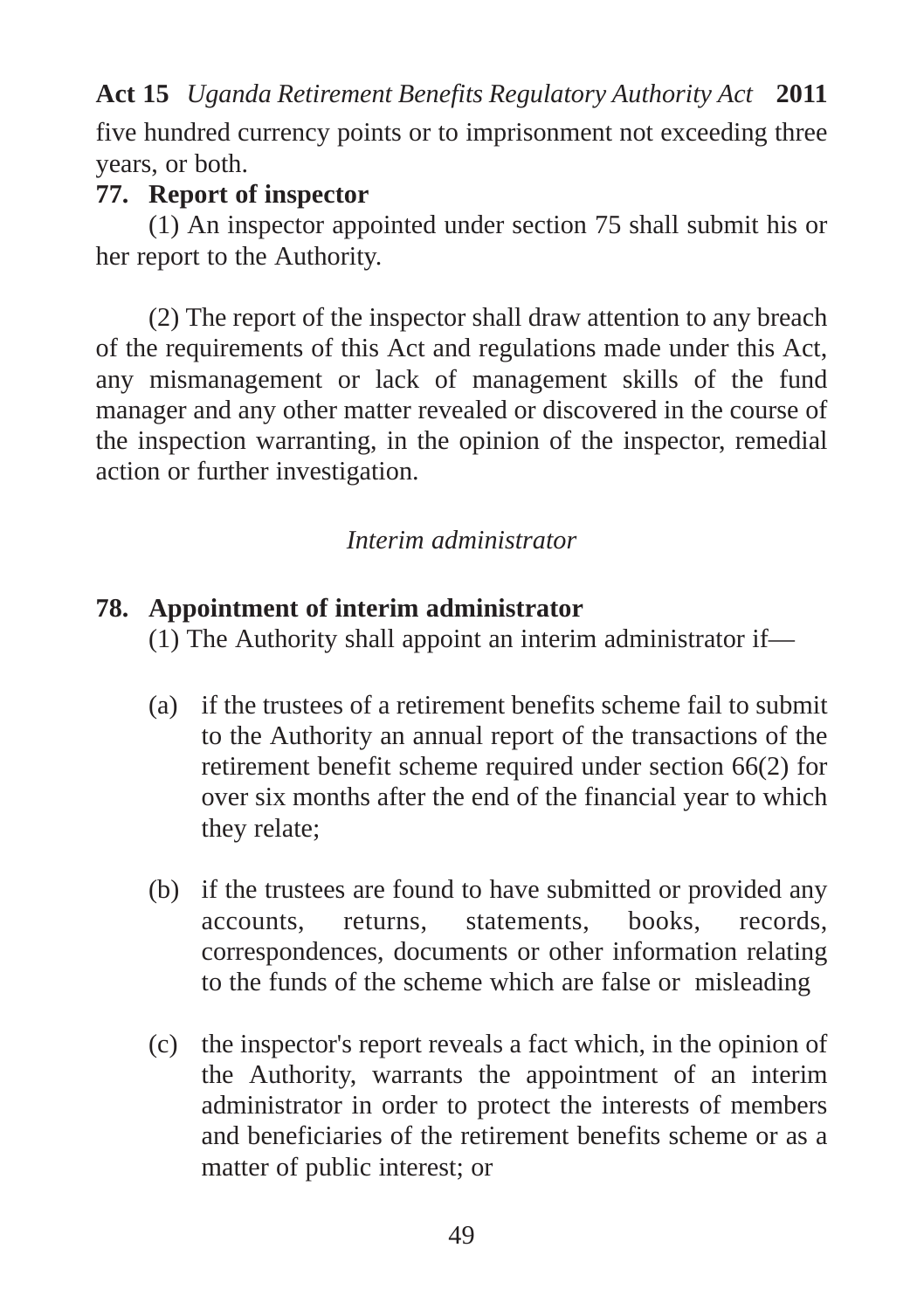five hundred currency points or to imprisonment not exceeding three years, or both.

**77. Report of inspector**

(1) An inspector appointed under section 75 shall submit his or her report to the Authority.

(2) The report of the inspector shall draw attention to any breach of the requirements of this Act and regulations made under this Act, any mismanagement or lack of management skills of the fund manager and any other matter revealed or discovered in the course of the inspection warranting, in the opinion of the inspector, remedial action or further investigation.

*Interim administrator*

**78. Appointment of interim administrator**

(1) The Authority shall appoint an interim administrator if—

(a) if the trustees of a retirement benefits scheme fail to submit to the Authority an annual report of the transactions of the retirement benefit scheme required under section 66(2) for over six months after the end of the financial year to which they relate;

(b) if the trustees are found to have submitted or provided any accounts, returns, statements, books, records, correspondences, documents or other information relating to the funds of the scheme which are false or misleading

(c) the inspector's report reveals a fact which, in the opinion of the Authority, warrants the appointment of an interim administrator in order to protect the interests of members and beneficiaries of the retirement benefits scheme or as a matter of public interest; or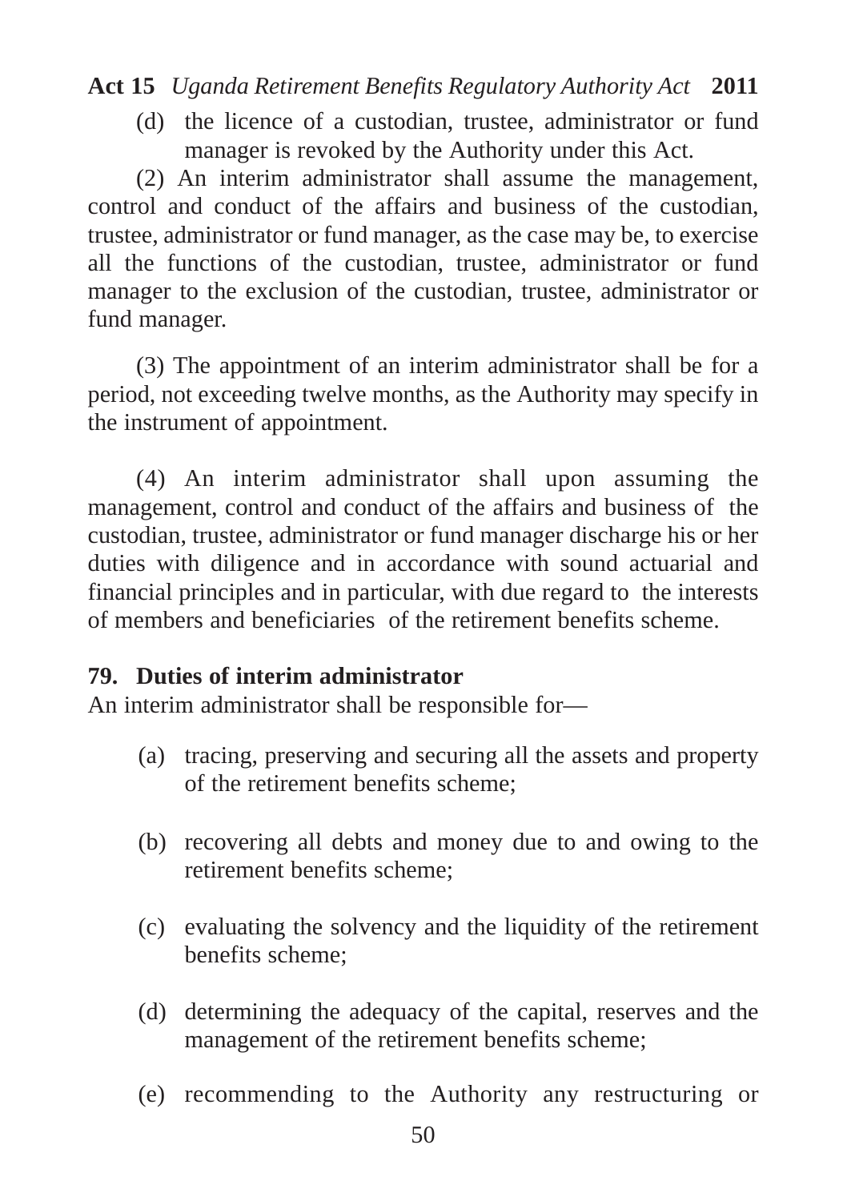(d) the licence of a custodian, trustee, administrator or fund manager is revoked by the Authority under this Act.

(2) An interim administrator shall assume the management, control and conduct of the affairs and business of the custodian, trustee, administrator or fund manager, as the case may be, to exercise all the functions of the custodian, trustee, administrator or fund manager to the exclusion of the custodian, trustee, administrator or fund manager.

(3) The appointment of an interim administrator shall be for a period, not exceeding twelve months, as the Authority may specify in the instrument of appointment.

(4) An interim administrator shall upon assuming the management, control and conduct of the affairs and business of the custodian, trustee, administrator or fund manager discharge his or her duties with diligence and in accordance with sound actuarial and financial principles and in particular, with due regard to the interests of members and beneficiaries of the retirement benefits scheme.

**79. Duties of interim administrator**

An interim administrator shall be responsible for—

(a) tracing, preserving and securing all the assets and property of the retirement benefits scheme;

(b) recovering all debts and money due to and owing to the retirement benefits scheme;

(c) evaluating the solvency and the liquidity of the retirement benefits scheme;

(d) determining the adequacy of the capital, reserves and the management of the retirement benefits scheme;

(e) recommending to the Authority any restructuring or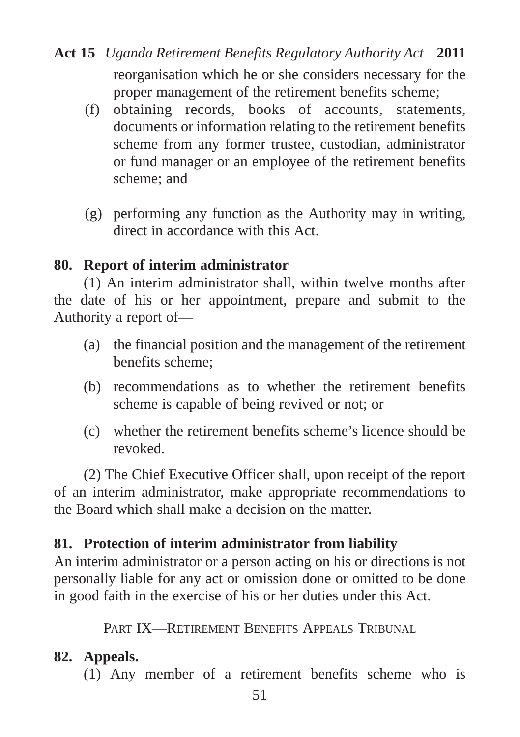reorganisation which he or she considers necessary for the proper management of the retirement benefits scheme;

(f) obtaining records, books of accounts, statements, documents or information relating to the retirement benefits scheme from any former trustee, custodian, administrator or fund manager or an employee of the retirement benefits scheme; and

(g) performing any function as the Authority may in writing, direct in accordance with this Act.

**80. Report of interim administrator**

(1) An interim administrator shall, within twelve months after the date of his or her appointment, prepare and submit to the Authority a report of—

(a) the financial position and the management of the retirement benefits scheme;

(b) recommendations as to whether the retirement benefits scheme is capable of being revived or not; or

(c) whether the retirement benefits scheme's licence should be revoked.

(2) The Chief Executive Officer shall, upon receipt of the report of an interim administrator, make appropriate recommendations to the Board which shall make a decision on the matter.

**81. Protection of interim administrator from liability**

An interim administrator or a person acting on his or directions is not personally liable for any act or omission done or omitted to be done in good faith in the exercise of his or her duties under this Act.

## PART IX—RETIREMENT BENEFITS APPEALS TRIBUNAL

**82. Appeals.**

(1) Any member of a retirement benefits scheme who is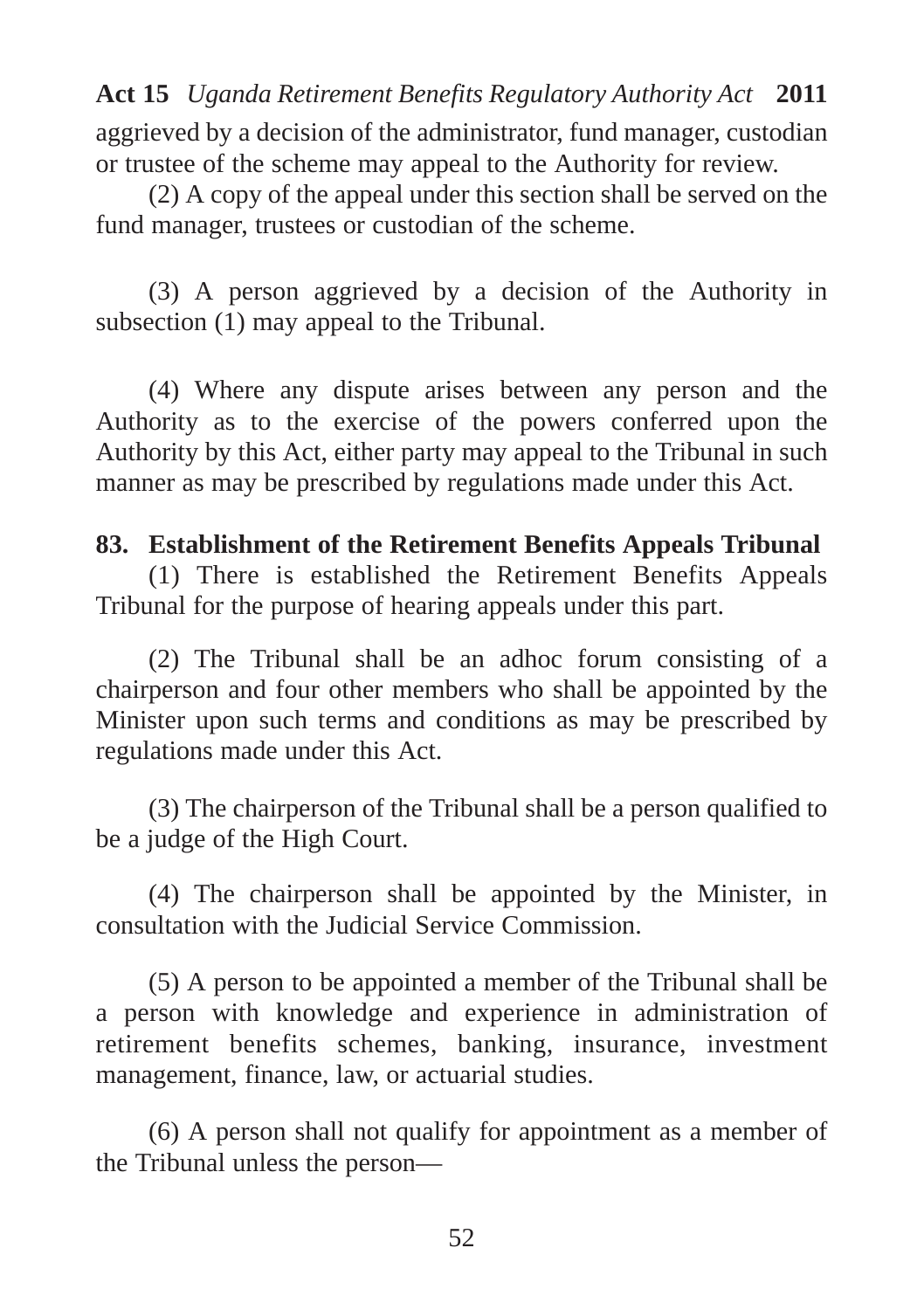aggrieved by a decision of the administrator, fund manager, custodian or trustee of the scheme may appeal to the Authority for review.

(2) A copy of the appeal under this section shall be served on the fund manager, trustees or custodian of the scheme.

(3) A person aggrieved by a decision of the Authority in subsection (1) may appeal to the Tribunal.

(4) Where any dispute arises between any person and the Authority as to the exercise of the powers conferred upon the Authority by this Act, either party may appeal to the Tribunal in such manner as may be prescribed by regulations made under this Act.

**83. Establishment of the Retirement Benefits Appeals Tribunal**

(1) There is established the Retirement Benefits Appeals Tribunal for the purpose of hearing appeals under this part.

(2) The Tribunal shall be an adhoc forum consisting of a chairperson and four other members who shall be appointed by the Minister upon such terms and conditions as may be prescribed by regulations made under this Act.

(3) The chairperson of the Tribunal shall be a person qualified to be a judge of the High Court.

(4) The chairperson shall be appointed by the Minister, in consultation with the Judicial Service Commission.

(5) A person to be appointed a member of the Tribunal shall be a person with knowledge and experience in administration of retirement benefits schemes, banking, insurance, investment management, finance, law, or actuarial studies.

(6) A person shall not qualify for appointment as a member of the Tribunal unless the person—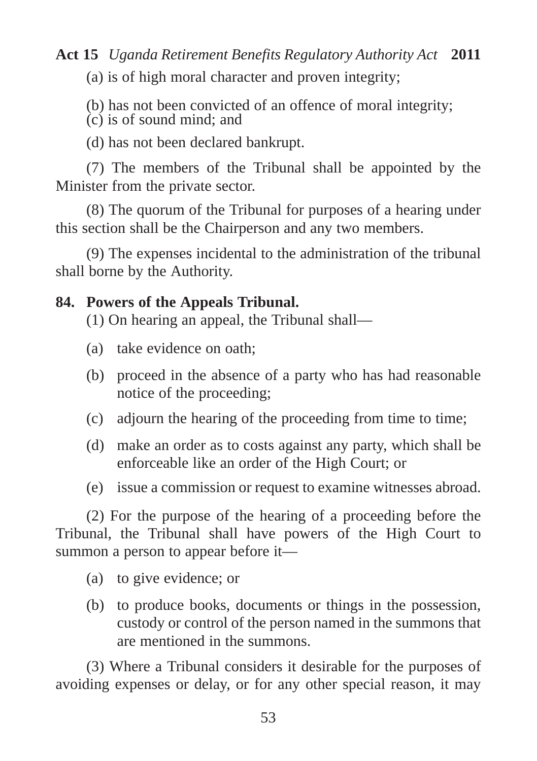(a) is of high moral character and proven integrity;

(b) has not been convicted of an offence of moral integrity;

(c) is of sound mind; and

(d) has not been declared bankrupt.

(7) The members of the Tribunal shall be appointed by the Minister from the private sector.

(8) The quorum of the Tribunal for purposes of a hearing under this section shall be the Chairperson and any two members.

(9) The expenses incidental to the administration of the tribunal shall borne by the Authority.

**84. Powers of the Appeals Tribunal.**

(1) On hearing an appeal, the Tribunal shall—

(a) take evidence on oath;

(b) proceed in the absence of a party who has had reasonable notice of the proceeding;

(c) adjourn the hearing of the proceeding from time to time;

(d) make an order as to costs against any party, which shall be enforceable like an order of the High Court; or

(e) issue a commission or request to examine witnesses abroad.

(2) For the purpose of the hearing of a proceeding before the Tribunal, the Tribunal shall have powers of the High Court to summon a person to appear before it—

(a) to give evidence; or

(b) to produce books, documents or things in the possession, custody or control of the person named in the summons that are mentioned in the summons.

(3) Where a Tribunal considers it desirable for the purposes of avoiding expenses or delay, or for any other special reason, it may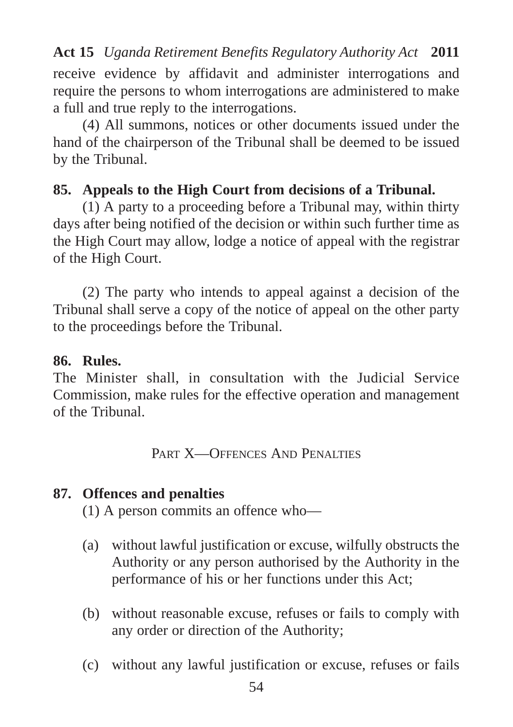receive evidence by affidavit and administer interrogations and require the persons to whom interrogations are administered to make a full and true reply to the interrogations.

(4) All summons, notices or other documents issued under the hand of the chairperson of the Tribunal shall be deemed to be issued by the Tribunal.

**85. Appeals to the High Court from decisions of a Tribunal.**

(1) A party to a proceeding before a Tribunal may, within thirty days after being notified of the decision or within such further time as the High Court may allow, lodge a notice of appeal with the registrar of the High Court.

(2) The party who intends to appeal against a decision of the Tribunal shall serve a copy of the notice of appeal on the other party to the proceedings before the Tribunal.

**86. Rules.**

The Minister shall, in consultation with the Judicial Service Commission, make rules for the effective operation and management of the Tribunal.

## PART X—OFFENCES AND PENALTIES

**87. Offences and penalties**

(1) A person commits an offence who—

(a) without lawful justification or excuse, wilfully obstructs the Authority or any person authorised by the Authority in the performance of his or her functions under this Act;

(b) without reasonable excuse, refuses or fails to comply with any order or direction of the Authority;

(c) without any lawful justification or excuse, refuses or fails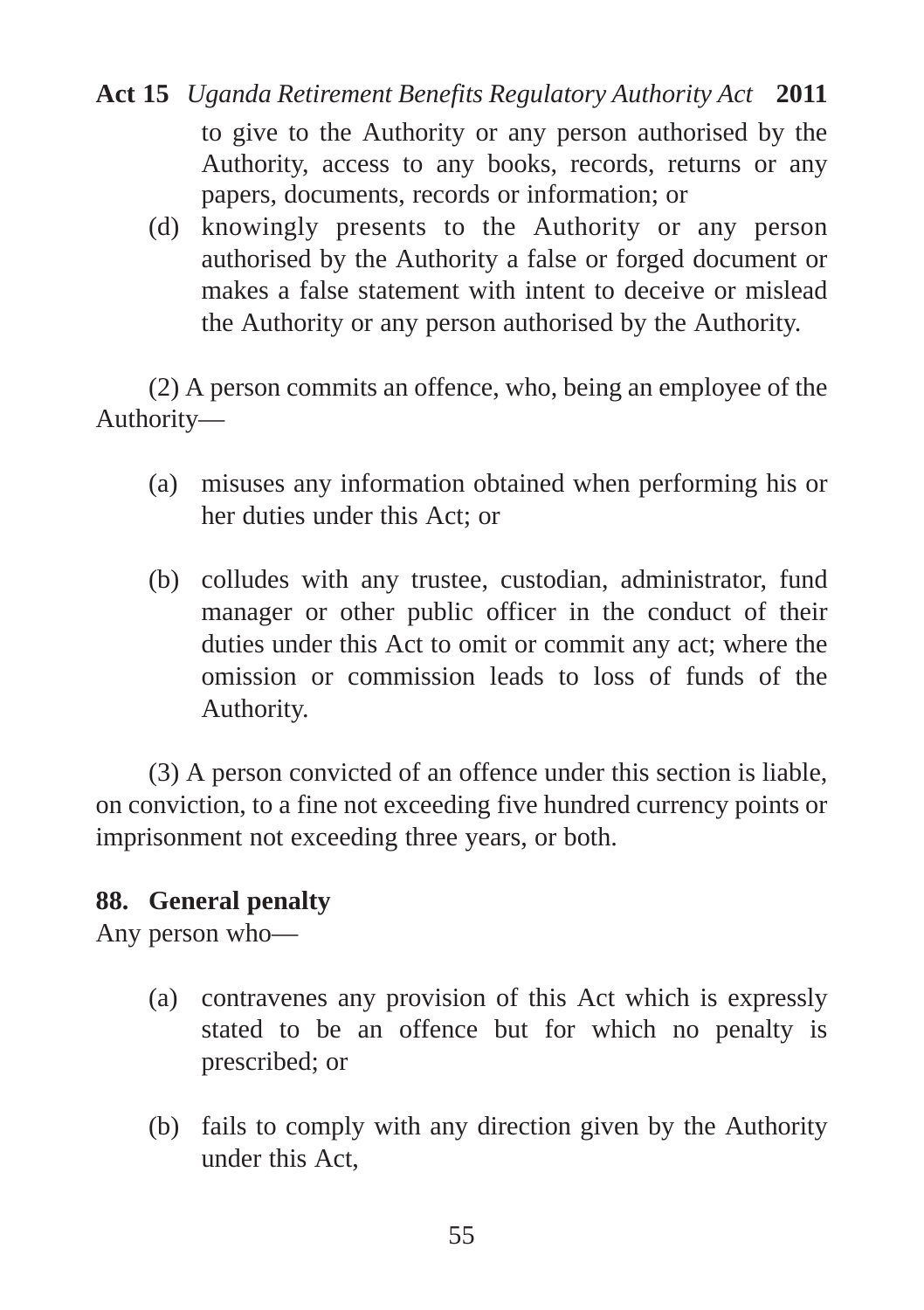to give to the Authority or any person authorised by the Authority, access to any books, records, returns or any papers, documents, records or information; or

(d) knowingly presents to the Authority or any person authorised by the Authority a false or forged document or makes a false statement with intent to deceive or mislead the Authority or any person authorised by the Authority.

(2) A person commits an offence, who, being an employee of the Authority—

(a) misuses any information obtained when performing his or her duties under this Act; or

(b) colludes with any trustee, custodian, administrator, fund manager or other public officer in the conduct of their duties under this Act to omit or commit any act; where the omission or commission leads to loss of funds of the Authority.

(3) A person convicted of an offence under this section is liable, on conviction, to a fine not exceeding five hundred currency points or imprisonment not exceeding three years, or both.

**88. General penalty**

Any person who—

(a) contravenes any provision of this Act which is expressly stated to be an offence but for which no penalty is prescribed; or

(b) fails to comply with any direction given by the Authority under this Act,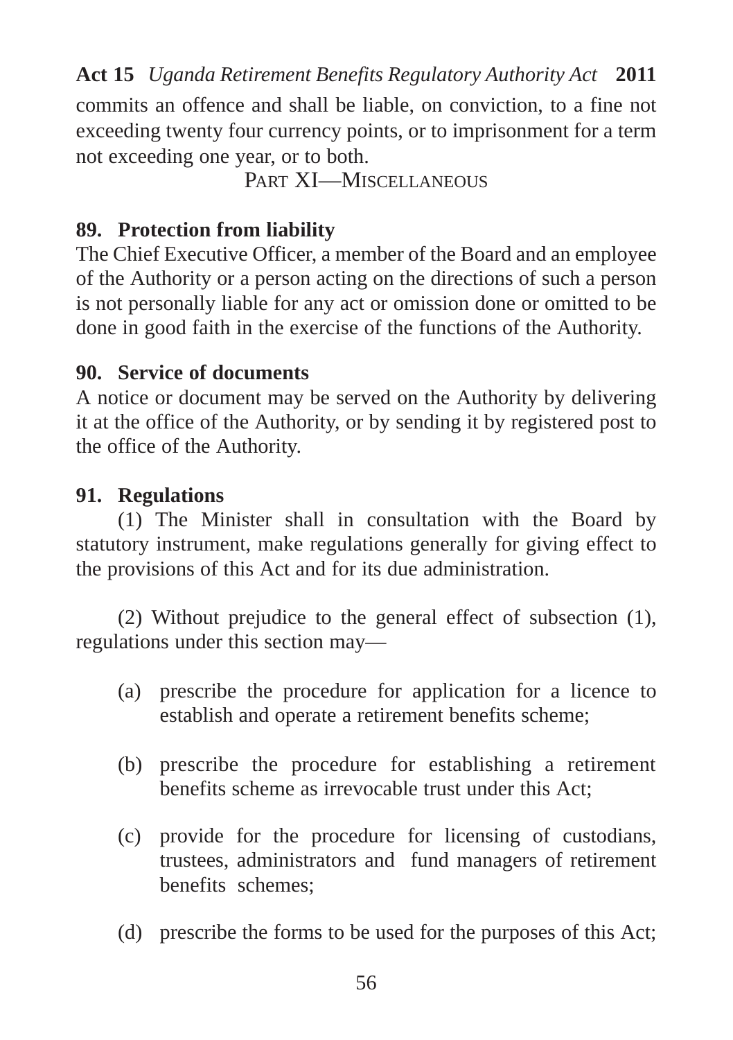commits an offence and shall be liable, on conviction, to a fine not exceeding twenty four currency points, or to imprisonment for a term not exceeding one year, or to both.

## PART XI—MISCELLANEOUS

### 89. Protection from liability

The Chief Executive Officer, a member of the Board and an employee of the Authority or a person acting on the directions of such a person is not personally liable for any act or omission done or omitted to be done in good faith in the exercise of the functions of the Authority.

### 90. Service of documents

A notice or document may be served on the Authority by delivering it at the office of the Authority, or by sending it by registered post to the office of the Authority.

### 91. Regulations

(1) The Minister shall in consultation with the Board by statutory instrument, make regulations generally for giving effect to the provisions of this Act and for its due administration.

(2) Without prejudice to the general effect of subsection (1), regulations under this section may—

(a) prescribe the procedure for application for a licence to establish and operate a retirement benefits scheme;

(b) prescribe the procedure for establishing a retirement benefits scheme as irrevocable trust under this Act;

(c) provide for the procedure for licensing of custodians, trustees, administrators and fund managers of retirement benefits schemes;

(d) prescribe the forms to be used for the purposes of this Act;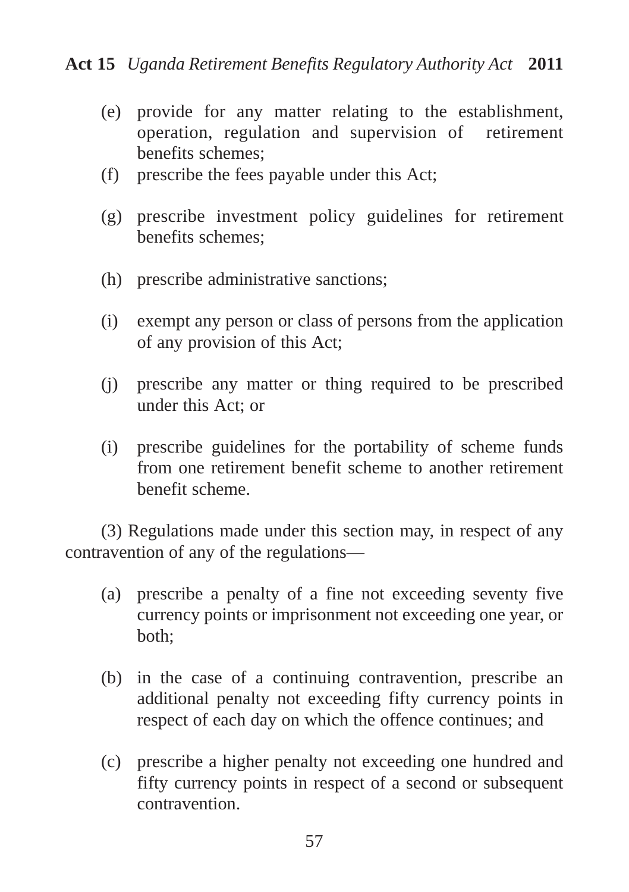(e) provide for any matter relating to the establishment, operation, regulation and supervision of retirement benefits schemes;

(f) prescribe the fees payable under this Act;

(g) prescribe investment policy guidelines for retirement benefits schemes;

(h) prescribe administrative sanctions;

(i) exempt any person or class of persons from the application of any provision of this Act;

(j) prescribe any matter or thing required to be prescribed under this Act; or

(i) prescribe guidelines for the portability of scheme funds from one retirement benefit scheme to another retirement benefit scheme.

(3) Regulations made under this section may, in respect of any contravention of any of the regulations—

(a) prescribe a penalty of a fine not exceeding seventy five currency points or imprisonment not exceeding one year, or both;

(b) in the case of a continuing contravention, prescribe an additional penalty not exceeding fifty currency points in respect of each day on which the offence continues; and

(c) prescribe a higher penalty not exceeding one hundred and fifty currency points in respect of a second or subsequent contravention.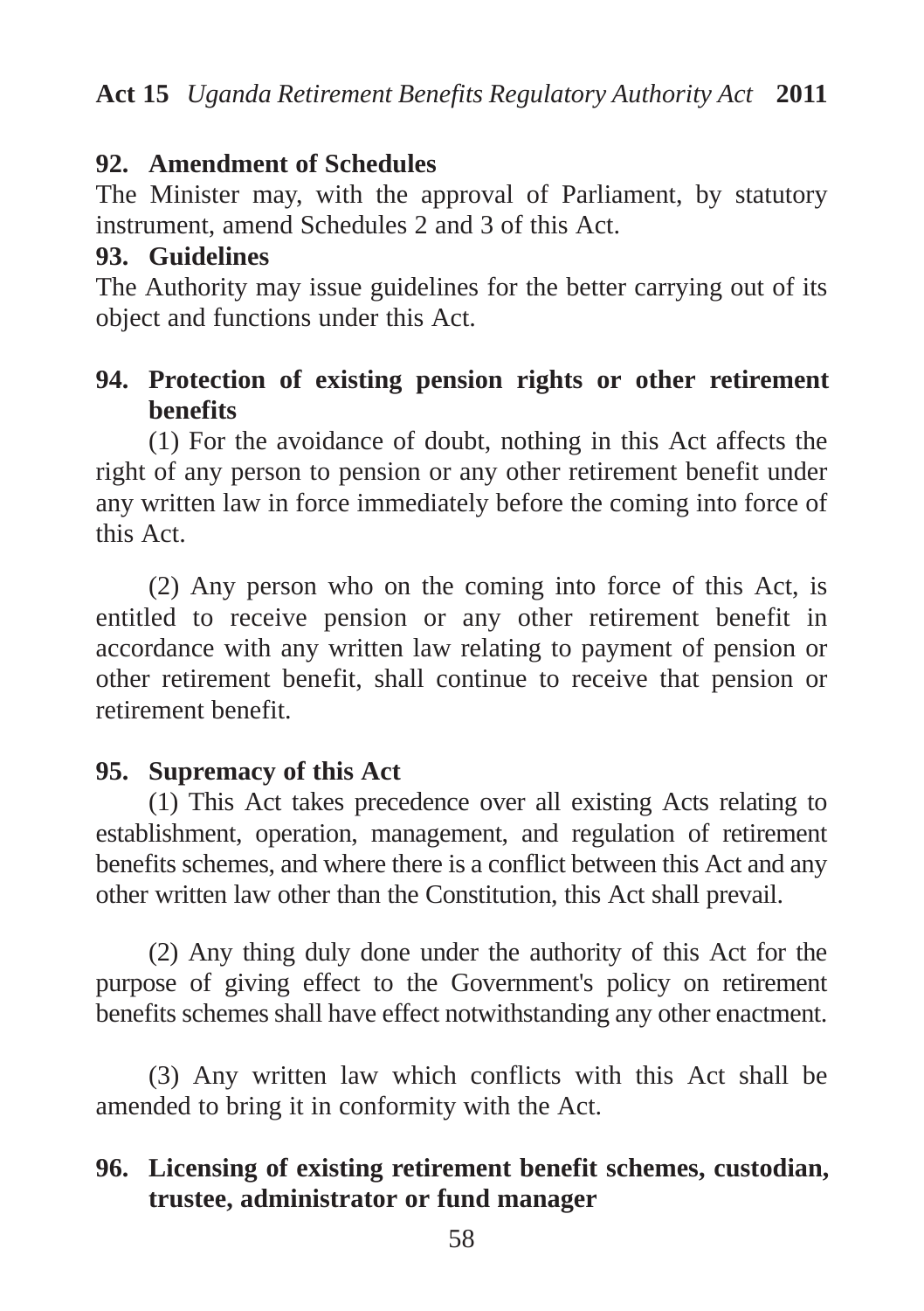**92. Amendment of Schedules**

The Minister may, with the approval of Parliament, by statutory instrument, amend Schedules 2 and 3 of this Act.

**93. Guidelines**

The Authority may issue guidelines for the better carrying out of its object and functions under this Act.

**94. Protection of existing pension rights or other retirement benefits**

(1) For the avoidance of doubt, nothing in this Act affects the right of any person to pension or any other retirement benefit under any written law in force immediately before the coming into force of this Act.

(2) Any person who on the coming into force of this Act, is entitled to receive pension or any other retirement benefit in accordance with any written law relating to payment of pension or other retirement benefit, shall continue to receive that pension or retirement benefit.

**95. Supremacy of this Act**

(1) This Act takes precedence over all existing Acts relating to establishment, operation, management, and regulation of retirement benefits schemes, and where there is a conflict between this Act and any other written law other than the Constitution, this Act shall prevail.

(2) Any thing duly done under the authority of this Act for the purpose of giving effect to the Government's policy on retirement benefits schemes shall have effect notwithstanding any other enactment.

(3) Any written law which conflicts with this Act shall be amended to bring it in conformity with the Act.

**96. Licensing of existing retirement benefit schemes, custodian, trustee, administrator or fund manager**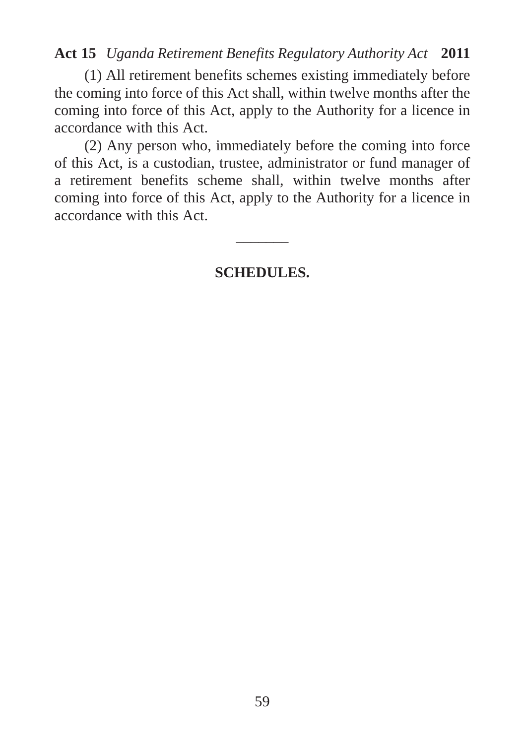(1) All retirement benefits schemes existing immediately before the coming into force of this Act shall, within twelve months after the coming into force of this Act, apply to the Authority for a licence in accordance with this Act.

(2) Any person who, immediately before the coming into force of this Act, is a custodian, trustee, administrator or fund manager of a retirement benefits scheme shall, within twelve months after coming into force of this Act, apply to the Authority for a licence in accordance with this Act.

---

## SCHEDULES.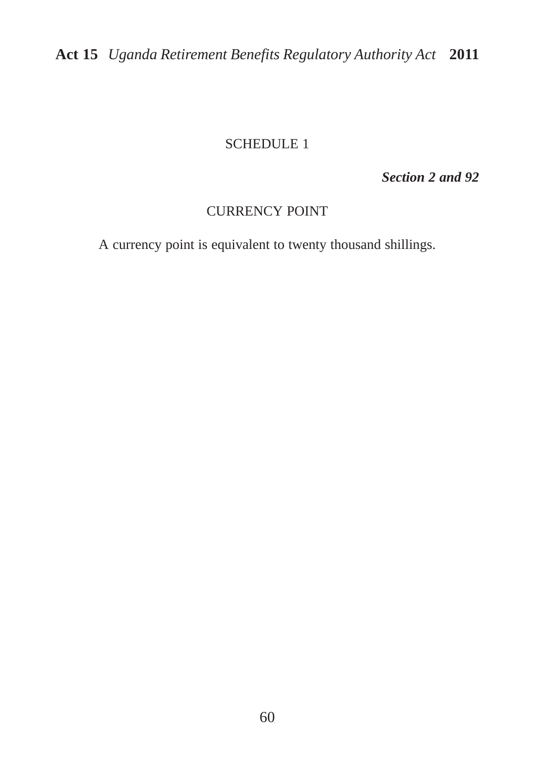## SCHEDULE 1

***Section 2 and 92***

### CURRENCY POINT

A currency point is equivalent to twenty thousand shillings.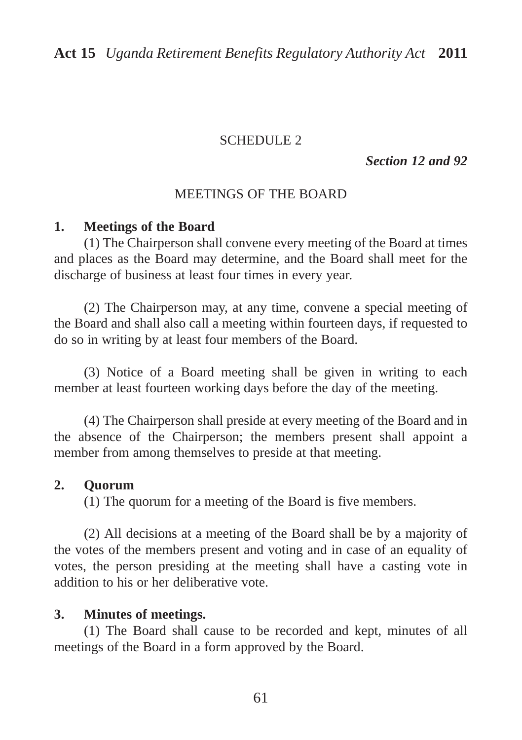## SCHEDULE 2

***Section 12 and 92***

### MEETINGS OF THE BOARD

**1. Meetings of the Board**

(1) The Chairperson shall convene every meeting of the Board at times and places as the Board may determine, and the Board shall meet for the discharge of business at least four times in every year.

(2) The Chairperson may, at any time, convene a special meeting of the Board and shall also call a meeting within fourteen days, if requested to do so in writing by at least four members of the Board.

(3) Notice of a Board meeting shall be given in writing to each member at least fourteen working days before the day of the meeting.

(4) The Chairperson shall preside at every meeting of the Board and in the absence of the Chairperson; the members present shall appoint a member from among themselves to preside at that meeting.

**2. Quorum**

(1) The quorum for a meeting of the Board is five members.

(2) All decisions at a meeting of the Board shall be by a majority of the votes of the members present and voting and in case of an equality of votes, the person presiding at the meeting shall have a casting vote in addition to his or her deliberative vote.

**3. Minutes of meetings.**

(1) The Board shall cause to be recorded and kept, minutes of all meetings of the Board in a form approved by the Board.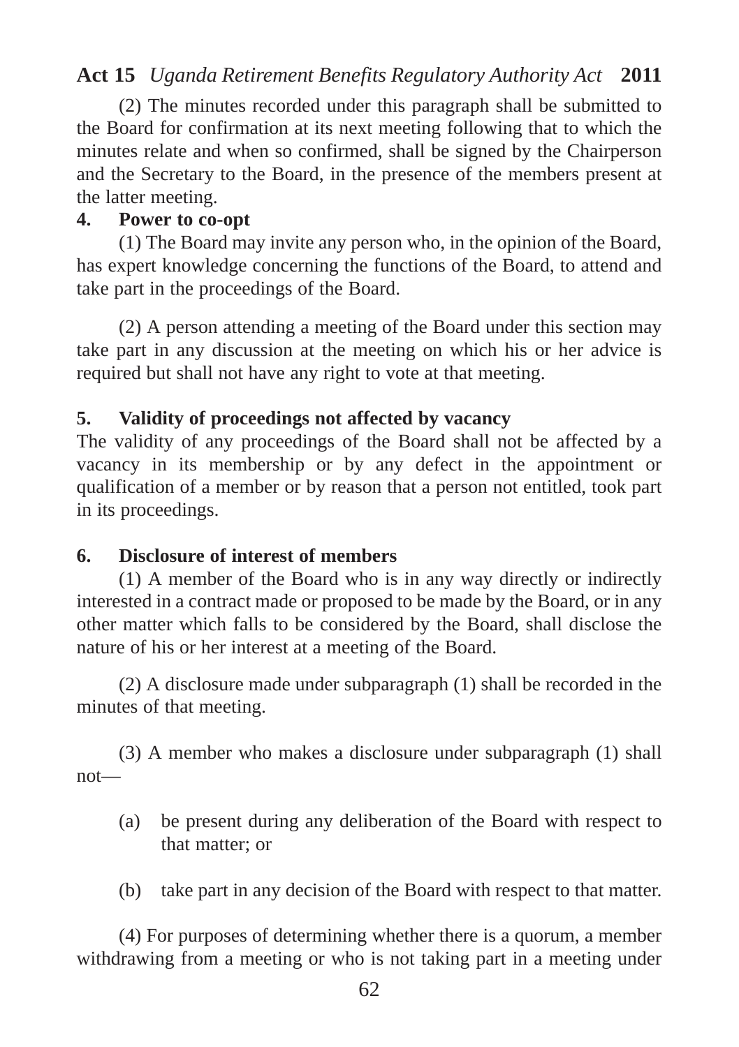(2) The minutes recorded under this paragraph shall be submitted to the Board for confirmation at its next meeting following that to which the minutes relate and when so confirmed, shall be signed by the Chairperson and the Secretary to the Board, in the presence of the members present at the latter meeting.

**4. Power to co-opt**

(1) The Board may invite any person who, in the opinion of the Board, has expert knowledge concerning the functions of the Board, to attend and take part in the proceedings of the Board.

(2) A person attending a meeting of the Board under this section may take part in any discussion at the meeting on which his or her advice is required but shall not have any right to vote at that meeting.

**5. Validity of proceedings not affected by vacancy**

The validity of any proceedings of the Board shall not be affected by a vacancy in its membership or by any defect in the appointment or qualification of a member or by reason that a person not entitled, took part in its proceedings.

**6. Disclosure of interest of members**

(1) A member of the Board who is in any way directly or indirectly interested in a contract made or proposed to be made by the Board, or in any other matter which falls to be considered by the Board, shall disclose the nature of his or her interest at a meeting of the Board.

(2) A disclosure made under subparagraph (1) shall be recorded in the minutes of that meeting.

(3) A member who makes a disclosure under subparagraph (1) shall not—

(a) be present during any deliberation of the Board with respect to that matter; or

(b) take part in any decision of the Board with respect to that matter.

(4) For purposes of determining whether there is a quorum, a member withdrawing from a meeting or who is not taking part in a meeting under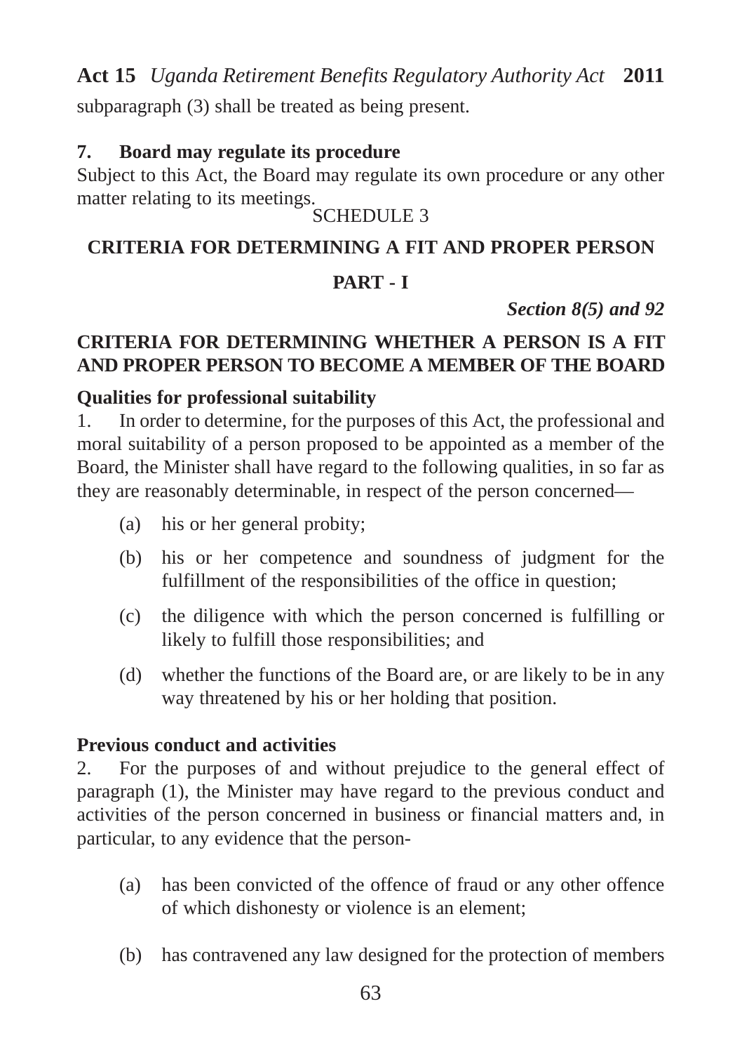subparagraph (3) shall be treated as being present.

**7. Board may regulate its procedure**

Subject to this Act, the Board may regulate its own procedure or any other matter relating to its meetings.

SCHEDULE 3

**CRITERIA FOR DETERMINING A FIT AND PROPER PERSON**

**PART - I**

***Section 8(5) and 92***

**CRITERIA FOR DETERMINING WHETHER A PERSON IS A FIT AND PROPER PERSON TO BECOME A MEMBER OF THE BOARD**

**Qualities for professional suitability**

1. In order to determine, for the purposes of this Act, the professional and moral suitability of a person proposed to be appointed as a member of the Board, the Minister shall have regard to the following qualities, in so far as they are reasonably determinable, in respect of the person concerned—

(a) his or her general probity;

(b) his or her competence and soundness of judgment for the fulfillment of the responsibilities of the office in question;

(c) the diligence with which the person concerned is fulfilling or likely to fulfill those responsibilities; and

(d) whether the functions of the Board are, or are likely to be in any way threatened by his or her holding that position.

**Previous conduct and activities**

2. For the purposes of and without prejudice to the general effect of paragraph (1), the Minister may have regard to the previous conduct and activities of the person concerned in business or financial matters and, in particular, to any evidence that the person-

(a) has been convicted of the offence of fraud or any other offence of which dishonesty or violence is an element;

(b) has contravened any law designed for the protection of members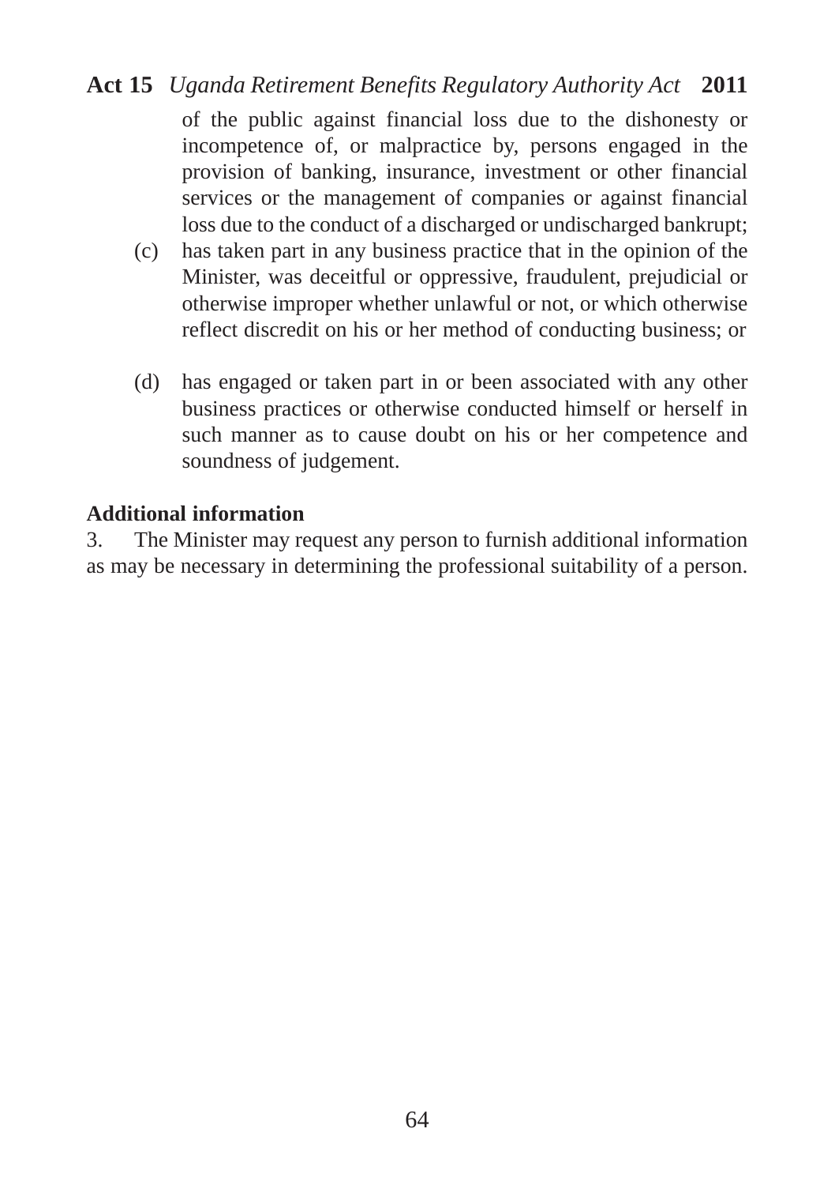of the public against financial loss due to the dishonesty or incompetence of, or malpractice by, persons engaged in the provision of banking, insurance, investment or other financial services or the management of companies or against financial loss due to the conduct of a discharged or undischarged bankrupt;

(c) has taken part in any business practice that in the opinion of the Minister, was deceitful or oppressive, fraudulent, prejudicial or otherwise improper whether unlawful or not, or which otherwise reflect discredit on his or her method of conducting business; or

(d) has engaged or taken part in or been associated with any other business practices or otherwise conducted himself or herself in such manner as to cause doubt on his or her competence and soundness of judgement.

**Additional information**

3. The Minister may request any person to furnish additional information as may be necessary in determining the professional suitability of a person.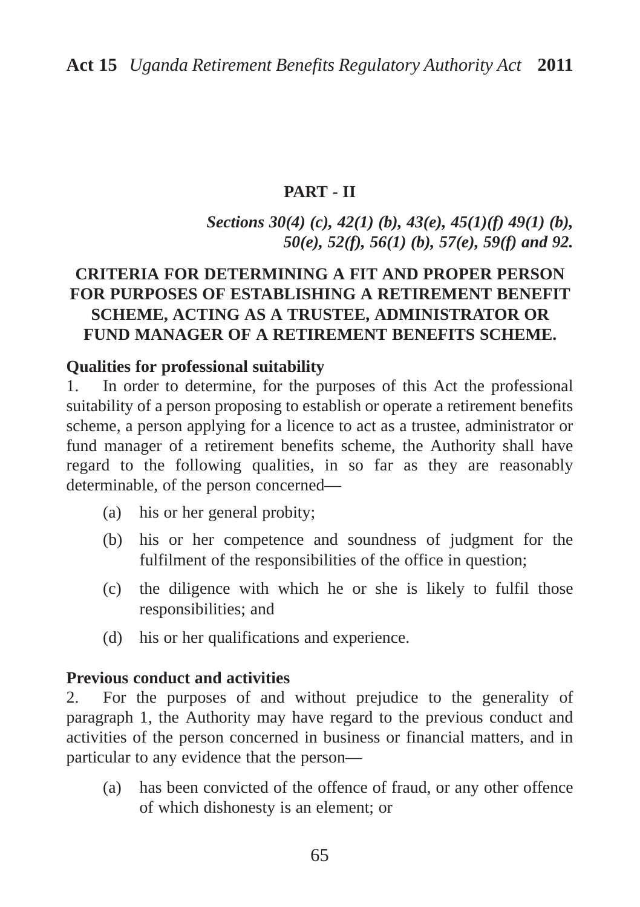## PART - II

*Sections 30(4) (c), 42(1) (b), 43(e), 45(1)(f) 49(1) (b), 50(e), 52(f), 56(1) (b), 57(e), 59(f) and 92.*

## CRITERIA FOR DETERMINING A FIT AND PROPER PERSON FOR PURPOSES OF ESTABLISHING A RETIREMENT BENEFIT SCHEME, ACTING AS A TRUSTEE, ADMINISTRATOR OR FUND MANAGER OF A RETIREMENT BENEFITS SCHEME.

**Qualities for professional suitability**

1. In order to determine, for the purposes of this Act the professional suitability of a person proposing to establish or operate a retirement benefits scheme, a person applying for a licence to act as a trustee, administrator or fund manager of a retirement benefits scheme, the Authority shall have regard to the following qualities, in so far as they are reasonably determinable, of the person concerned—

   (a) his or her general probity;

   (b) his or her competence and soundness of judgment for the fulfilment of the responsibilities of the office in question;

   (c) the diligence with which he or she is likely to fulfil those responsibilities; and

   (d) his or her qualifications and experience.

**Previous conduct and activities**

2. For the purposes of and without prejudice to the generality of paragraph 1, the Authority may have regard to the previous conduct and activities of the person concerned in business or financial matters, and in particular to any evidence that the person—

   (a) has been convicted of the offence of fraud, or any other offence of which dishonesty is an element; or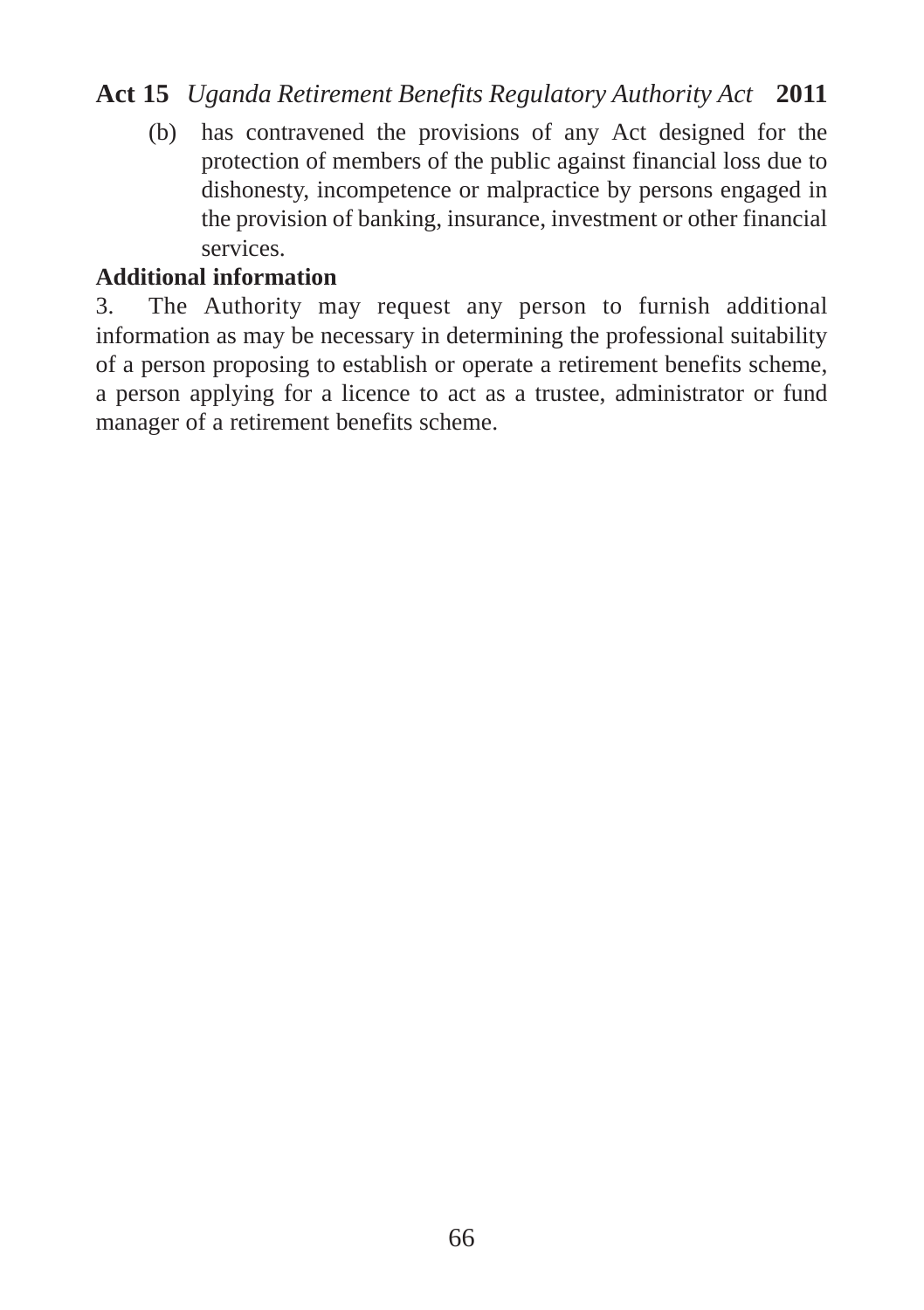(b) has contravened the provisions of any Act designed for the protection of members of the public against financial loss due to dishonesty, incompetence or malpractice by persons engaged in the provision of banking, insurance, investment or other financial services.

**Additional information**

3. The Authority may request any person to furnish additional information as may be necessary in determining the professional suitability of a person proposing to establish or operate a retirement benefits scheme, a person applying for a licence to act as a trustee, administrator or fund manager of a retirement benefits scheme.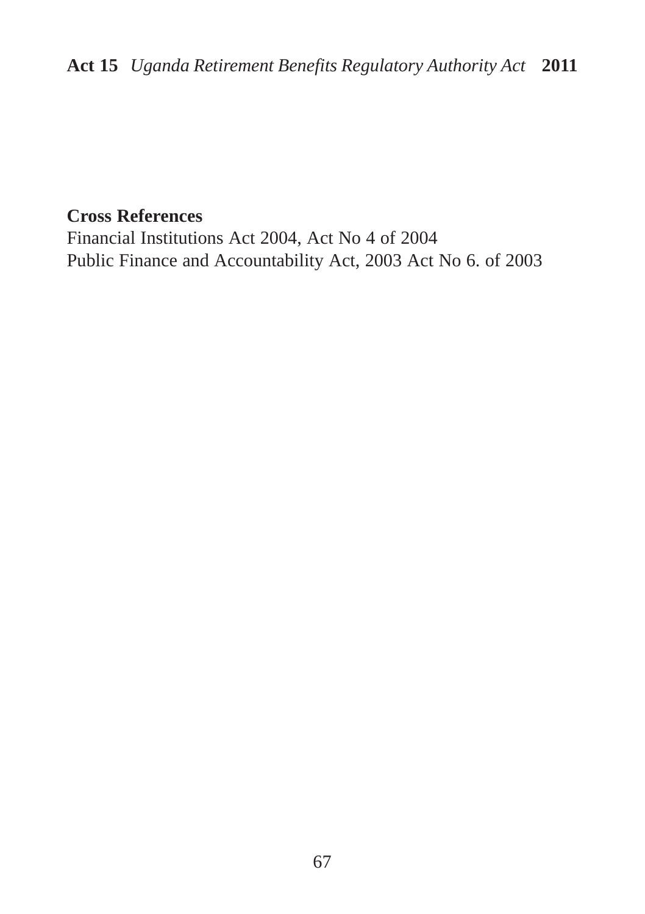**Cross References**

Financial Institutions Act 2004, Act No 4 of 2004

Public Finance and Accountability Act, 2003 Act No 6. of 2003